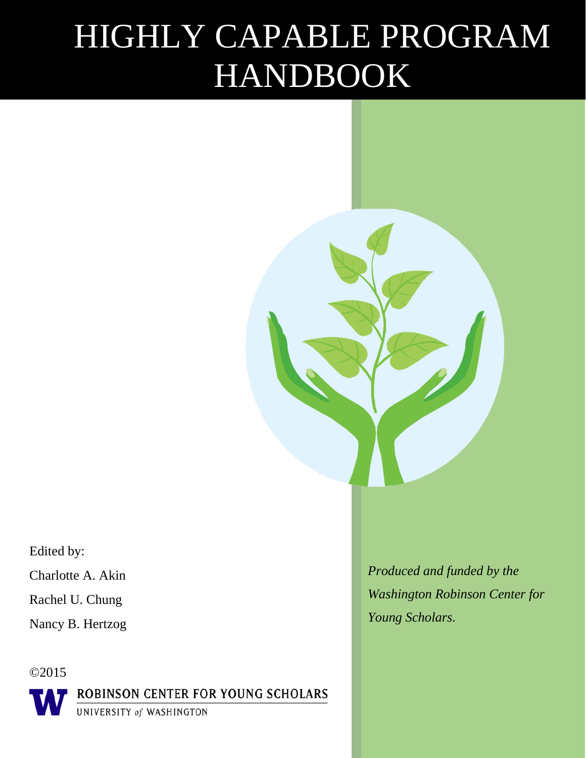# HIGHLY CAPABLE PROGRAM HANDBOOK

Edited by:

Charlotte A. Akin

Rachel U. Chung

Nancy B. Hertzog

©2015

ROBINSON CENTER FOR YOUNG SCHOLARS

UNIVERSITY of WASHINGTON

*Produced and funded by the Washington Robinson Center for Young Scholars.*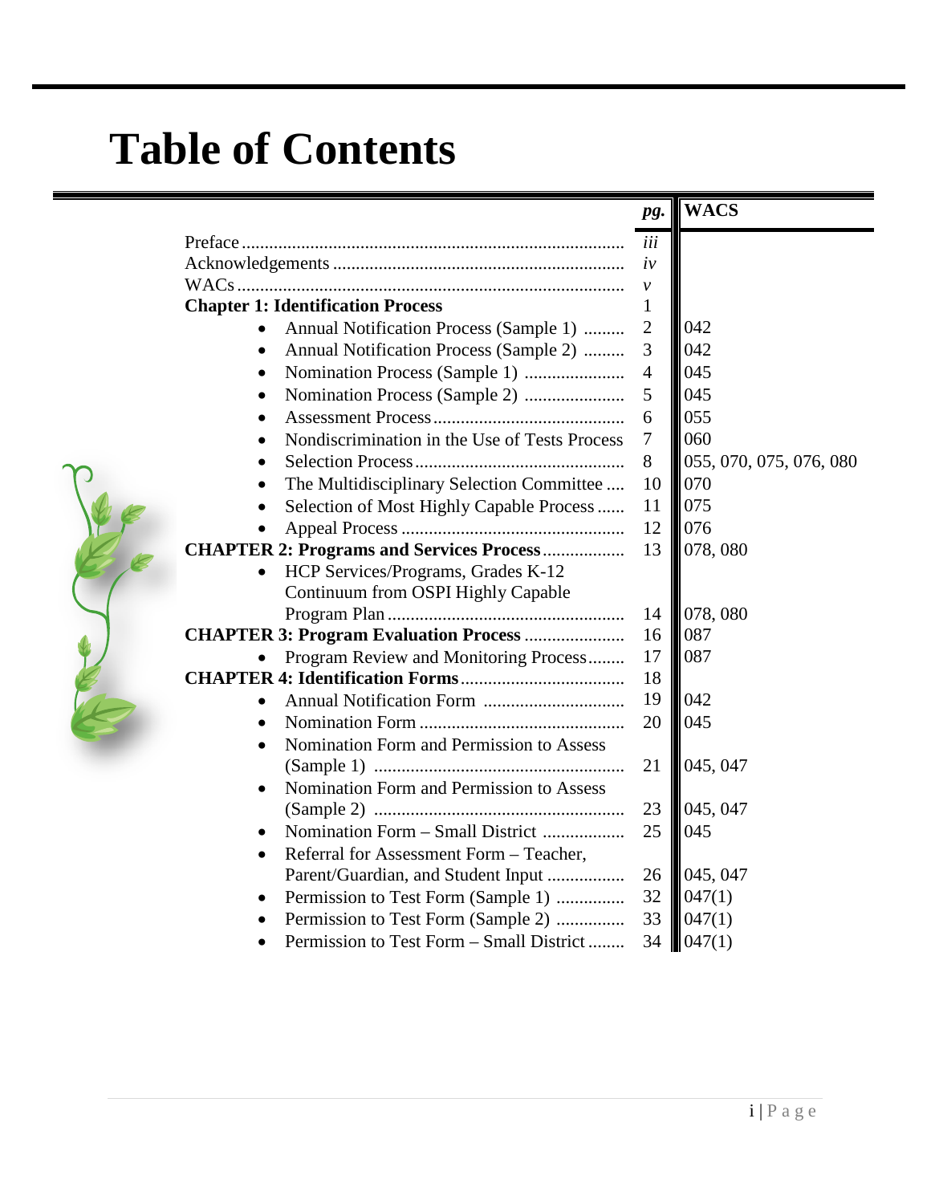# Table of Contents

| | pg. | WACS |
|---|---|---|
| Preface | *iii* | |
| Acknowledgements | *iv* | |
| WACs | *v* | |
| **Chapter 1: Identification Process** | 1 | |
| • Annual Notification Process (Sample 1) | 2 | 042 |
| • Annual Notification Process (Sample 2) | 3 | 042 |
| • Nomination Process (Sample 1) | 4 | 045 |
| • Nomination Process (Sample 2) | 5 | 045 |
| • Assessment Process | 6 | 055 |
| • Nondiscrimination in the Use of Tests Process | 7 | 060 |
| • Selection Process | 8 | 055, 070, 075, 076, 080 |
| • The Multidisciplinary Selection Committee | 10 | 070 |
| • Selection of Most Highly Capable Process | 11 | 075 |
| • Appeal Process | 12 | 076 |
| **CHAPTER 2: Programs and Services Process** | 13 | 078, 080 |
| • HCP Services/Programs, Grades K-12 Continuum from OSPI Highly Capable Program Plan | 14 | 078, 080 |
| **CHAPTER 3: Program Evaluation Process** | 16 | 087 |
| • Program Review and Monitoring Process | 17 | 087 |
| **CHAPTER 4: Identification Forms** | 18 | |
| • Annual Notification Form | 19 | 042 |
| • Nomination Form | 20 | 045 |
| • Nomination Form and Permission to Assess (Sample 1) | 21 | 045, 047 |
| • Nomination Form and Permission to Assess (Sample 2) | 23 | 045, 047 |
| • Nomination Form – Small District | 25 | 045 |
| • Referral for Assessment Form – Teacher, Parent/Guardian, and Student Input | 26 | 045, 047 |
| • Permission to Test Form (Sample 1) | 32 | 047(1) |
| • Permission to Test Form (Sample 2) | 33 | 047(1) |
| • Permission to Test Form – Small District | 34 | 047(1) |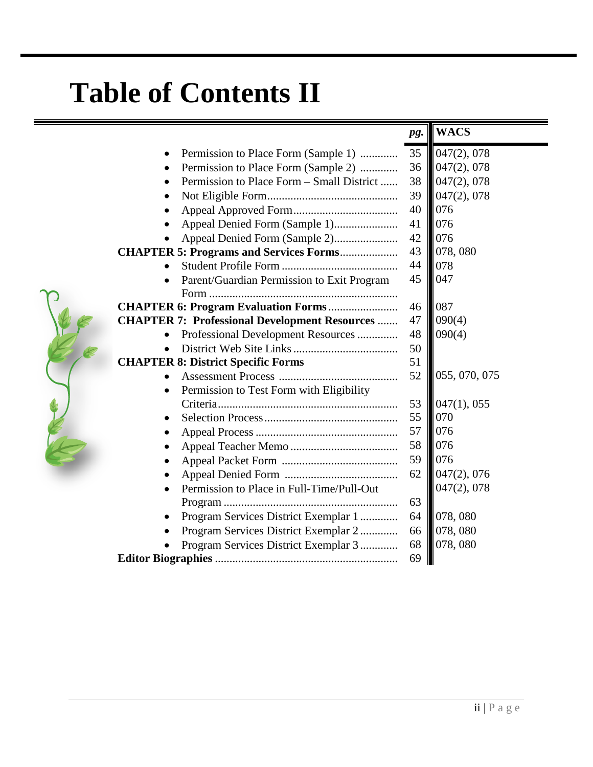# Table of Contents II

| | pg. | WACS |
|---|---|---|
| • Permission to Place Form (Sample 1) | 35 | 047(2), 078 |
| • Permission to Place Form (Sample 2) | 36 | 047(2), 078 |
| • Permission to Place Form – Small District | 38 | 047(2), 078 |
| • Not Eligible Form | 39 | 047(2), 078 |
| • Appeal Approved Form | 40 | 076 |
| • Appeal Denied Form (Sample 1) | 41 | 076 |
| • Appeal Denied Form (Sample 2) | 42 | 076 |
| **CHAPTER 5: Programs and Services Forms** | 43 | 078, 080 |
| • Student Profile Form | 44 | 078 |
| • Parent/Guardian Permission to Exit Program Form | 45 | 047 |
| **CHAPTER 6: Program Evaluation Forms** | 46 | 087 |
| **CHAPTER 7: Professional Development Resources** | 47 | 090(4) |
| • Professional Development Resources | 48 | 090(4) |
| • District Web Site Links | 50 | |
| **CHAPTER 8: District Specific Forms** | 51 | |
| • Assessment Process | 52 | 055, 070, 075 |
| • Permission to Test Form with Eligibility Criteria | 53 | 047(1), 055 |
| • Selection Process | 55 | 070 |
| • Appeal Process | 57 | 076 |
| • Appeal Teacher Memo | 58 | 076 |
| • Appeal Packet Form | 59 | 076 |
| • Appeal Denied Form | 62 | 047(2), 076 |
| • Permission to Place in Full-Time/Pull-Out Program | 63 | 047(2), 078 |
| • Program Services District Exemplar 1 | 64 | 078, 080 |
| • Program Services District Exemplar 2 | 66 | 078, 080 |
| • Program Services District Exemplar 3 | 68 | 078, 080 |
| **Editor Biographies** | 69 | |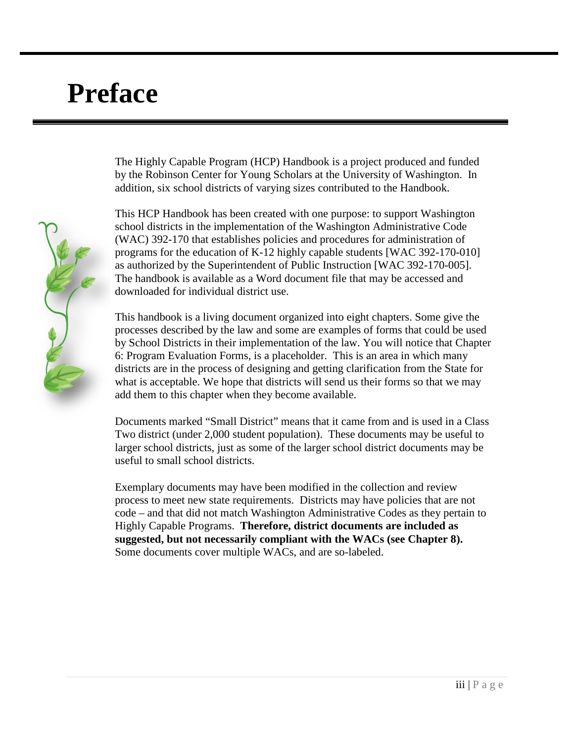# Preface

The Highly Capable Program (HCP) Handbook is a project produced and funded by the Robinson Center for Young Scholars at the University of Washington. In addition, six school districts of varying sizes contributed to the Handbook.

This HCP Handbook has been created with one purpose: to support Washington school districts in the implementation of the Washington Administrative Code (WAC) 392-170 that establishes policies and procedures for administration of programs for the education of K-12 highly capable students [WAC 392-170-010] as authorized by the Superintendent of Public Instruction [WAC 392-170-005]. The handbook is available as a Word document file that may be accessed and downloaded for individual district use.

This handbook is a living document organized into eight chapters. Some give the processes described by the law and some are examples of forms that could be used by School Districts in their implementation of the law. You will notice that Chapter 6: Program Evaluation Forms, is a placeholder. This is an area in which many districts are in the process of designing and getting clarification from the State for what is acceptable. We hope that districts will send us their forms so that we may add them to this chapter when they become available.

Documents marked "Small District" means that it came from and is used in a Class Two district (under 2,000 student population). These documents may be useful to larger school districts, just as some of the larger school district documents may be useful to small school districts.

Exemplary documents may have been modified in the collection and review process to meet new state requirements. Districts may have policies that are not code – and that did not match Washington Administrative Codes as they pertain to Highly Capable Programs. **Therefore, district documents are included as suggested, but not necessarily compliant with the WACs (see Chapter 8).** Some documents cover multiple WACs, and are so-labeled.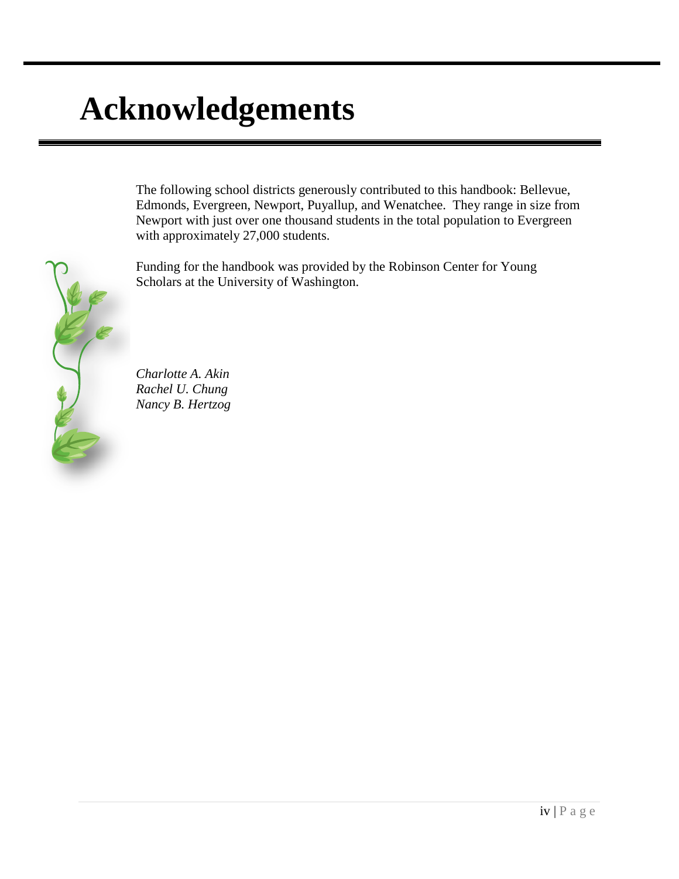# Acknowledgements

The following school districts generously contributed to this handbook: Bellevue, Edmonds, Evergreen, Newport, Puyallup, and Wenatchee. They range in size from Newport with just over one thousand students in the total population to Evergreen with approximately 27,000 students.

Funding for the handbook was provided by the Robinson Center for Young Scholars at the University of Washington.

*Charlotte A. Akin*
*Rachel U. Chung*
*Nancy B. Hertzog*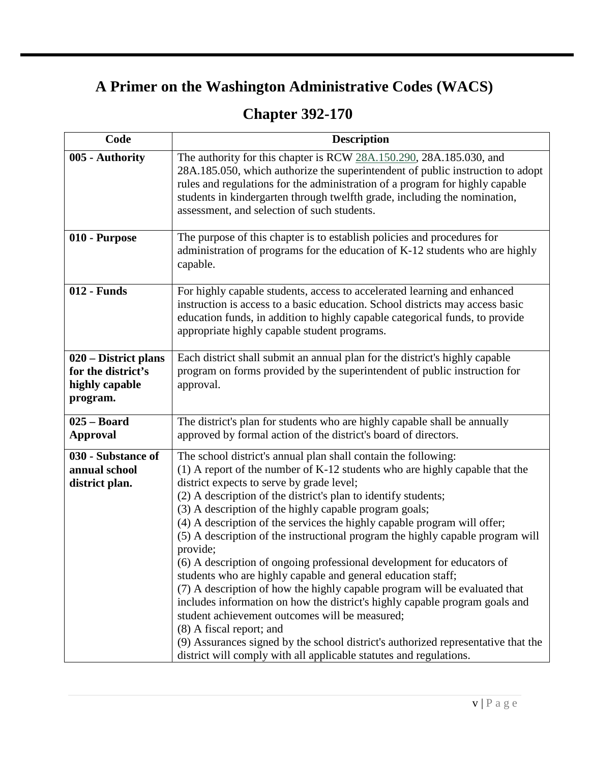# A Primer on the Washington Administrative Codes (WACS)

## Chapter 392-170

| Code | Description |
|---|---|
| **005 - Authority** | The authority for this chapter is RCW 28A.150.290, 28A.185.030, and 28A.185.050, which authorize the superintendent of public instruction to adopt rules and regulations for the administration of a program for highly capable students in kindergarten through twelfth grade, including the nomination, assessment, and selection of such students. |
| **010 - Purpose** | The purpose of this chapter is to establish policies and procedures for administration of programs for the education of K-12 students who are highly capable. |
| **012 - Funds** | For highly capable students, access to accelerated learning and enhanced instruction is access to a basic education. School districts may access basic education funds, in addition to highly capable categorical funds, to provide appropriate highly capable student programs. |
| **020 – District plans for the district's highly capable program.** | Each district shall submit an annual plan for the district's highly capable program on forms provided by the superintendent of public instruction for approval. |
| **025 – Board Approval** | The district's plan for students who are highly capable shall be annually approved by formal action of the district's board of directors. |
| **030 - Substance of annual school district plan.** | The school district's annual plan shall contain the following:<br>(1) A report of the number of K-12 students who are highly capable that the district expects to serve by grade level;<br>(2) A description of the district's plan to identify students;<br>(3) A description of the highly capable program goals;<br>(4) A description of the services the highly capable program will offer;<br>(5) A description of the instructional program the highly capable program will provide;<br>(6) A description of ongoing professional development for educators of students who are highly capable and general education staff;<br>(7) A description of how the highly capable program will be evaluated that includes information on how the district's highly capable program goals and student achievement outcomes will be measured;<br>(8) A fiscal report; and<br>(9) Assurances signed by the school district's authorized representative that the district will comply with all applicable statutes and regulations. |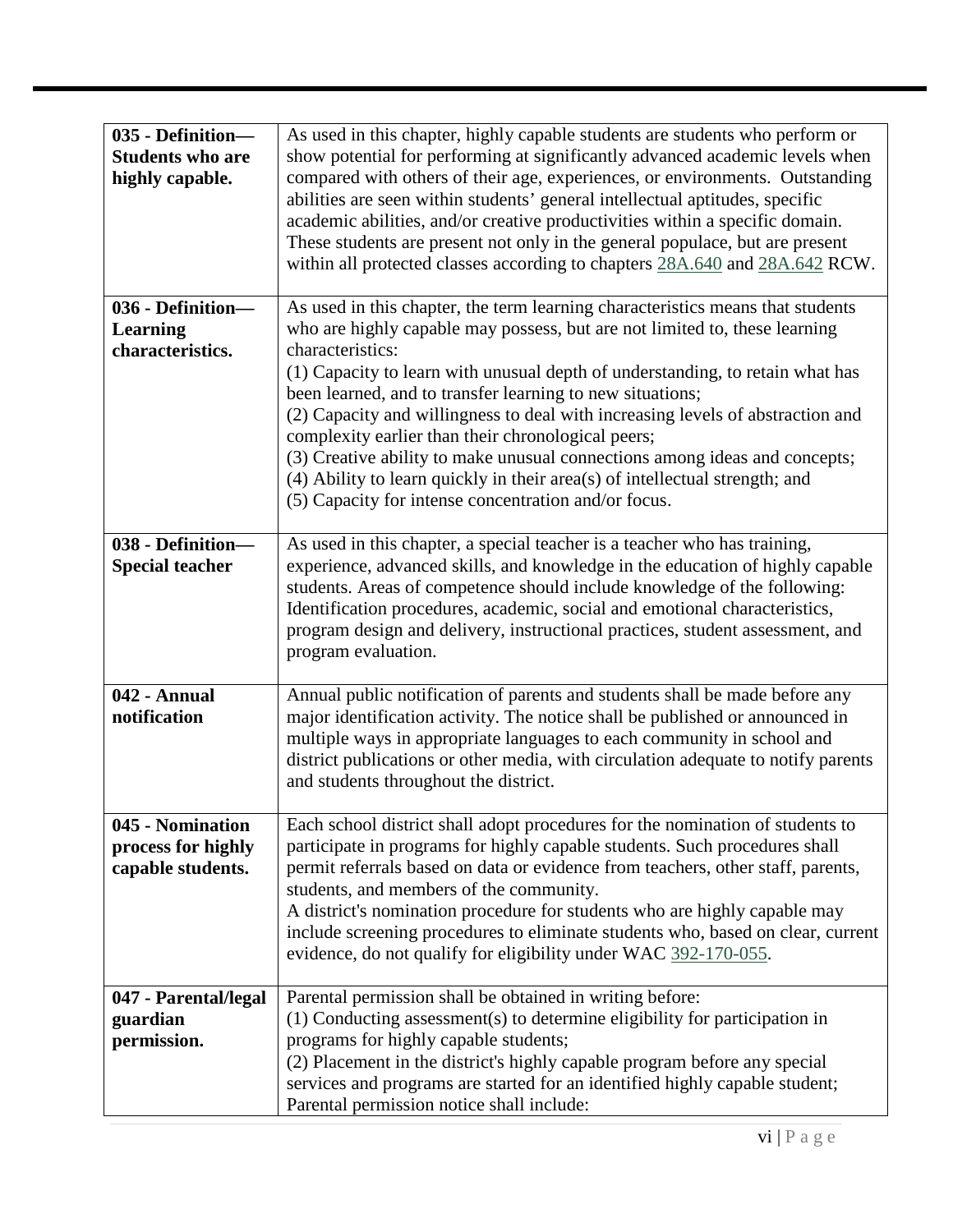| | |
|---|---|
| **035 - Definition—Students who are highly capable.** | As used in this chapter, highly capable students are students who perform or show potential for performing at significantly advanced academic levels when compared with others of their age, experiences, or environments. Outstanding abilities are seen within students' general intellectual aptitudes, specific academic abilities, and/or creative productivities within a specific domain. These students are present not only in the general populace, but are present within all protected classes according to chapters 28A.640 and 28A.642 RCW. |
| **036 - Definition—Learning characteristics.** | As used in this chapter, the term learning characteristics means that students who are highly capable may possess, but are not limited to, these learning characteristics:<br>(1) Capacity to learn with unusual depth of understanding, to retain what has been learned, and to transfer learning to new situations;<br>(2) Capacity and willingness to deal with increasing levels of abstraction and complexity earlier than their chronological peers;<br>(3) Creative ability to make unusual connections among ideas and concepts;<br>(4) Ability to learn quickly in their area(s) of intellectual strength; and<br>(5) Capacity for intense concentration and/or focus. |
| **038 - Definition—Special teacher** | As used in this chapter, a special teacher is a teacher who has training, experience, advanced skills, and knowledge in the education of highly capable students. Areas of competence should include knowledge of the following: Identification procedures, academic, social and emotional characteristics, program design and delivery, instructional practices, student assessment, and program evaluation. |
| **042 - Annual notification** | Annual public notification of parents and students shall be made before any major identification activity. The notice shall be published or announced in multiple ways in appropriate languages to each community in school and district publications or other media, with circulation adequate to notify parents and students throughout the district. |
| **045 - Nomination process for highly capable students.** | Each school district shall adopt procedures for the nomination of students to participate in programs for highly capable students. Such procedures shall permit referrals based on data or evidence from teachers, other staff, parents, students, and members of the community.<br>A district's nomination procedure for students who are highly capable may include screening procedures to eliminate students who, based on clear, current evidence, do not qualify for eligibility under WAC 392-170-055. |
| **047 - Parental/legal guardian permission.** | Parental permission shall be obtained in writing before:<br>(1) Conducting assessment(s) to determine eligibility for participation in programs for highly capable students;<br>(2) Placement in the district's highly capable program before any special services and programs are started for an identified highly capable student;<br>Parental permission notice shall include: |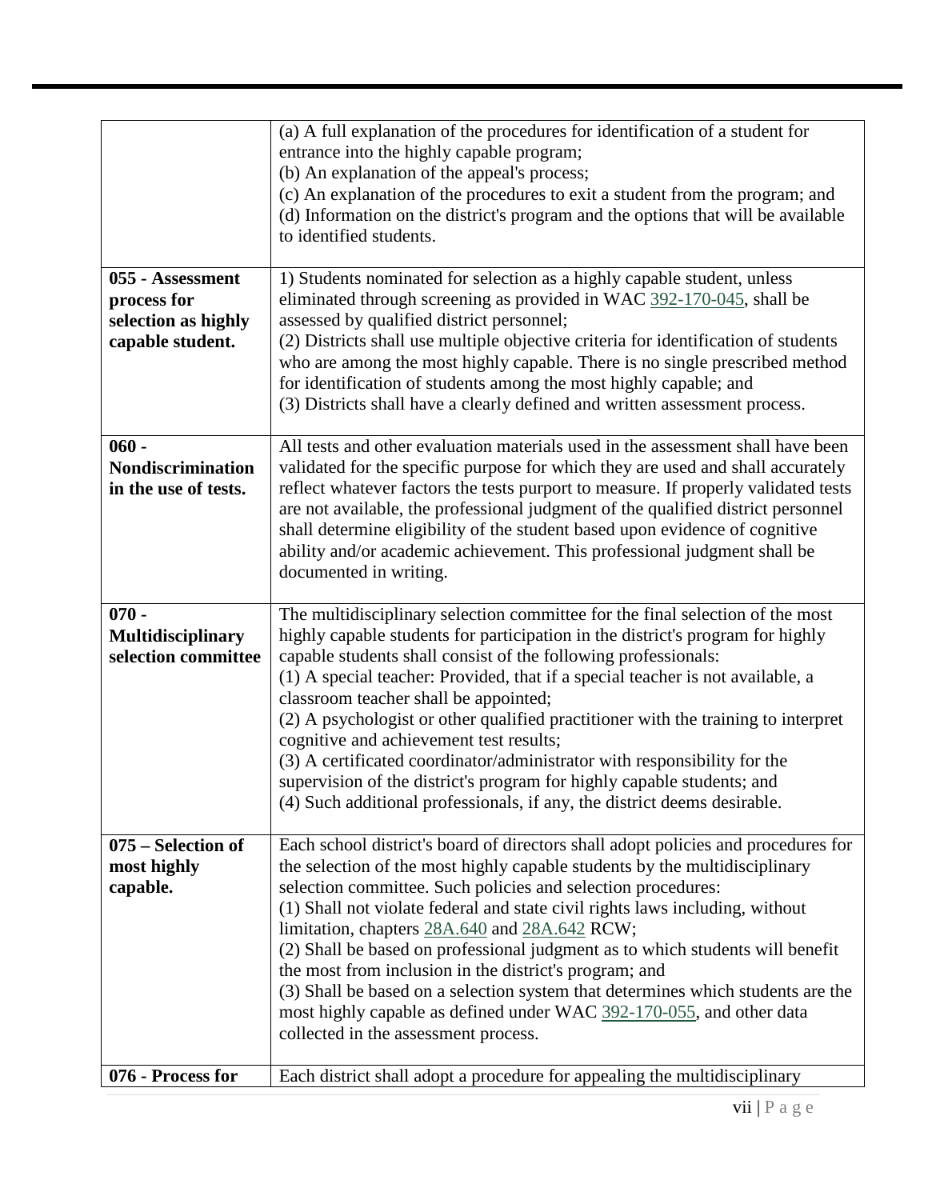| | |
|---|---|
| | (a) A full explanation of the procedures for identification of a student for entrance into the highly capable program;<br>(b) An explanation of the appeal's process;<br>(c) An explanation of the procedures to exit a student from the program; and<br>(d) Information on the district's program and the options that will be available to identified students. |
| **055 - Assessment process for selection as highly capable student.** | 1) Students nominated for selection as a highly capable student, unless eliminated through screening as provided in WAC 392-170-045, shall be assessed by qualified district personnel;<br>(2) Districts shall use multiple objective criteria for identification of students who are among the most highly capable. There is no single prescribed method for identification of students among the most highly capable; and<br>(3) Districts shall have a clearly defined and written assessment process. |
| **060 - Nondiscrimination in the use of tests.** | All tests and other evaluation materials used in the assessment shall have been validated for the specific purpose for which they are used and shall accurately reflect whatever factors the tests purport to measure. If properly validated tests are not available, the professional judgment of the qualified district personnel shall determine eligibility of the student based upon evidence of cognitive ability and/or academic achievement. This professional judgment shall be documented in writing. |
| **070 - Multidisciplinary selection committee** | The multidisciplinary selection committee for the final selection of the most highly capable students for participation in the district's program for highly capable students shall consist of the following professionals:<br>(1) A special teacher: Provided, that if a special teacher is not available, a classroom teacher shall be appointed;<br>(2) A psychologist or other qualified practitioner with the training to interpret cognitive and achievement test results;<br>(3) A certificated coordinator/administrator with responsibility for the supervision of the district's program for highly capable students; and<br>(4) Such additional professionals, if any, the district deems desirable. |
| **075 – Selection of most highly capable.** | Each school district's board of directors shall adopt policies and procedures for the selection of the most highly capable students by the multidisciplinary selection committee. Such policies and selection procedures:<br>(1) Shall not violate federal and state civil rights laws including, without limitation, chapters 28A.640 and 28A.642 RCW;<br>(2) Shall be based on professional judgment as to which students will benefit the most from inclusion in the district's program; and<br>(3) Shall be based on a selection system that determines which students are the most highly capable as defined under WAC 392-170-055, and other data collected in the assessment process. |
| **076 - Process for** | Each district shall adopt a procedure for appealing the multidisciplinary |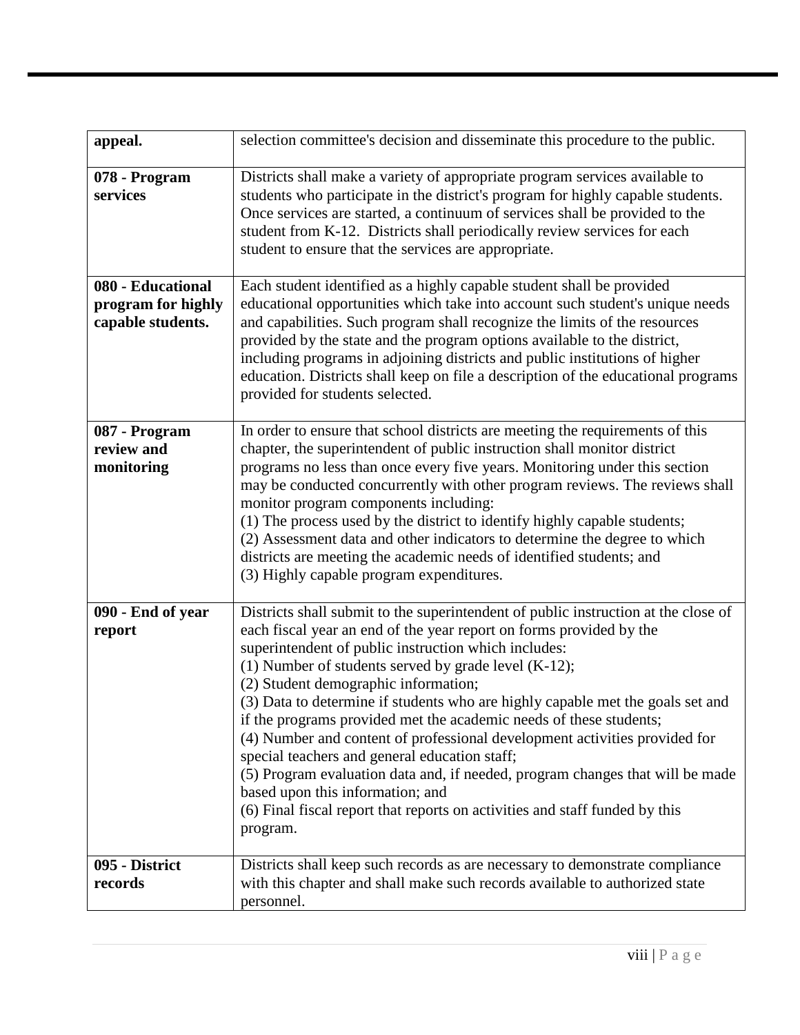| | |
|---|---|
| **appeal.** | selection committee's decision and disseminate this procedure to the public. |
| **078 - Program services** | Districts shall make a variety of appropriate program services available to students who participate in the district's program for highly capable students. Once services are started, a continuum of services shall be provided to the student from K-12. Districts shall periodically review services for each student to ensure that the services are appropriate. |
| **080 - Educational program for highly capable students.** | Each student identified as a highly capable student shall be provided educational opportunities which take into account such student's unique needs and capabilities. Such program shall recognize the limits of the resources provided by the state and the program options available to the district, including programs in adjoining districts and public institutions of higher education. Districts shall keep on file a description of the educational programs provided for students selected. |
| **087 - Program review and monitoring** | In order to ensure that school districts are meeting the requirements of this chapter, the superintendent of public instruction shall monitor district programs no less than once every five years. Monitoring under this section may be conducted concurrently with other program reviews. The reviews shall monitor program components including:<br>(1) The process used by the district to identify highly capable students;<br>(2) Assessment data and other indicators to determine the degree to which districts are meeting the academic needs of identified students; and<br>(3) Highly capable program expenditures. |
| **090 - End of year report** | Districts shall submit to the superintendent of public instruction at the close of each fiscal year an end of the year report on forms provided by the superintendent of public instruction which includes:<br>(1) Number of students served by grade level (K-12);<br>(2) Student demographic information;<br>(3) Data to determine if students who are highly capable met the goals set and if the programs provided met the academic needs of these students;<br>(4) Number and content of professional development activities provided for special teachers and general education staff;<br>(5) Program evaluation data and, if needed, program changes that will be made based upon this information; and<br>(6) Final fiscal report that reports on activities and staff funded by this program. |
| **095 - District records** | Districts shall keep such records as are necessary to demonstrate compliance with this chapter and shall make such records available to authorized state personnel. |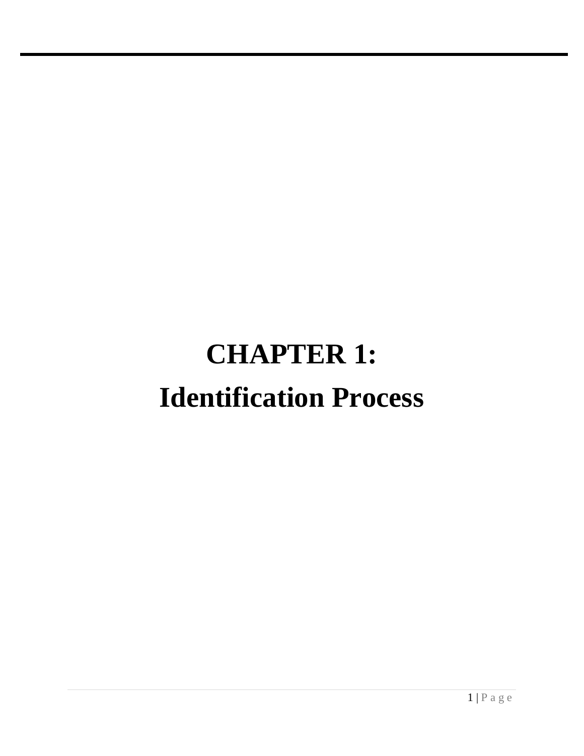# CHAPTER 1:
# Identification Process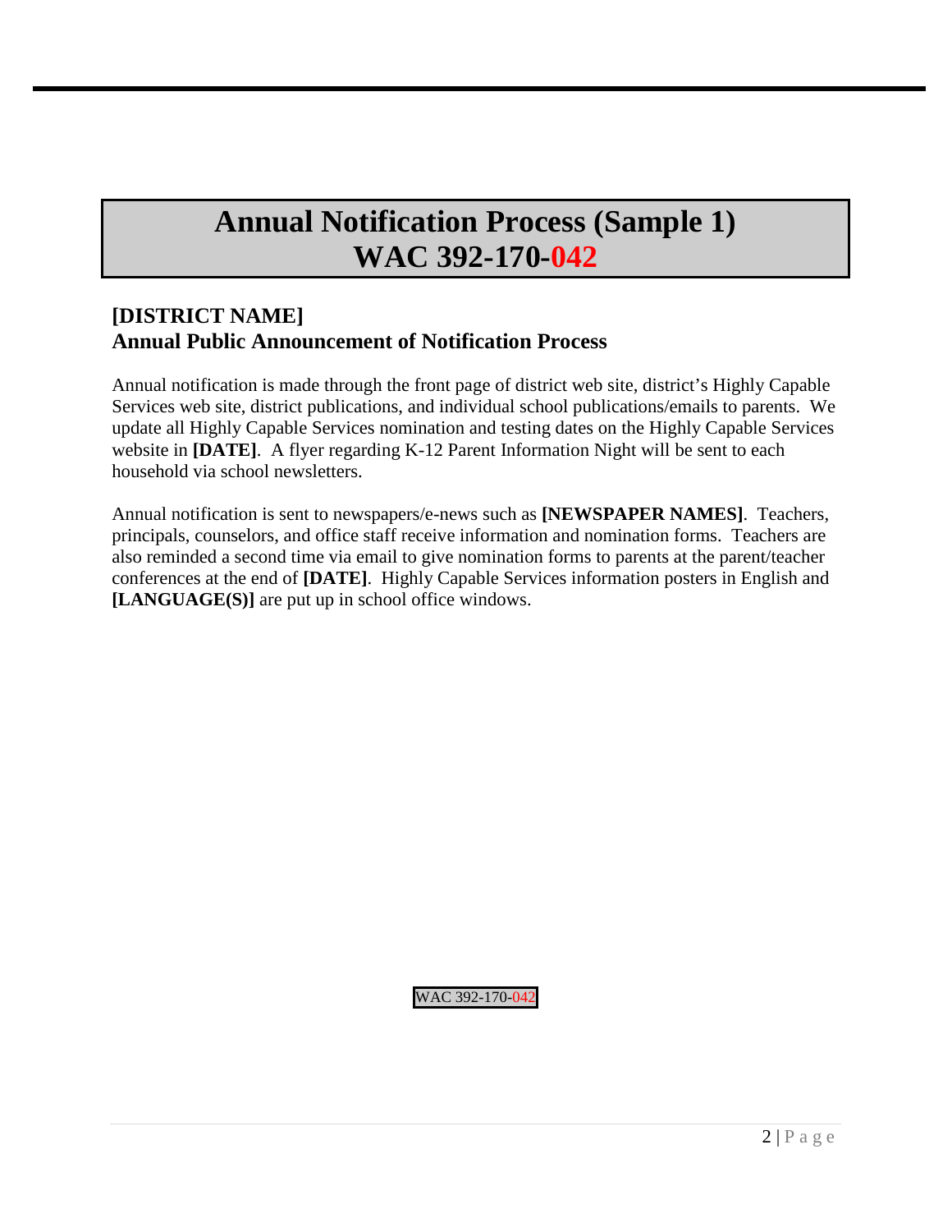# Annual Notification Process (Sample 1)
# WAC 392-170-042

## [DISTRICT NAME]
## Annual Public Announcement of Notification Process

Annual notification is made through the front page of district web site, district's Highly Capable Services web site, district publications, and individual school publications/emails to parents. We update all Highly Capable Services nomination and testing dates on the Highly Capable Services website in **[DATE]**. A flyer regarding K-12 Parent Information Night will be sent to each household via school newsletters.

Annual notification is sent to newspapers/e-news such as **[NEWSPAPER NAMES]**. Teachers, principals, counselors, and office staff receive information and nomination forms. Teachers are also reminded a second time via email to give nomination forms to parents at the parent/teacher conferences at the end of **[DATE]**. Highly Capable Services information posters in English and **[LANGUAGE(S)]** are put up in school office windows.

WAC 392-170-042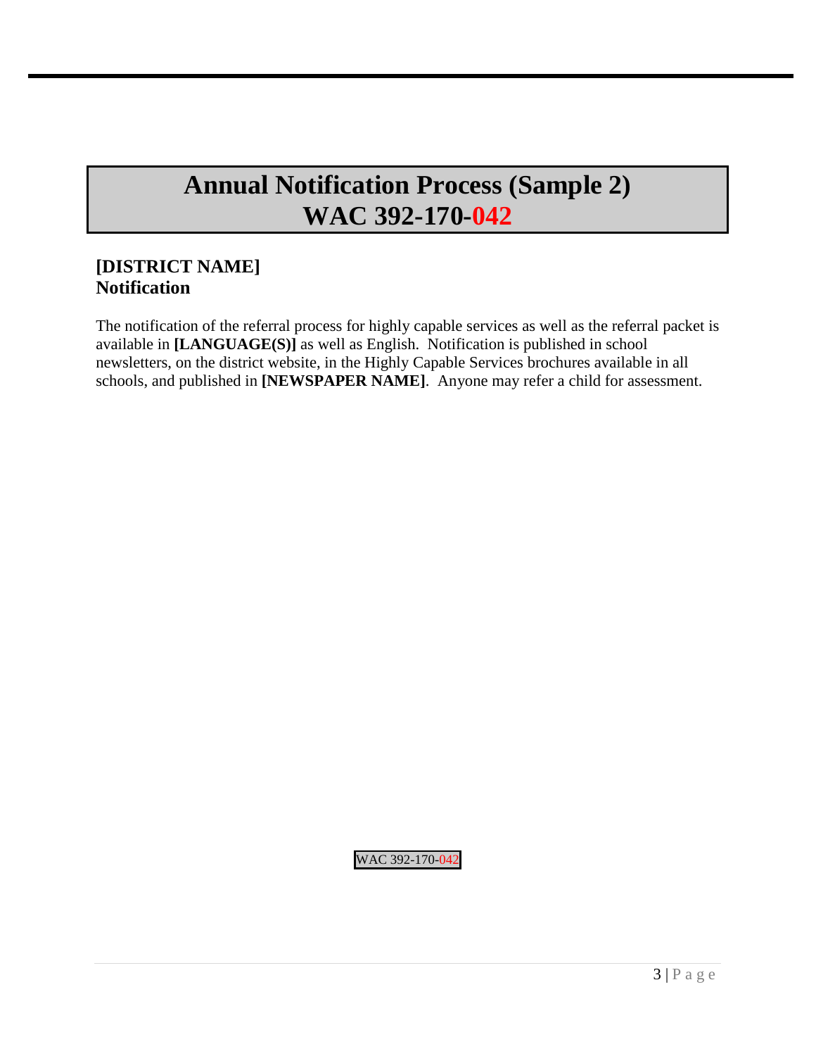# Annual Notification Process (Sample 2)
# WAC 392-170-042

**[DISTRICT NAME]**
**Notification**

The notification of the referral process for highly capable services as well as the referral packet is available in **[LANGUAGE(S)]** as well as English. Notification is published in school newsletters, on the district website, in the Highly Capable Services brochures available in all schools, and published in **[NEWSPAPER NAME]**. Anyone may refer a child for assessment.

WAC 392-170-042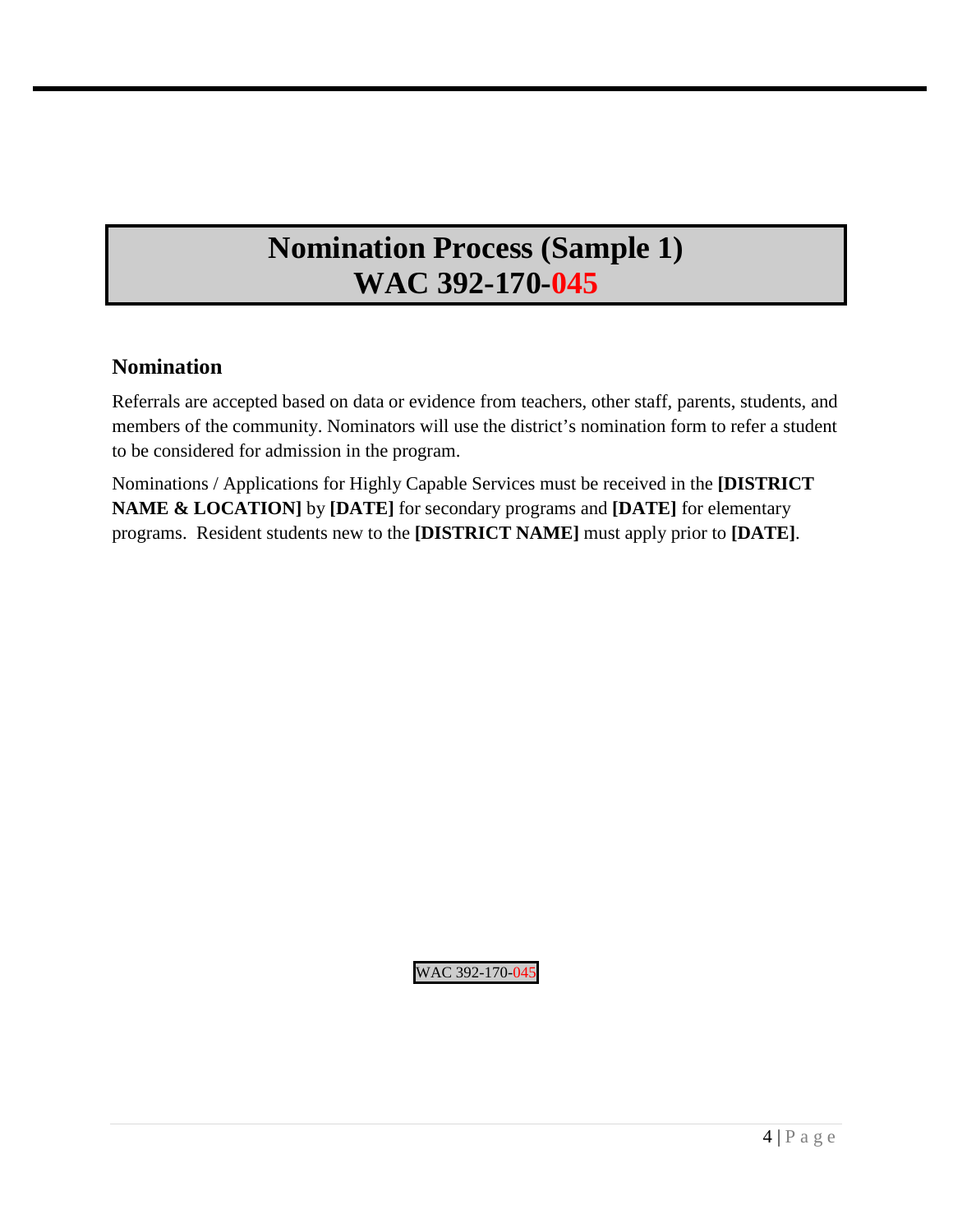# Nomination Process (Sample 1)
# WAC 392-170-045

## Nomination

Referrals are accepted based on data or evidence from teachers, other staff, parents, students, and members of the community. Nominators will use the district's nomination form to refer a student to be considered for admission in the program.

Nominations / Applications for Highly Capable Services must be received in the **[DISTRICT NAME & LOCATION]** by **[DATE]** for secondary programs and **[DATE]** for elementary programs. Resident students new to the **[DISTRICT NAME]** must apply prior to **[DATE]**.

WAC 392-170-045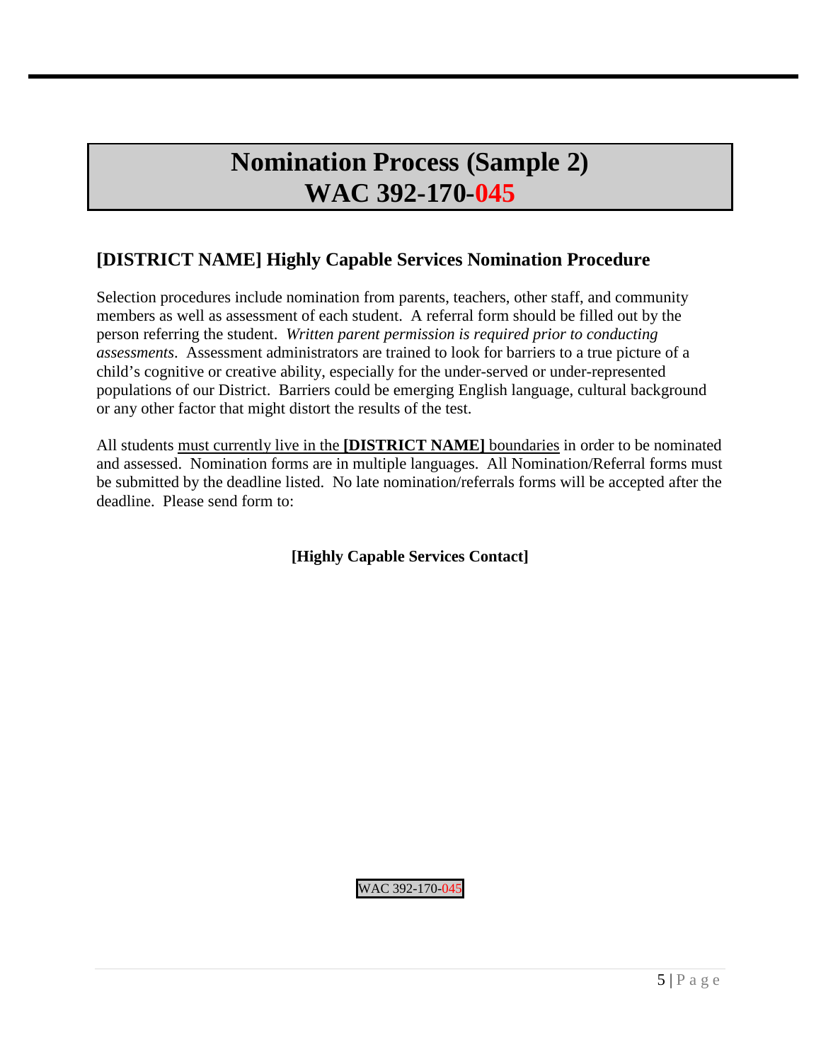# Nomination Process (Sample 2)
# WAC 392-170-045

## [DISTRICT NAME] Highly Capable Services Nomination Procedure

Selection procedures include nomination from parents, teachers, other staff, and community members as well as assessment of each student. A referral form should be filled out by the person referring the student. *Written parent permission is required prior to conducting assessments*. Assessment administrators are trained to look for barriers to a true picture of a child's cognitive or creative ability, especially for the under-served or under-represented populations of our District. Barriers could be emerging English language, cultural background or any other factor that might distort the results of the test.

All students must currently live in the **[DISTRICT NAME]** boundaries in order to be nominated and assessed. Nomination forms are in multiple languages. All Nomination/Referral forms must be submitted by the deadline listed. No late nomination/referrals forms will be accepted after the deadline. Please send form to:

**[Highly Capable Services Contact]**

WAC 392-170-045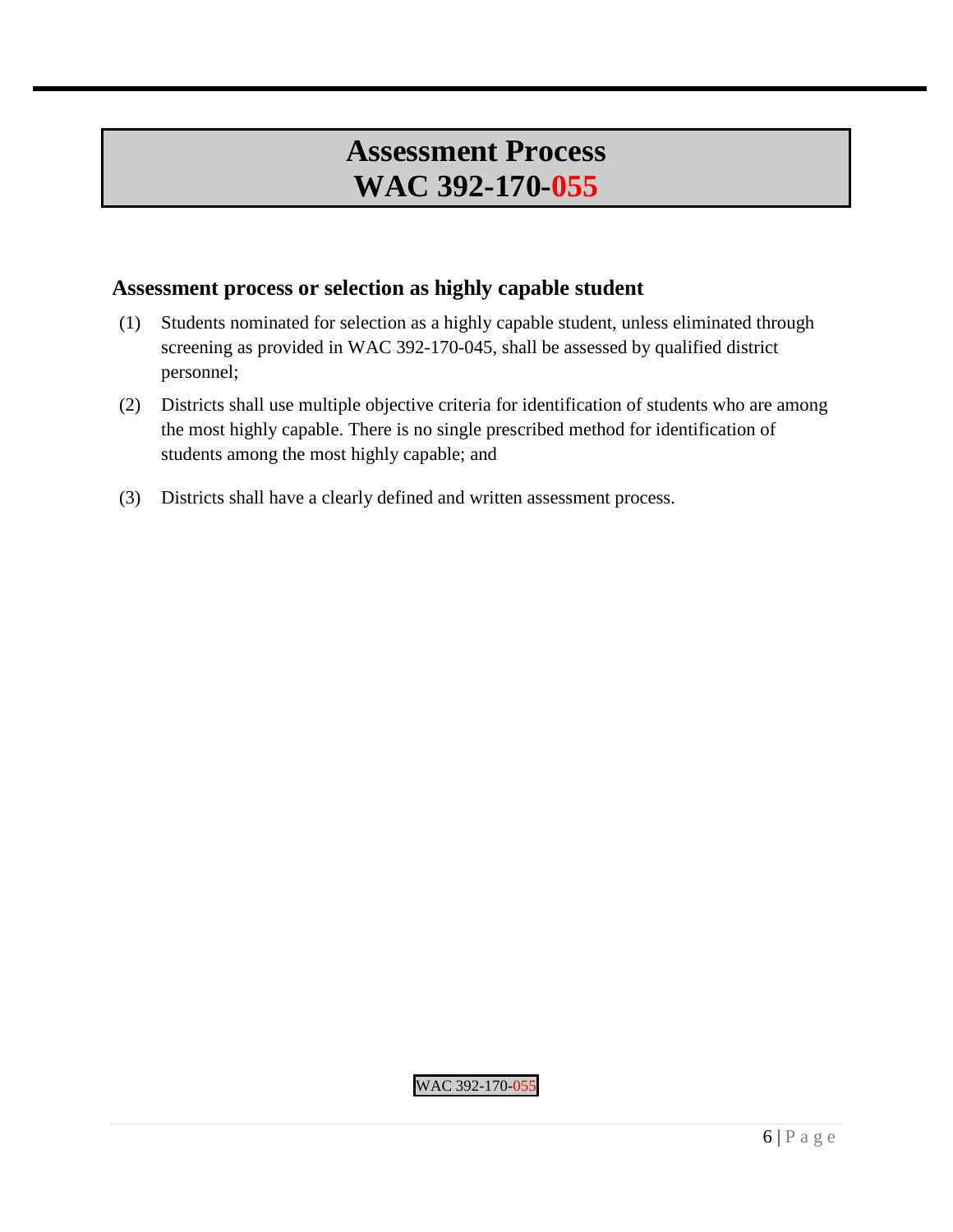# Assessment Process
# WAC 392-170-055

### Assessment process or selection as highly capable student

(1) Students nominated for selection as a highly capable student, unless eliminated through screening as provided in WAC 392-170-045, shall be assessed by qualified district personnel;

(2) Districts shall use multiple objective criteria for identification of students who are among the most highly capable. There is no single prescribed method for identification of students among the most highly capable; and

(3) Districts shall have a clearly defined and written assessment process.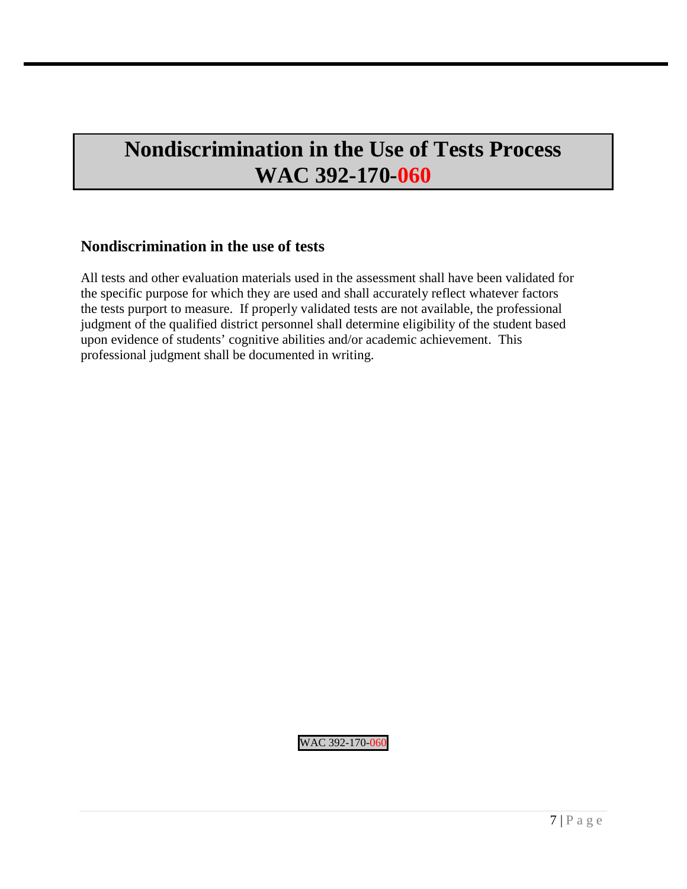# Nondiscrimination in the Use of Tests Process WAC 392-170-060

## Nondiscrimination in the use of tests

All tests and other evaluation materials used in the assessment shall have been validated for the specific purpose for which they are used and shall accurately reflect whatever factors the tests purport to measure. If properly validated tests are not available, the professional judgment of the qualified district personnel shall determine eligibility of the student based upon evidence of students' cognitive abilities and/or academic achievement. This professional judgment shall be documented in writing.

WAC 392-170-060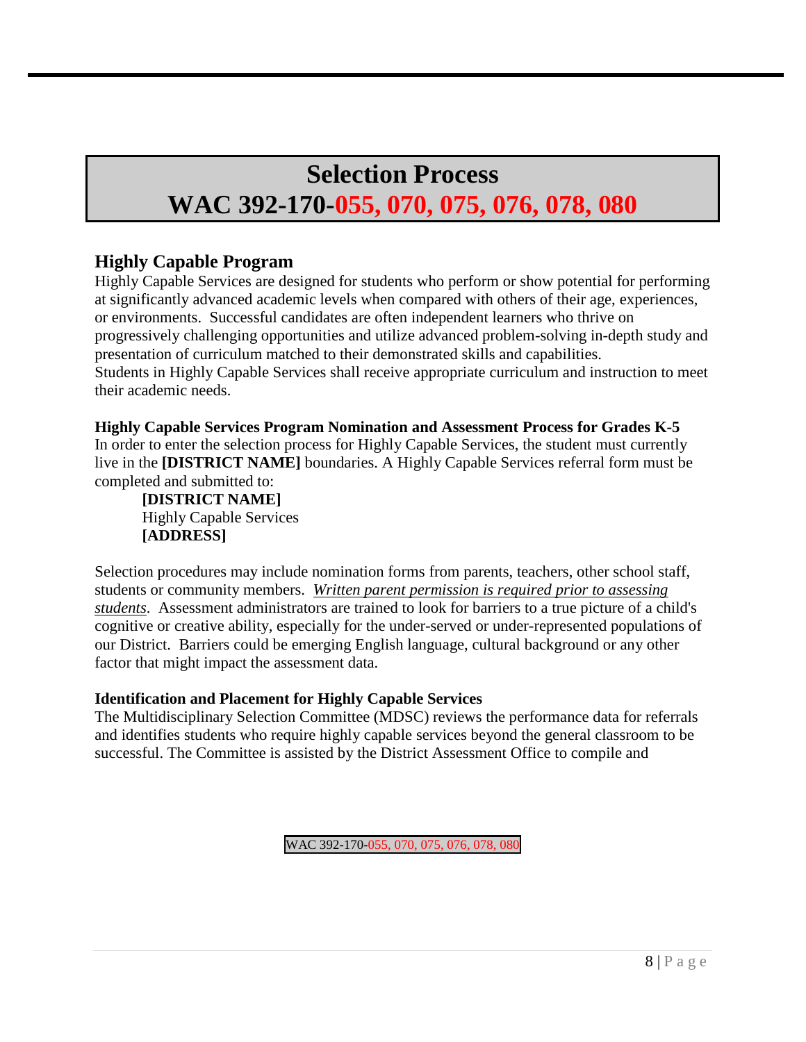# Selection Process
# WAC 392-170-055, 070, 075, 076, 078, 080

## Highly Capable Program

Highly Capable Services are designed for students who perform or show potential for performing at significantly advanced academic levels when compared with others of their age, experiences, or environments. Successful candidates are often independent learners who thrive on progressively challenging opportunities and utilize advanced problem-solving in-depth study and presentation of curriculum matched to their demonstrated skills and capabilities.
Students in Highly Capable Services shall receive appropriate curriculum and instruction to meet their academic needs.

**Highly Capable Services Program Nomination and Assessment Process for Grades K-5**

In order to enter the selection process for Highly Capable Services, the student must currently live in the **[DISTRICT NAME]** boundaries. A Highly Capable Services referral form must be completed and submitted to:

**[DISTRICT NAME]**
Highly Capable Services
**[ADDRESS]**

Selection procedures may include nomination forms from parents, teachers, other school staff, students or community members. *Written parent permission is required prior to assessing students*. Assessment administrators are trained to look for barriers to a true picture of a child's cognitive or creative ability, especially for the under-served or under-represented populations of our District. Barriers could be emerging English language, cultural background or any other factor that might impact the assessment data.

**Identification and Placement for Highly Capable Services**

The Multidisciplinary Selection Committee (MDSC) reviews the performance data for referrals and identifies students who require highly capable services beyond the general classroom to be successful. The Committee is assisted by the District Assessment Office to compile and

WAC 392-170-055, 070, 075, 076, 078, 080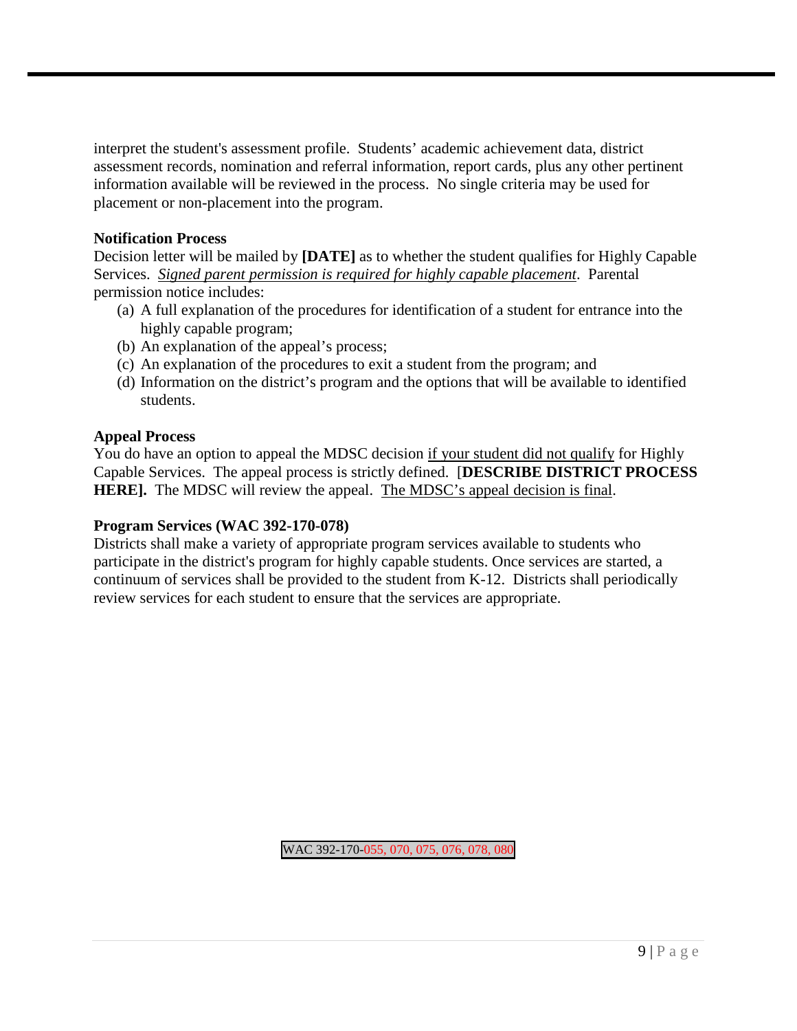interpret the student's assessment profile. Students' academic achievement data, district assessment records, nomination and referral information, report cards, plus any other pertinent information available will be reviewed in the process. No single criteria may be used for placement or non-placement into the program.

**Notification Process**

Decision letter will be mailed by **[DATE]** as to whether the student qualifies for Highly Capable Services. <u>*Signed parent permission is required for highly capable placement*</u>. Parental permission notice includes:

(a) A full explanation of the procedures for identification of a student for entrance into the highly capable program;
(b) An explanation of the appeal's process;
(c) An explanation of the procedures to exit a student from the program; and
(d) Information on the district's program and the options that will be available to identified students.

**Appeal Process**

You do have an option to appeal the MDSC decision <u>if your student did not qualify</u> for Highly Capable Services. The appeal process is strictly defined. [**DESCRIBE DISTRICT PROCESS HERE].** The MDSC will review the appeal. <u>The MDSC's appeal decision is final</u>.

**Program Services (WAC 392-170-078)**

Districts shall make a variety of appropriate program services available to students who participate in the district's program for highly capable students. Once services are started, a continuum of services shall be provided to the student from K-12. Districts shall periodically review services for each student to ensure that the services are appropriate.

WAC 392-170-055, 070, 075, 076, 078, 080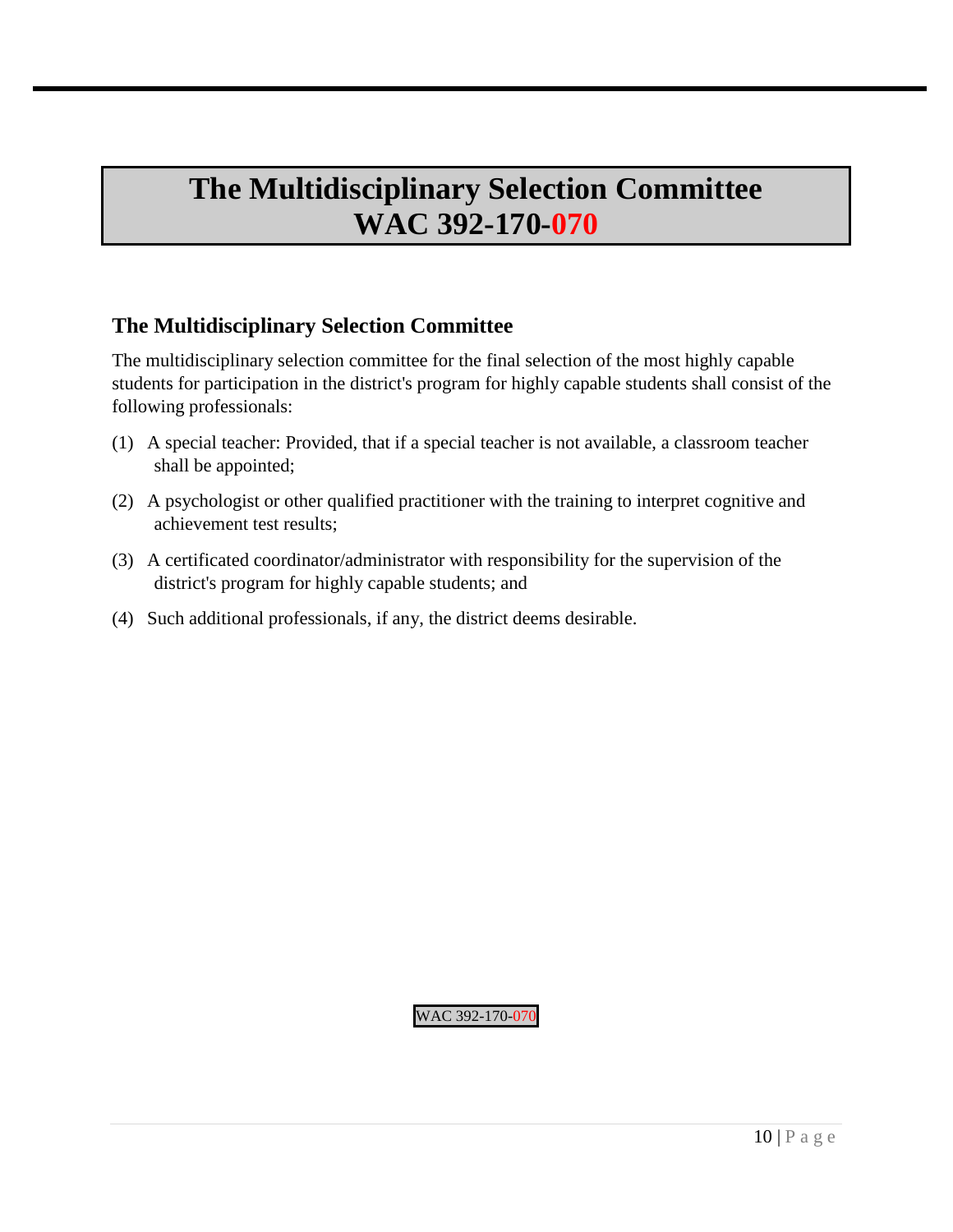# The Multidisciplinary Selection Committee WAC 392-170-070

## The Multidisciplinary Selection Committee

The multidisciplinary selection committee for the final selection of the most highly capable students for participation in the district's program for highly capable students shall consist of the following professionals:

(1) A special teacher: Provided, that if a special teacher is not available, a classroom teacher shall be appointed;

(2) A psychologist or other qualified practitioner with the training to interpret cognitive and achievement test results;

(3) A certificated coordinator/administrator with responsibility for the supervision of the district's program for highly capable students; and

(4) Such additional professionals, if any, the district deems desirable.

WAC 392-170-070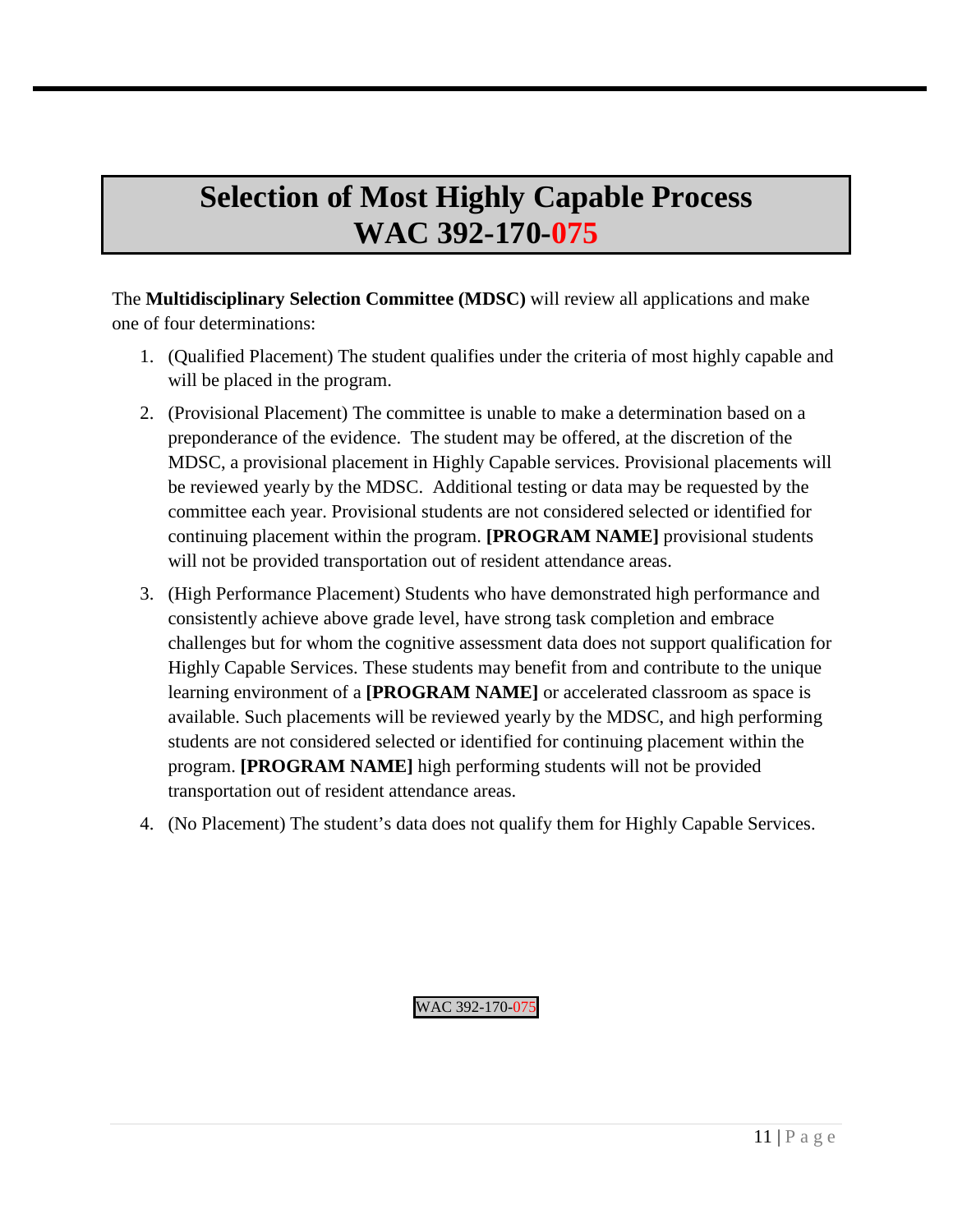# Selection of Most Highly Capable Process
# WAC 392-170-075

The **Multidisciplinary Selection Committee (MDSC)** will review all applications and make one of four determinations:

1. (Qualified Placement) The student qualifies under the criteria of most highly capable and will be placed in the program.
2. (Provisional Placement) The committee is unable to make a determination based on a preponderance of the evidence. The student may be offered, at the discretion of the MDSC, a provisional placement in Highly Capable services. Provisional placements will be reviewed yearly by the MDSC. Additional testing or data may be requested by the committee each year. Provisional students are not considered selected or identified for continuing placement within the program. **[PROGRAM NAME]** provisional students will not be provided transportation out of resident attendance areas.
3. (High Performance Placement) Students who have demonstrated high performance and consistently achieve above grade level, have strong task completion and embrace challenges but for whom the cognitive assessment data does not support qualification for Highly Capable Services. These students may benefit from and contribute to the unique learning environment of a **[PROGRAM NAME]** or accelerated classroom as space is available. Such placements will be reviewed yearly by the MDSC, and high performing students are not considered selected or identified for continuing placement within the program. **[PROGRAM NAME]** high performing students will not be provided transportation out of resident attendance areas.
4. (No Placement) The student's data does not qualify them for Highly Capable Services.

WAC 392-170-075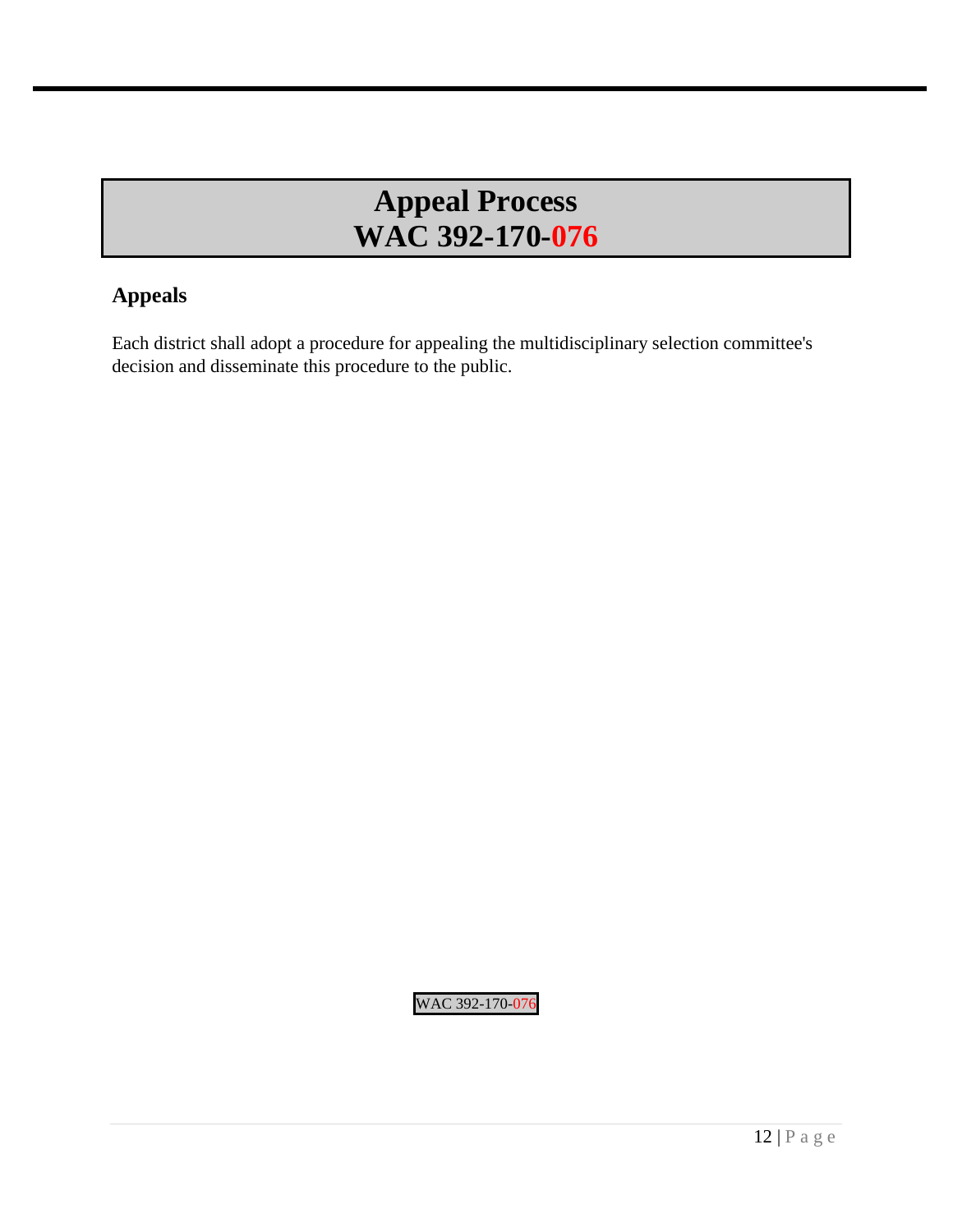# Appeal Process
# WAC 392-170-076

## Appeals

Each district shall adopt a procedure for appealing the multidisciplinary selection committee's decision and disseminate this procedure to the public.

WAC 392-170-076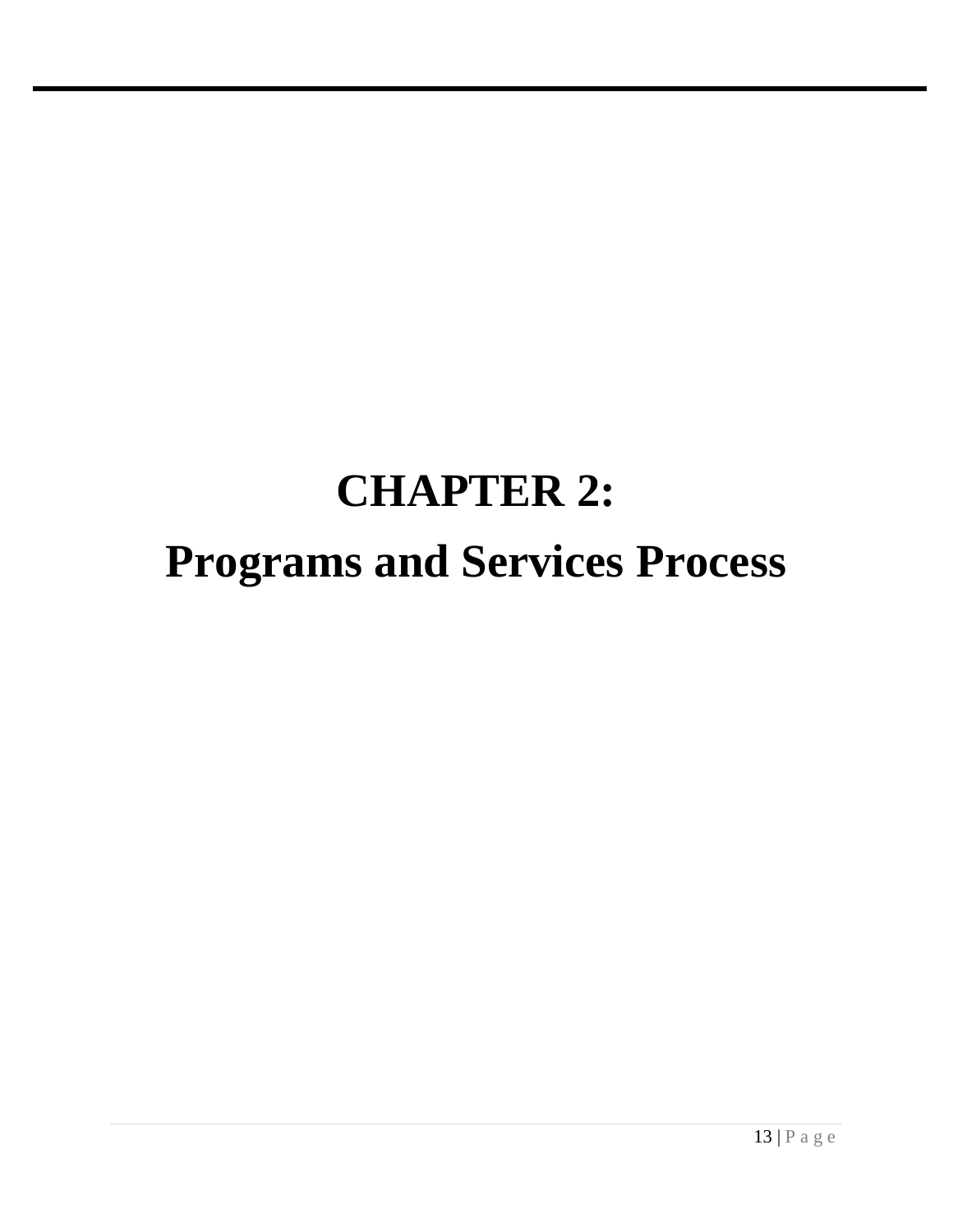# CHAPTER 2:

# Programs and Services Process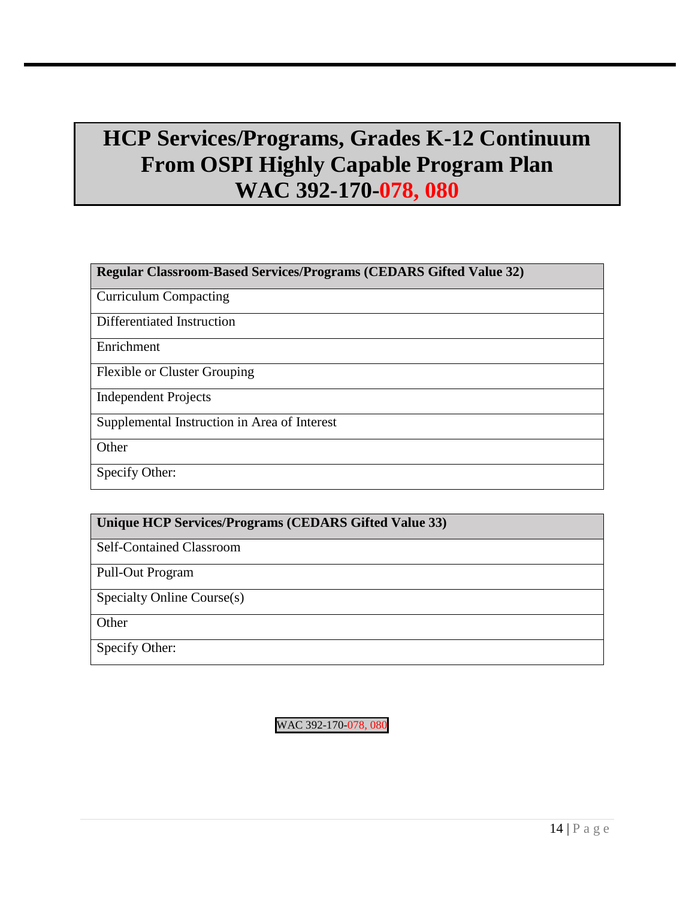# HCP Services/Programs, Grades K-12 Continuum From OSPI Highly Capable Program Plan WAC 392-170-078, 080

| Regular Classroom-Based Services/Programs (CEDARS Gifted Value 32) |
|---|
| Curriculum Compacting |
| Differentiated Instruction |
| Enrichment |
| Flexible or Cluster Grouping |
| Independent Projects |
| Supplemental Instruction in Area of Interest |
| Other |
| Specify Other: |

| Unique HCP Services/Programs (CEDARS Gifted Value 33) |
|---|
| Self-Contained Classroom |
| Pull-Out Program |
| Specialty Online Course(s) |
| Other |
| Specify Other: |

WAC 392-170-078, 080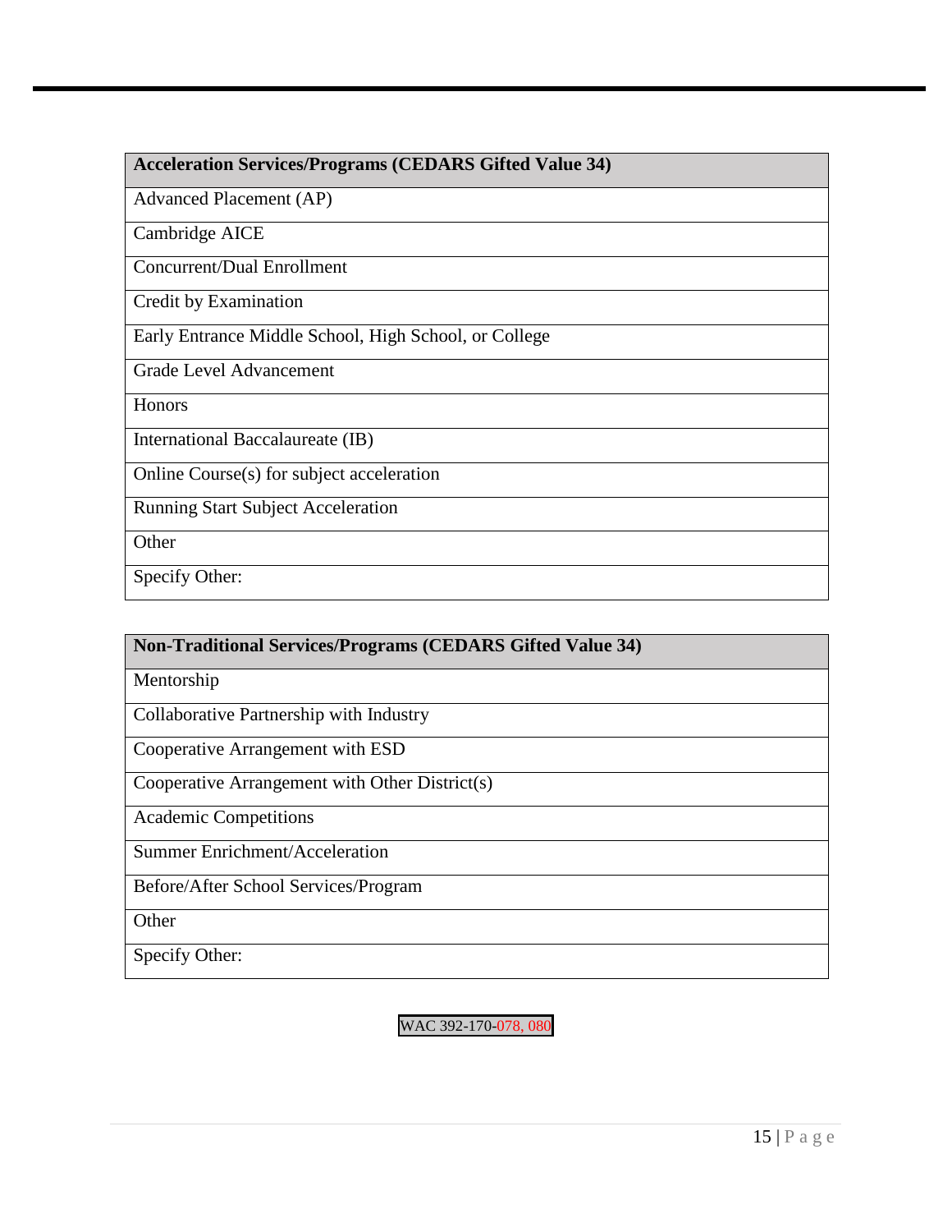| Acceleration Services/Programs (CEDARS Gifted Value 34) |
| --- |
| Advanced Placement (AP) |
| Cambridge AICE |
| Concurrent/Dual Enrollment |
| Credit by Examination |
| Early Entrance Middle School, High School, or College |
| Grade Level Advancement |
| Honors |
| International Baccalaureate (IB) |
| Online Course(s) for subject acceleration |
| Running Start Subject Acceleration |
| Other |
| Specify Other: |

| Non-Traditional Services/Programs (CEDARS Gifted Value 34) |
| --- |
| Mentorship |
| Collaborative Partnership with Industry |
| Cooperative Arrangement with ESD |
| Cooperative Arrangement with Other District(s) |
| Academic Competitions |
| Summer Enrichment/Acceleration |
| Before/After School Services/Program |
| Other |
| Specify Other: |

WAC 392-170-078, 080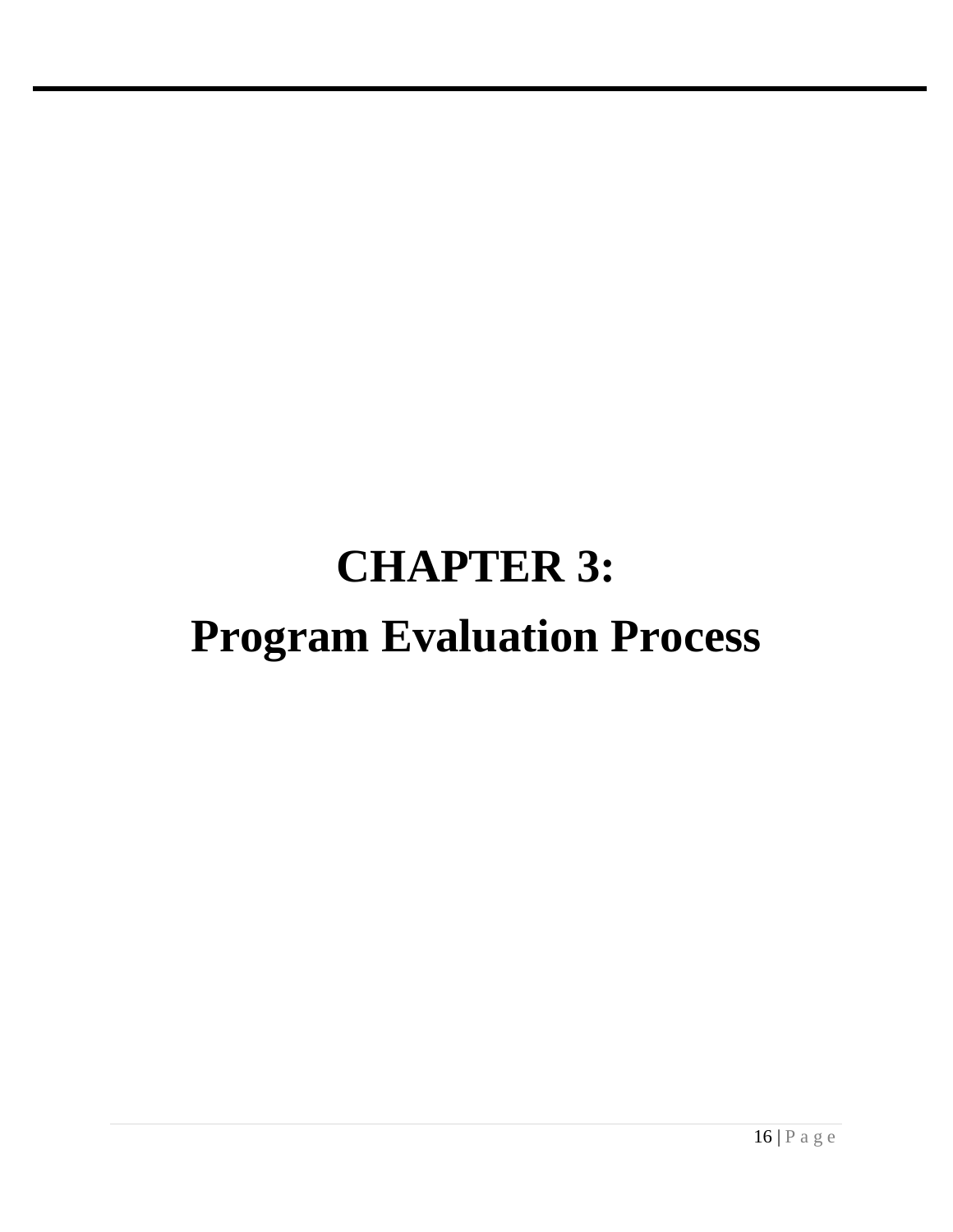# CHAPTER 3:
# Program Evaluation Process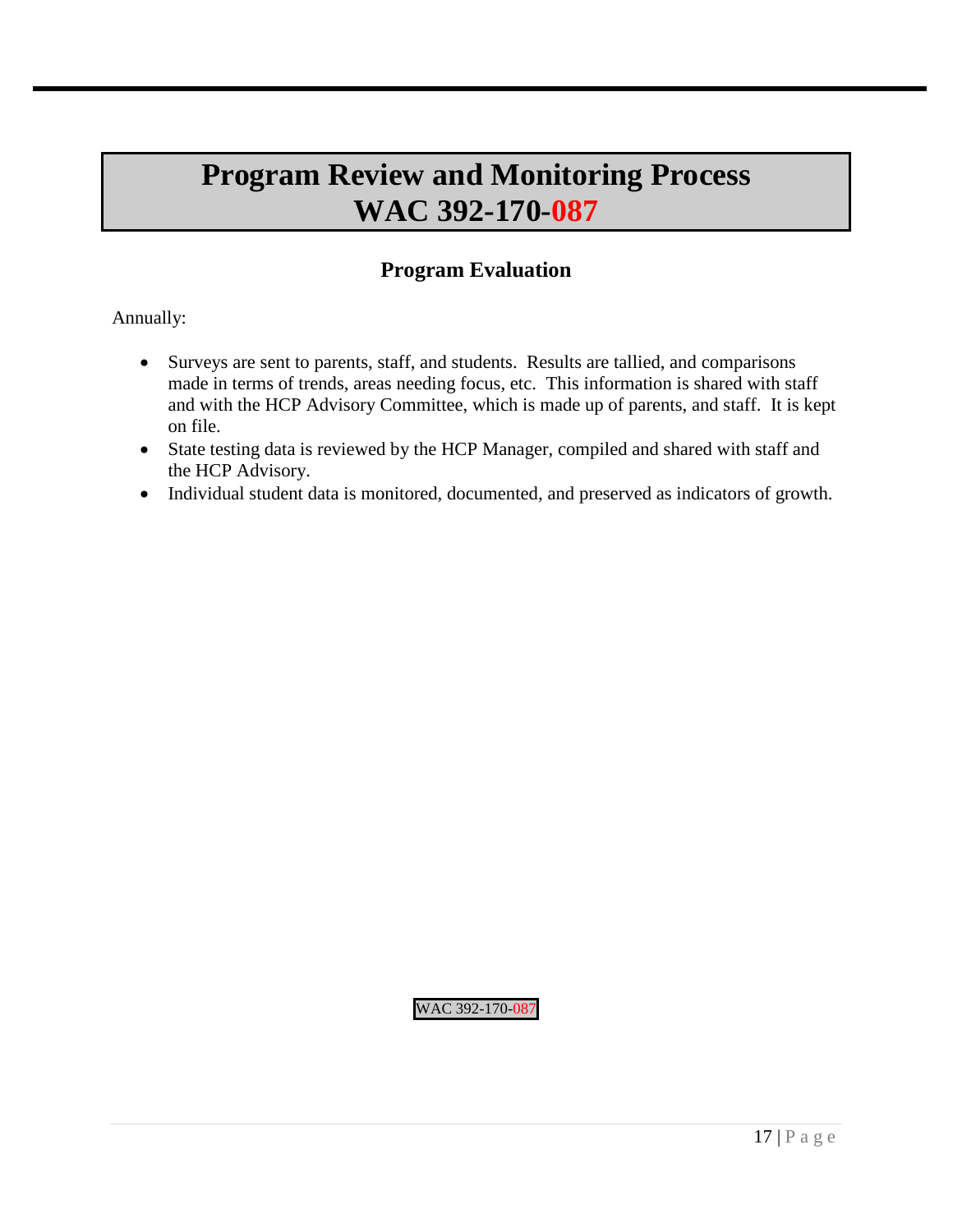# Program Review and Monitoring Process
# WAC 392-170-087

## Program Evaluation

Annually:

- Surveys are sent to parents, staff, and students. Results are tallied, and comparisons made in terms of trends, areas needing focus, etc. This information is shared with staff and with the HCP Advisory Committee, which is made up of parents, and staff. It is kept on file.
- State testing data is reviewed by the HCP Manager, compiled and shared with staff and the HCP Advisory.
- Individual student data is monitored, documented, and preserved as indicators of growth.

WAC 392-170-087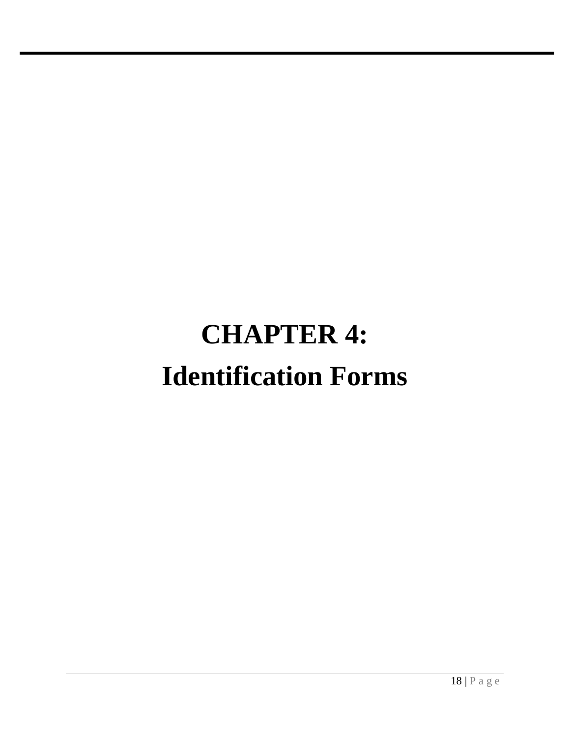# CHAPTER 4:
# Identification Forms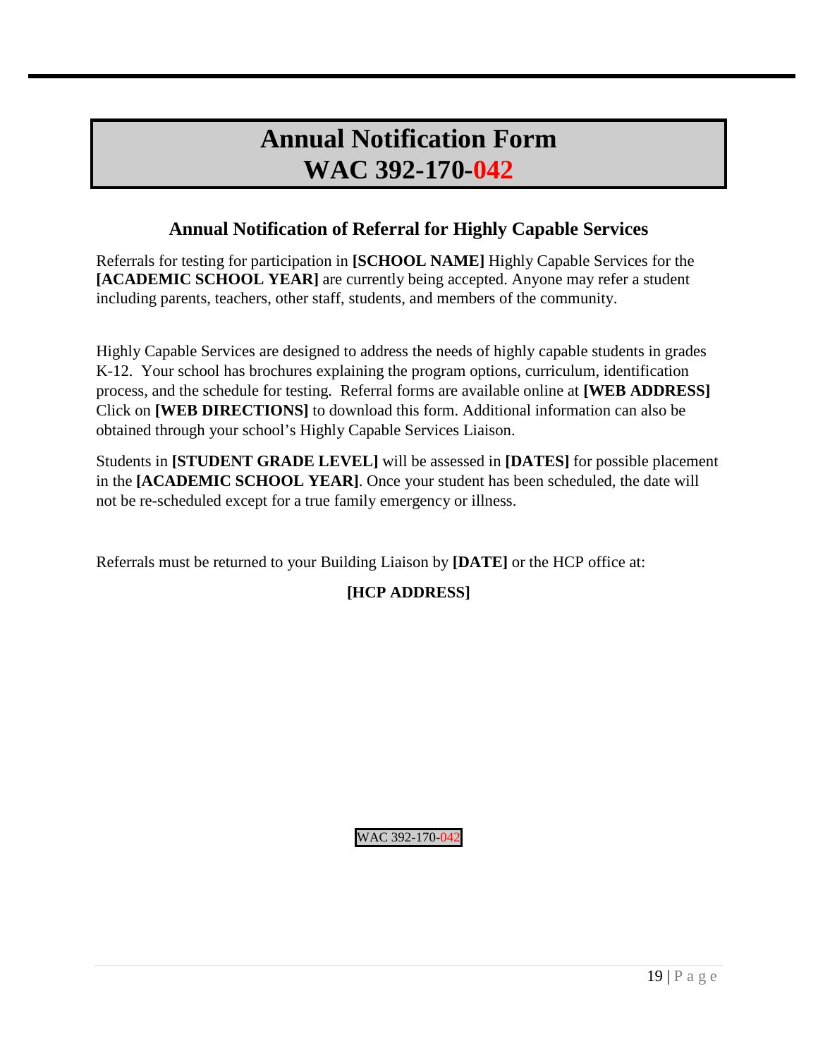# Annual Notification Form
# WAC 392-170-042

## Annual Notification of Referral for Highly Capable Services

Referrals for testing for participation in **[SCHOOL NAME]** Highly Capable Services for the **[ACADEMIC SCHOOL YEAR]** are currently being accepted. Anyone may refer a student including parents, teachers, other staff, students, and members of the community.

Highly Capable Services are designed to address the needs of highly capable students in grades K-12. Your school has brochures explaining the program options, curriculum, identification process, and the schedule for testing. Referral forms are available online at **[WEB ADDRESS]** Click on **[WEB DIRECTIONS]** to download this form. Additional information can also be obtained through your school's Highly Capable Services Liaison.

Students in **[STUDENT GRADE LEVEL]** will be assessed in **[DATES]** for possible placement in the **[ACADEMIC SCHOOL YEAR]**. Once your student has been scheduled, the date will not be re-scheduled except for a true family emergency or illness.

Referrals must be returned to your Building Liaison by **[DATE]** or the HCP office at:

**[HCP ADDRESS]**

WAC 392-170-042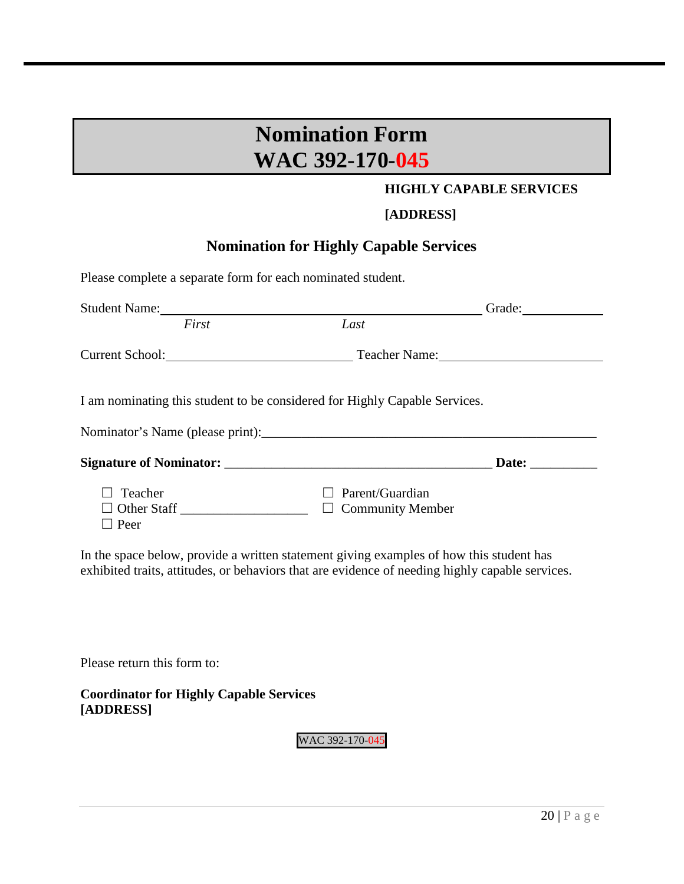# Nomination Form
# WAC 392-170-045

**HIGHLY CAPABLE SERVICES**

**[ADDRESS]**

## Nomination for Highly Capable Services

Please complete a separate form for each nominated student.

Student Name:_________________________________________ Grade:__________
*First* *Last*

Current School:_________________________ Teacher Name:_____________________

I am nominating this student to be considered for Highly Capable Services.

Nominator's Name (please print):_____________________________________________

**Signature of Nominator:** ________________________________________ **Date:** __________

☐ Teacher
☐ Other Staff ___________________
☐ Peer
☐ Parent/Guardian
☐ Community Member

In the space below, provide a written statement giving examples of how this student has exhibited traits, attitudes, or behaviors that are evidence of needing highly capable services.

Please return this form to:

**Coordinator for Highly Capable Services**
**[ADDRESS]**

WAC 392-170-045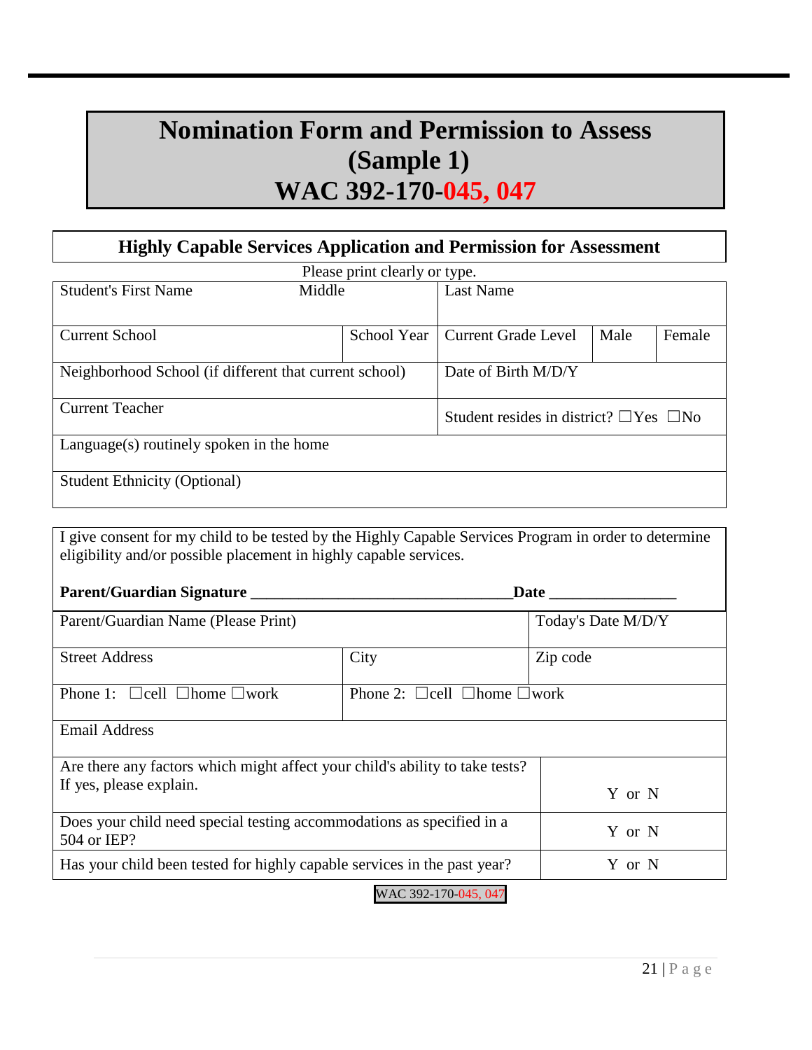# Nomination Form and Permission to Assess (Sample 1)
# WAC 392-170-045, 047

## Highly Capable Services Application and Permission for Assessment

Please print clearly or type.

| Student's First Name | Middle | Last Name | | |
|---|---|---|---|---|
| Current School | School Year | Current Grade Level | Male | Female |
| Neighborhood School (if different that current school) | | Date of Birth M/D/Y | | |
| Current Teacher | | Student resides in district? ☐Yes ☐No | | |
| Language(s) routinely spoken in the home | | | | |
| Student Ethnicity (Optional) | | | | |

I give consent for my child to be tested by the Highly Capable Services Program in order to determine eligibility and/or possible placement in highly capable services.

**Parent/Guardian Signature \_\_\_\_\_\_\_\_\_\_\_\_\_\_\_\_\_\_\_\_\_\_\_\_\_\_\_\_\_\_\_\_\_Date \_\_\_\_\_\_\_\_\_\_\_\_\_\_\_\_**

| Parent/Guardian Name (Please Print) | | Today's Date M/D/Y |
|---|---|---|
| Street Address | City | Zip code |
| Phone 1: ☐cell ☐home ☐work | Phone 2: ☐cell ☐home ☐work | |
| Email Address | | |

| | |
|---|---|
| Are there any factors which might affect your child's ability to take tests? If yes, please explain. | Y or N |
| Does your child need special testing accommodations as specified in a 504 or IEP? | Y or N |
| Has your child been tested for highly capable services in the past year? | Y or N |

WAC 392-170-045, 047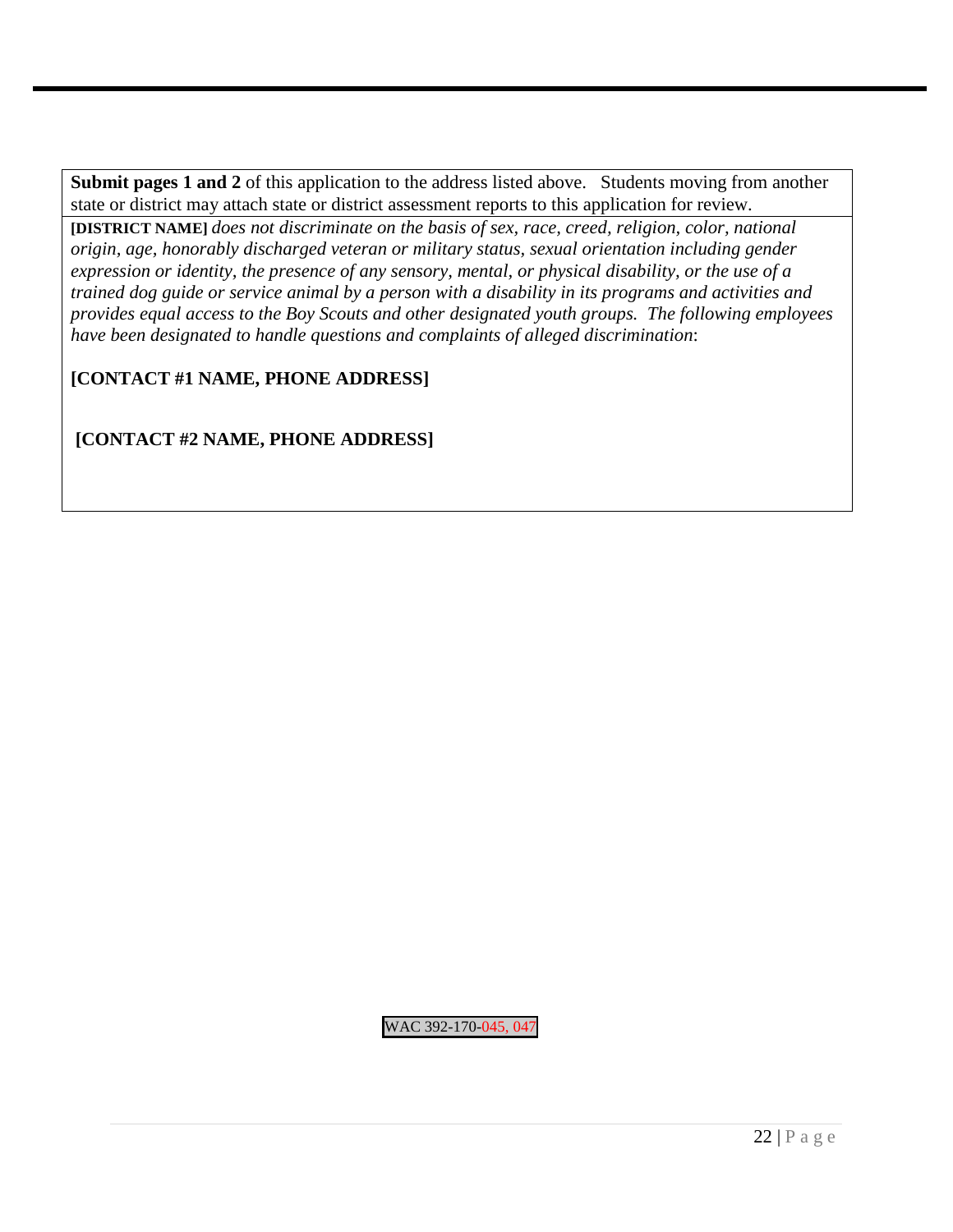**Submit pages 1 and 2** of this application to the address listed above. Students moving from another state or district may attach state or district assessment reports to this application for review.

**[DISTRICT NAME]** *does not discriminate on the basis of sex, race, creed, religion, color, national origin, age, honorably discharged veteran or military status, sexual orientation including gender expression or identity, the presence of any sensory, mental, or physical disability, or the use of a trained dog guide or service animal by a person with a disability in its programs and activities and provides equal access to the Boy Scouts and other designated youth groups. The following employees have been designated to handle questions and complaints of alleged discrimination*:

**[CONTACT #1 NAME, PHONE ADDRESS]**

**[CONTACT #2 NAME, PHONE ADDRESS]**

WAC 392-170-045, 047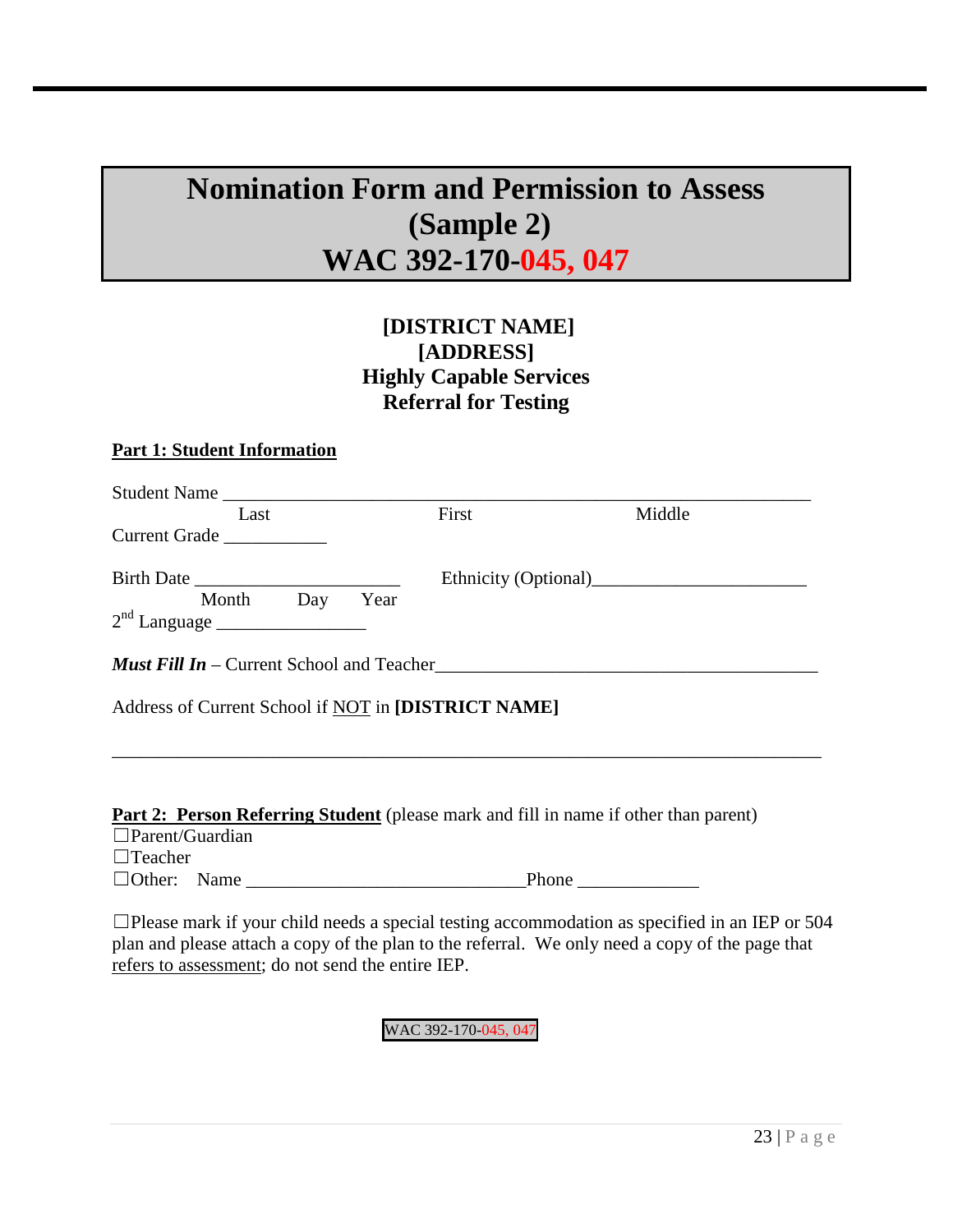# Nomination Form and Permission to Assess (Sample 2) WAC 392-170-045, 047

**[DISTRICT NAME]**
**[ADDRESS]**
**Highly Capable Services**
**Referral for Testing**

**Part 1: Student Information**

Student Name ______________________________________________________________
Last First Middle

Current Grade ___________

Birth Date ______________________ Ethnicity (Optional)______________________
Month Day Year

2nd Language _______________

***Must Fill In*** – Current School and Teacher_________________________________________

Address of Current School if NOT in **[DISTRICT NAME]**

_____________________________________________________________________________

**Part 2: Person Referring Student** (please mark and fill in name if other than parent)

☐Parent/Guardian
☐Teacher
☐Other: Name ______________________________Phone _____________

☐Please mark if your child needs a special testing accommodation as specified in an IEP or 504 plan and please attach a copy of the plan to the referral. We only need a copy of the page that refers to assessment; do not send the entire IEP.

WAC 392-170-045, 047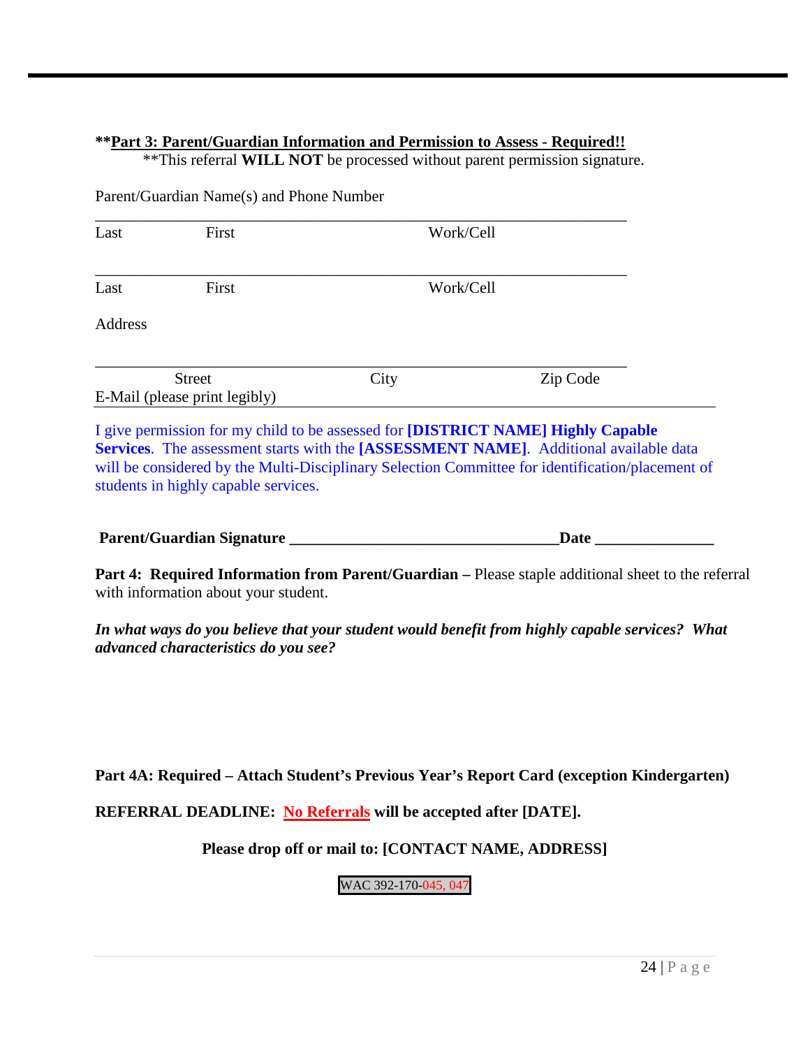**Part 3: Parent/Guardian Information and Permission to Assess - Required!!**

**This referral **WILL NOT** be processed without parent permission signature.

Parent/Guardian Name(s) and Phone Number

\_\_\_\_\_\_\_\_\_\_\_\_\_\_\_\_\_\_\_\_\_\_\_\_\_\_\_\_\_\_\_\_\_\_\_\_\_\_\_\_\_\_\_\_\_\_\_\_\_\_\_\_\_\_\_\_\_\_\_\_\_\_\_\_\_\_

Last First Work/Cell

\_\_\_\_\_\_\_\_\_\_\_\_\_\_\_\_\_\_\_\_\_\_\_\_\_\_\_\_\_\_\_\_\_\_\_\_\_\_\_\_\_\_\_\_\_\_\_\_\_\_\_\_\_\_\_\_\_\_\_\_\_\_\_\_\_\_

Last First Work/Cell

Address

\_\_\_\_\_\_\_\_\_\_\_\_\_\_\_\_\_\_\_\_\_\_\_\_\_\_\_\_\_\_\_\_\_\_\_\_\_\_\_\_\_\_\_\_\_\_\_\_\_\_\_\_\_\_\_\_\_\_\_\_\_\_\_\_\_\_

Street City Zip Code

E-Mail (please print legibly) \_\_\_\_\_\_\_\_\_\_\_\_\_\_\_\_\_\_\_\_\_\_\_\_\_\_\_\_\_\_\_\_\_\_\_\_\_\_\_\_\_\_\_\_\_\_\_\_

I give permission for my child to be assessed for **[DISTRICT NAME] Highly Capable Services**. The assessment starts with the **[ASSESSMENT NAME]**. Additional available data will be considered by the Multi-Disciplinary Selection Committee for identification/placement of students in highly capable services.

**Parent/Guardian Signature \_\_\_\_\_\_\_\_\_\_\_\_\_\_\_\_\_\_\_\_\_\_\_\_\_\_\_\_\_\_\_\_\_\_\_\_Date \_\_\_\_\_\_\_\_\_\_\_\_\_\_\_\_**

**Part 4: Required Information from Parent/Guardian –** Please staple additional sheet to the referral with information about your student.

***In what ways do you believe that your student would benefit from highly capable services? What advanced characteristics do you see?***

**Part 4A: Required – Attach Student's Previous Year's Report Card (exception Kindergarten)**

**REFERRAL DEADLINE: No Referrals will be accepted after [DATE].**

**Please drop off or mail to: [CONTACT NAME, ADDRESS]**

WAC 392-170-045, 047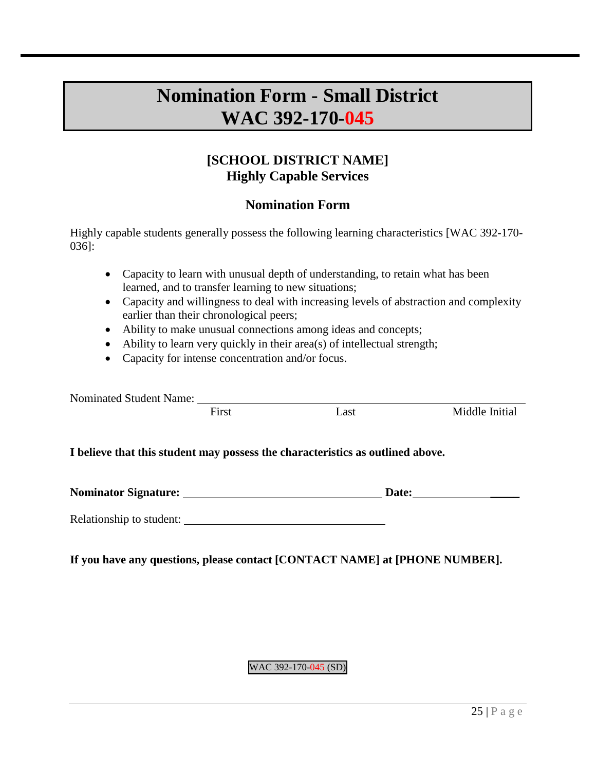# Nomination Form - Small District
# WAC 392-170-045

## [SCHOOL DISTRICT NAME]
## Highly Capable Services

### Nomination Form

Highly capable students generally possess the following learning characteristics [WAC 392-170-036]:

- Capacity to learn with unusual depth of understanding, to retain what has been learned, and to transfer learning to new situations;
- Capacity and willingness to deal with increasing levels of abstraction and complexity earlier than their chronological peers;
- Ability to make unusual connections among ideas and concepts;
- Ability to learn very quickly in their area(s) of intellectual strength;
- Capacity for intense concentration and/or focus.

Nominated Student Name: ______________________________________________
First Last Middle Initial

**I believe that this student may possess the characteristics as outlined above.**

**Nominator Signature:** ________________________________ **Date:** __________________

Relationship to student: ________________________________

**If you have any questions, please contact [CONTACT NAME] at [PHONE NUMBER].**

WAC 392-170-045 (SD)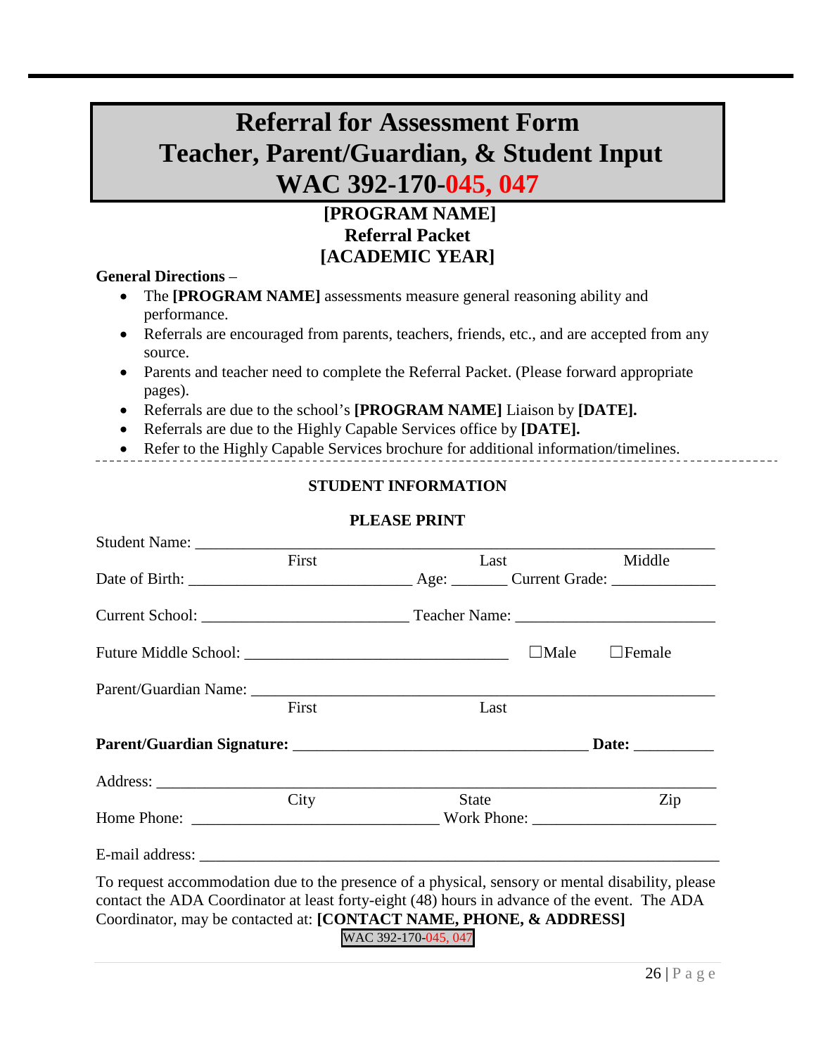# Referral for Assessment Form
# Teacher, Parent/Guardian, & Student Input
# WAC 392-170-045, 047

## [PROGRAM NAME]
## Referral Packet
## [ACADEMIC YEAR]

**General Directions** –

- The **[PROGRAM NAME]** assessments measure general reasoning ability and performance.
- Referrals are encouraged from parents, teachers, friends, etc., and are accepted from any source.
- Parents and teacher need to complete the Referral Packet. (Please forward appropriate pages).
- Referrals are due to the school's **[PROGRAM NAME]** Liaison by **[DATE].**
- Referrals are due to the Highly Capable Services office by **[DATE].**
- Refer to the Highly Capable Services brochure for additional information/timelines.

---

**STUDENT INFORMATION**

**PLEASE PRINT**

Student Name: ____________________________________________________________
First Last Middle

Date of Birth: ___________________________ Age: _______ Current Grade: _____________

Current School: _________________________ Teacher Name: ________________________

Future Middle School: ________________________________ ☐Male ☐Female

Parent/Guardian Name: ______________________________________________________
First Last

**Parent/Guardian Signature:** ____________________________________ **Date:** __________

Address: __________________________________________________________________
City State Zip

Home Phone: ______________________________ Work Phone: ______________________

E-mail address: _____________________________________________________________

To request accommodation due to the presence of a physical, sensory or mental disability, please contact the ADA Coordinator at least forty-eight (48) hours in advance of the event. The ADA Coordinator, may be contacted at: **[CONTACT NAME, PHONE, & ADDRESS]**

WAC 392-170-045, 047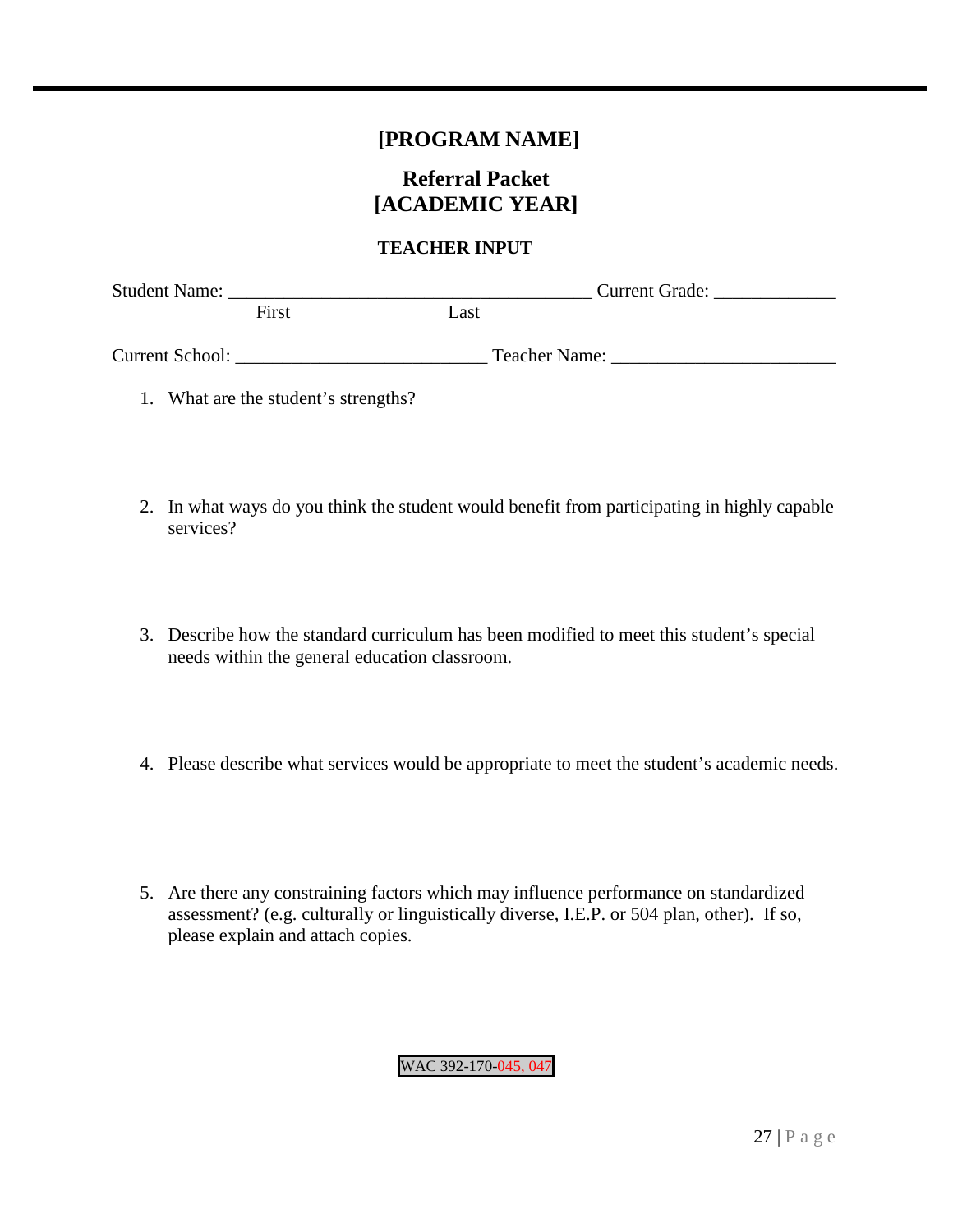# [PROGRAM NAME]

## Referral Packet
## [ACADEMIC YEAR]

### TEACHER INPUT

Student Name: ________________________________________ Current Grade: _____________
First Last

Current School: ___________________________ Teacher Name: ________________________

1. What are the student's strengths?

2. In what ways do you think the student would benefit from participating in highly capable services?

3. Describe how the standard curriculum has been modified to meet this student's special needs within the general education classroom.

4. Please describe what services would be appropriate to meet the student's academic needs.

5. Are there any constraining factors which may influence performance on standardized assessment? (e.g. culturally or linguistically diverse, I.E.P. or 504 plan, other). If so, please explain and attach copies.

WAC 392-170-045, 047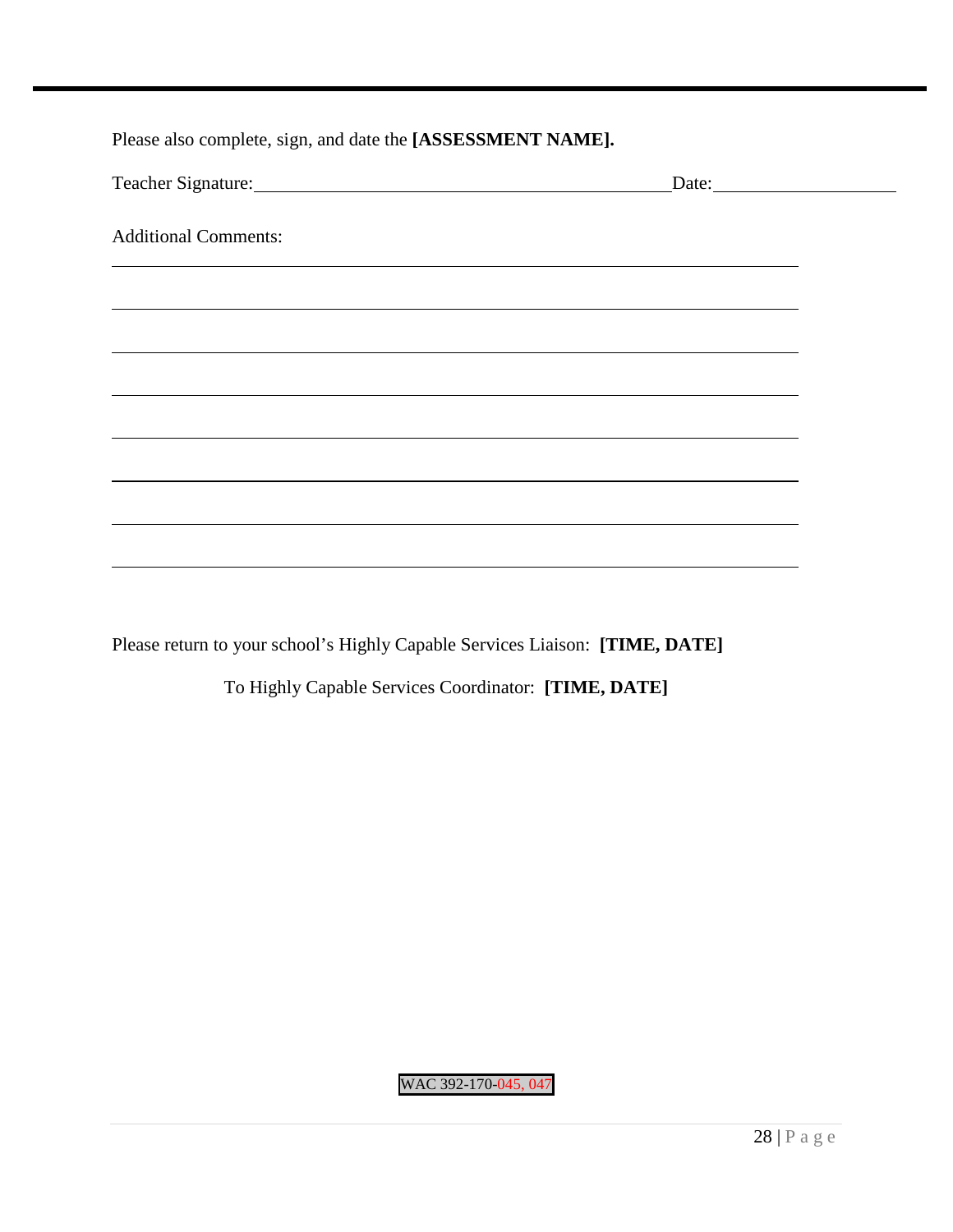Please also complete, sign, and date the **[ASSESSMENT NAME].**

Teacher Signature:\_\_\_\_\_\_\_\_\_\_\_\_\_\_\_\_\_\_\_\_\_\_\_\_\_\_\_\_\_\_\_\_\_\_\_\_\_\_\_\_\_\_ Date:\_\_\_\_\_\_\_\_\_\_\_\_\_\_\_\_\_\_

Additional Comments:

\_\_\_\_\_\_\_\_\_\_\_\_\_\_\_\_\_\_\_\_\_\_\_\_\_\_\_\_\_\_\_\_\_\_\_\_\_\_\_\_\_\_\_\_\_\_\_\_\_\_\_\_\_\_\_\_\_\_\_\_\_\_\_\_\_\_\_\_

\_\_\_\_\_\_\_\_\_\_\_\_\_\_\_\_\_\_\_\_\_\_\_\_\_\_\_\_\_\_\_\_\_\_\_\_\_\_\_\_\_\_\_\_\_\_\_\_\_\_\_\_\_\_\_\_\_\_\_\_\_\_\_\_\_\_\_\_

\_\_\_\_\_\_\_\_\_\_\_\_\_\_\_\_\_\_\_\_\_\_\_\_\_\_\_\_\_\_\_\_\_\_\_\_\_\_\_\_\_\_\_\_\_\_\_\_\_\_\_\_\_\_\_\_\_\_\_\_\_\_\_\_\_\_\_\_

\_\_\_\_\_\_\_\_\_\_\_\_\_\_\_\_\_\_\_\_\_\_\_\_\_\_\_\_\_\_\_\_\_\_\_\_\_\_\_\_\_\_\_\_\_\_\_\_\_\_\_\_\_\_\_\_\_\_\_\_\_\_\_\_\_\_\_\_

\_\_\_\_\_\_\_\_\_\_\_\_\_\_\_\_\_\_\_\_\_\_\_\_\_\_\_\_\_\_\_\_\_\_\_\_\_\_\_\_\_\_\_\_\_\_\_\_\_\_\_\_\_\_\_\_\_\_\_\_\_\_\_\_\_\_\_\_

\_\_\_\_\_\_\_\_\_\_\_\_\_\_\_\_\_\_\_\_\_\_\_\_\_\_\_\_\_\_\_\_\_\_\_\_\_\_\_\_\_\_\_\_\_\_\_\_\_\_\_\_\_\_\_\_\_\_\_\_\_\_\_\_\_\_\_\_

\_\_\_\_\_\_\_\_\_\_\_\_\_\_\_\_\_\_\_\_\_\_\_\_\_\_\_\_\_\_\_\_\_\_\_\_\_\_\_\_\_\_\_\_\_\_\_\_\_\_\_\_\_\_\_\_\_\_\_\_\_\_\_\_\_\_\_\_

\_\_\_\_\_\_\_\_\_\_\_\_\_\_\_\_\_\_\_\_\_\_\_\_\_\_\_\_\_\_\_\_\_\_\_\_\_\_\_\_\_\_\_\_\_\_\_\_\_\_\_\_\_\_\_\_\_\_\_\_\_\_\_\_\_\_\_\_

Please return to your school's Highly Capable Services Liaison: **[TIME, DATE]**

To Highly Capable Services Coordinator: **[TIME, DATE]**

WAC 392-170-045, 047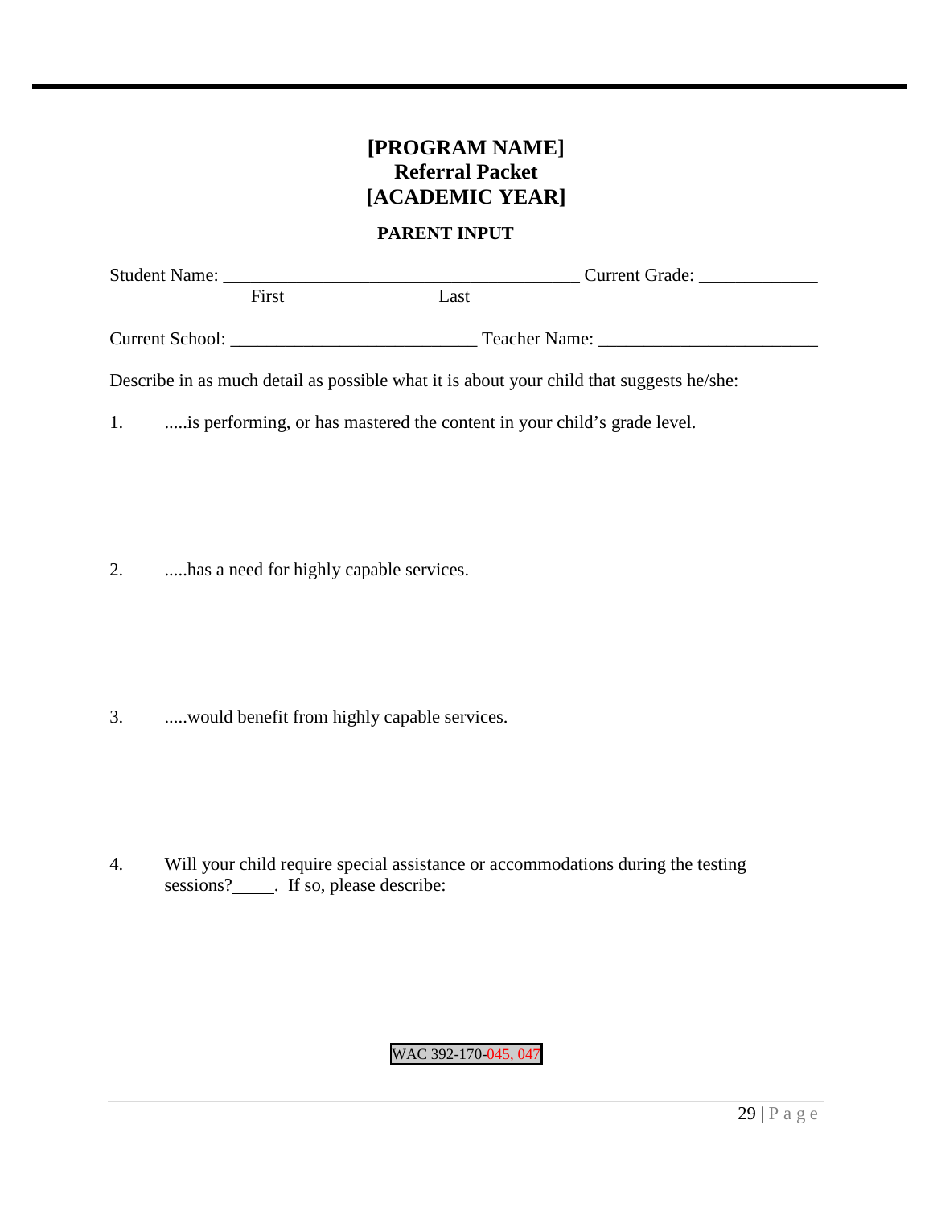# [PROGRAM NAME]
# Referral Packet
# [ACADEMIC YEAR]

## PARENT INPUT

Student Name: ________________________________________ Current Grade: _____________
First Last

Current School: ___________________________ Teacher Name: ________________________

Describe in as much detail as possible what it is about your child that suggests he/she:

1. .....is performing, or has mastered the content in your child's grade level.

2. .....has a need for highly capable services.

3. .....would benefit from highly capable services.

4. Will your child require special assistance or accommodations during the testing sessions?_____. If so, please describe:

WAC 392-170-045, 047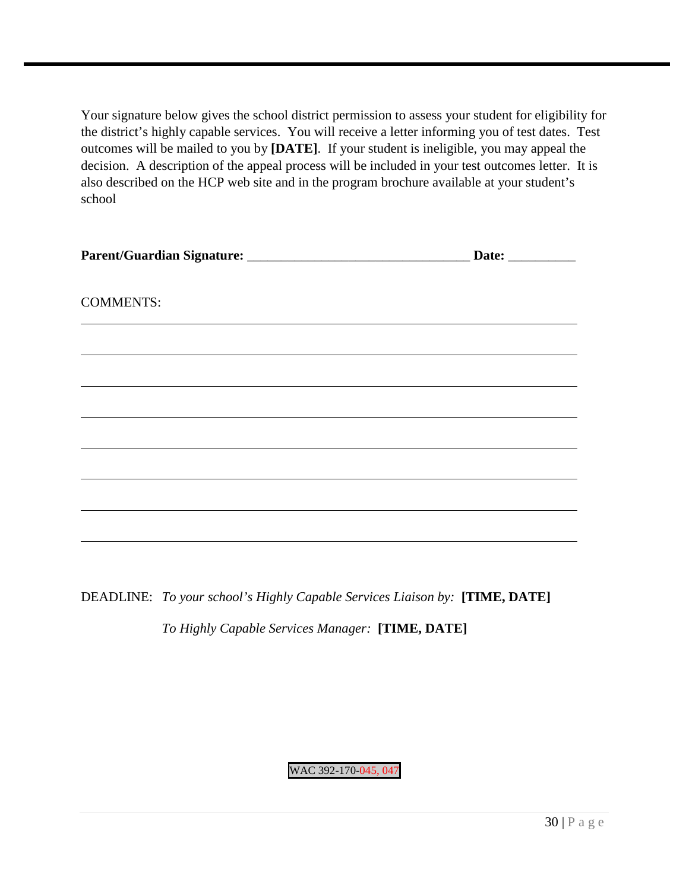Your signature below gives the school district permission to assess your student for eligibility for the district's highly capable services. You will receive a letter informing you of test dates. Test outcomes will be mailed to you by **[DATE]**. If your student is ineligible, you may appeal the decision. A description of the appeal process will be included in your test outcomes letter. It is also described on the HCP web site and in the program brochure available at your student's school

**Parent/Guardian Signature:** _________________________________ **Date:** __________

COMMENTS:

_____________________________________________________________________________

_____________________________________________________________________________

_____________________________________________________________________________

_____________________________________________________________________________

_____________________________________________________________________________

_____________________________________________________________________________

_____________________________________________________________________________

_____________________________________________________________________________

DEADLINE: *To your school's Highly Capable Services Liaison by:* **[TIME, DATE]**

*To Highly Capable Services Manager:* **[TIME, DATE]**

WAC 392-170-045, 047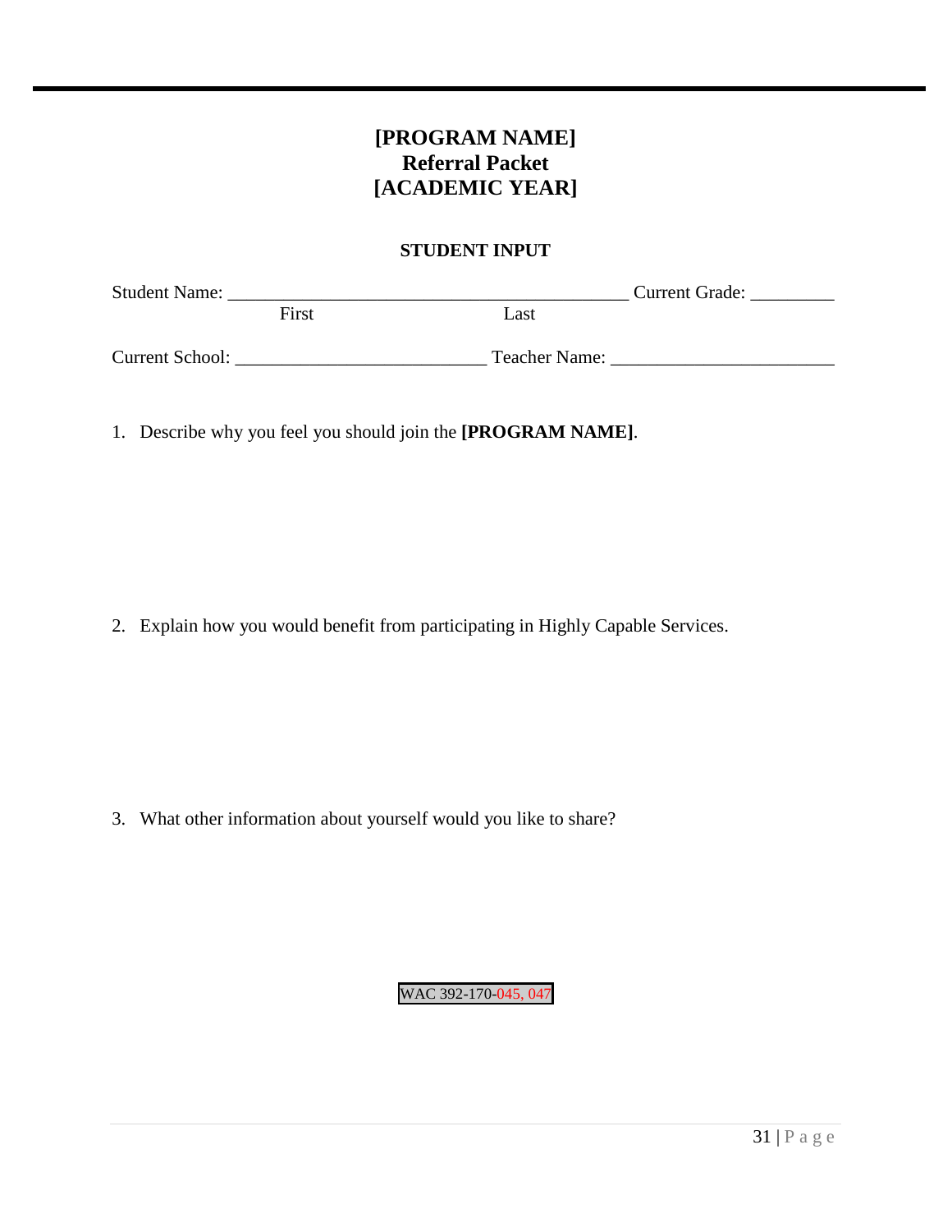# [PROGRAM NAME]
# Referral Packet
# [ACADEMIC YEAR]

## STUDENT INPUT

Student Name: ___________________________________________ Current Grade: _________
First Last

Current School: ___________________________ Teacher Name: ________________________

1. Describe why you feel you should join the **[PROGRAM NAME]**.

2. Explain how you would benefit from participating in Highly Capable Services.

3. What other information about yourself would you like to share?

WAC 392-170-045, 047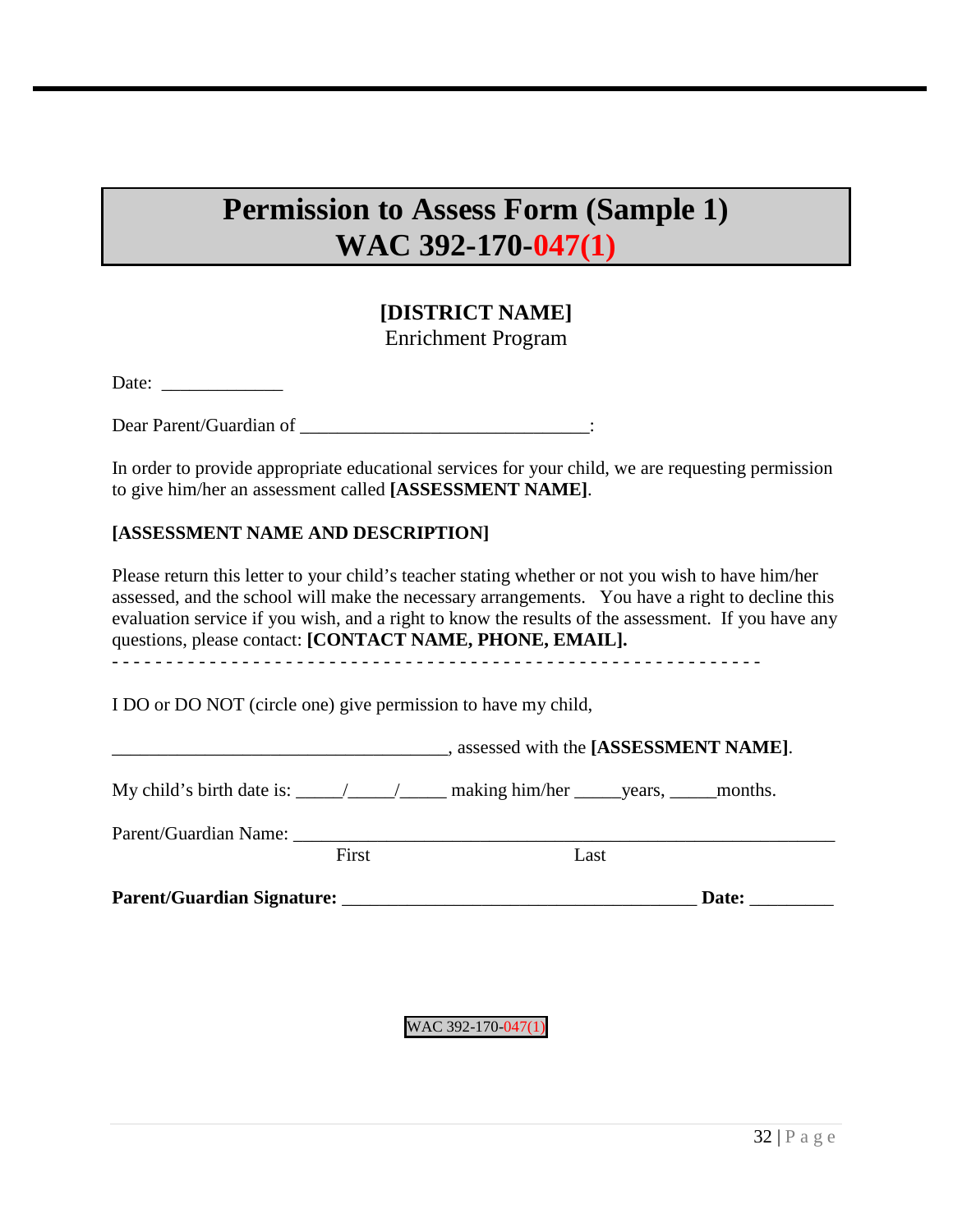# Permission to Assess Form (Sample 1)
# WAC 392-170-047(1)

**[DISTRICT NAME]**
Enrichment Program

Date: _____________

Dear Parent/Guardian of ______________________________:

In order to provide appropriate educational services for your child, we are requesting permission to give him/her an assessment called **[ASSESSMENT NAME]**.

**[ASSESSMENT NAME AND DESCRIPTION]**

Please return this letter to your child's teacher stating whether or not you wish to have him/her assessed, and the school will make the necessary arrangements. You have a right to decline this evaluation service if you wish, and a right to know the results of the assessment. If you have any questions, please contact: **[CONTACT NAME, PHONE, EMAIL].**

- - - - - - - - - - - - - - - - - - - - - - - - - - - - - - - - - - - - - - - - - - - - - - - - - - - - - - - - - - - - -

I DO or DO NOT (circle one) give permission to have my child,

____________________________________, assessed with the **[ASSESSMENT NAME]**.

My child's birth date is: _____/_____/_____ making him/her _____years, _____months.

Parent/Guardian Name: ____________________________________________________________
First Last

**Parent/Guardian Signature:** _____________________________________ **Date:** _________

WAC 392-170-047(1)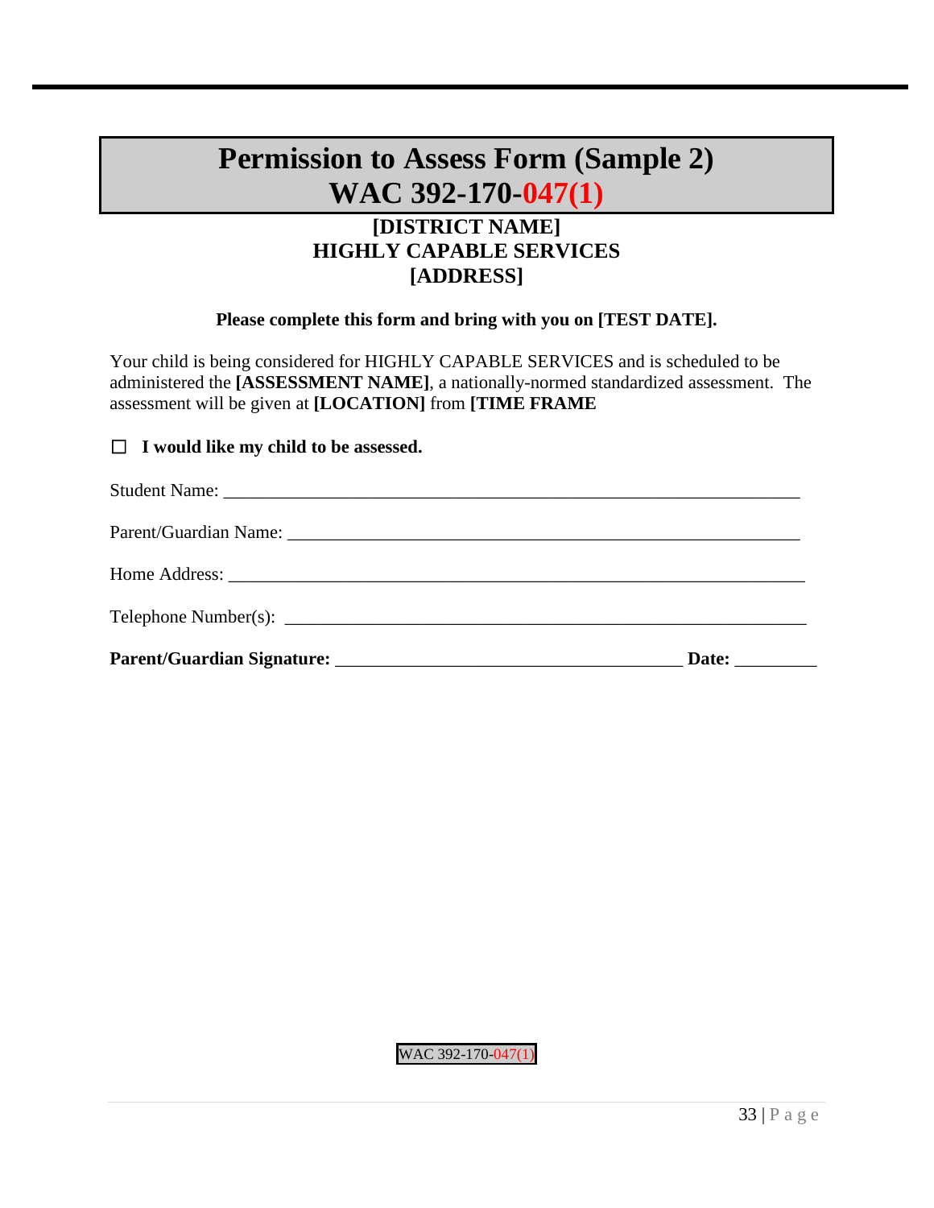# Permission to Assess Form (Sample 2)
# WAC 392-170-047(1)

**[DISTRICT NAME]**
**HIGHLY CAPABLE SERVICES**
**[ADDRESS]**

**Please complete this form and bring with you on [TEST DATE].**

Your child is being considered for HIGHLY CAPABLE SERVICES and is scheduled to be administered the **[ASSESSMENT NAME]**, a nationally-normed standardized assessment. The assessment will be given at **[LOCATION]** from **[TIME FRAME**

☐ **I would like my child to be assessed.**

Student Name: ___________________________________________________________________

Parent/Guardian Name: ____________________________________________________________

Home Address: ___________________________________________________________________

Telephone Number(s): ____________________________________________________________

**Parent/Guardian Signature:** ________________________________________ **Date:** _________

WAC 392-170-047(1)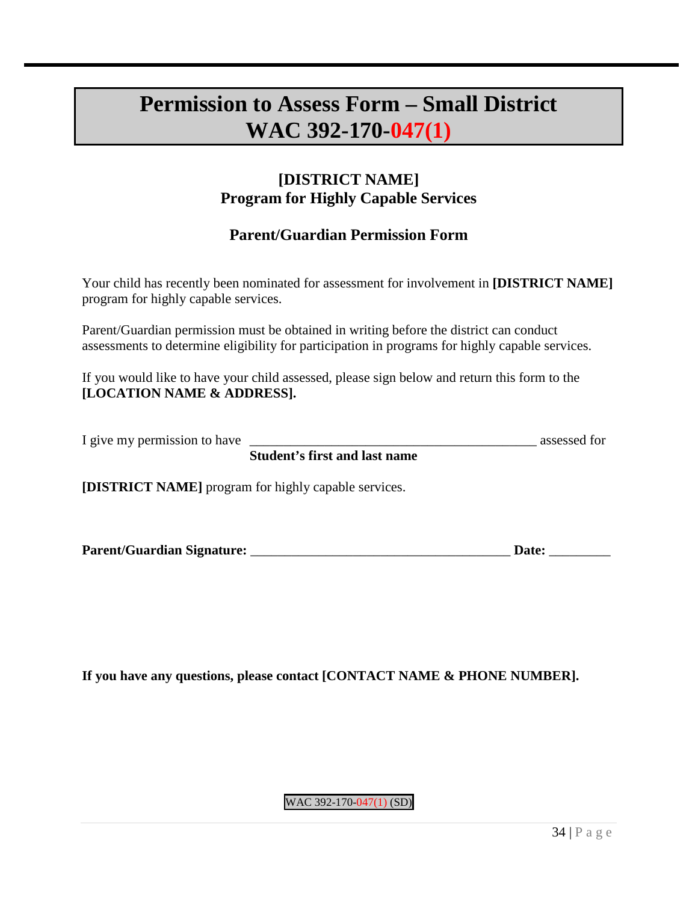# Permission to Assess Form – Small District WAC 392-170-047(1)

## [DISTRICT NAME] Program for Highly Capable Services

## Parent/Guardian Permission Form

Your child has recently been nominated for assessment for involvement in **[DISTRICT NAME]** program for highly capable services.

Parent/Guardian permission must be obtained in writing before the district can conduct assessments to determine eligibility for participation in programs for highly capable services.

If you would like to have your child assessed, please sign below and return this form to the **[LOCATION NAME & ADDRESS].**

I give my permission to have ___________________________________________ assessed for
**Student's first and last name**

**[DISTRICT NAME]** program for highly capable services.

**Parent/Guardian Signature:** _______________________________________ **Date:** _________

**If you have any questions, please contact [CONTACT NAME & PHONE NUMBER].**

WAC 392-170-047(1) (SD)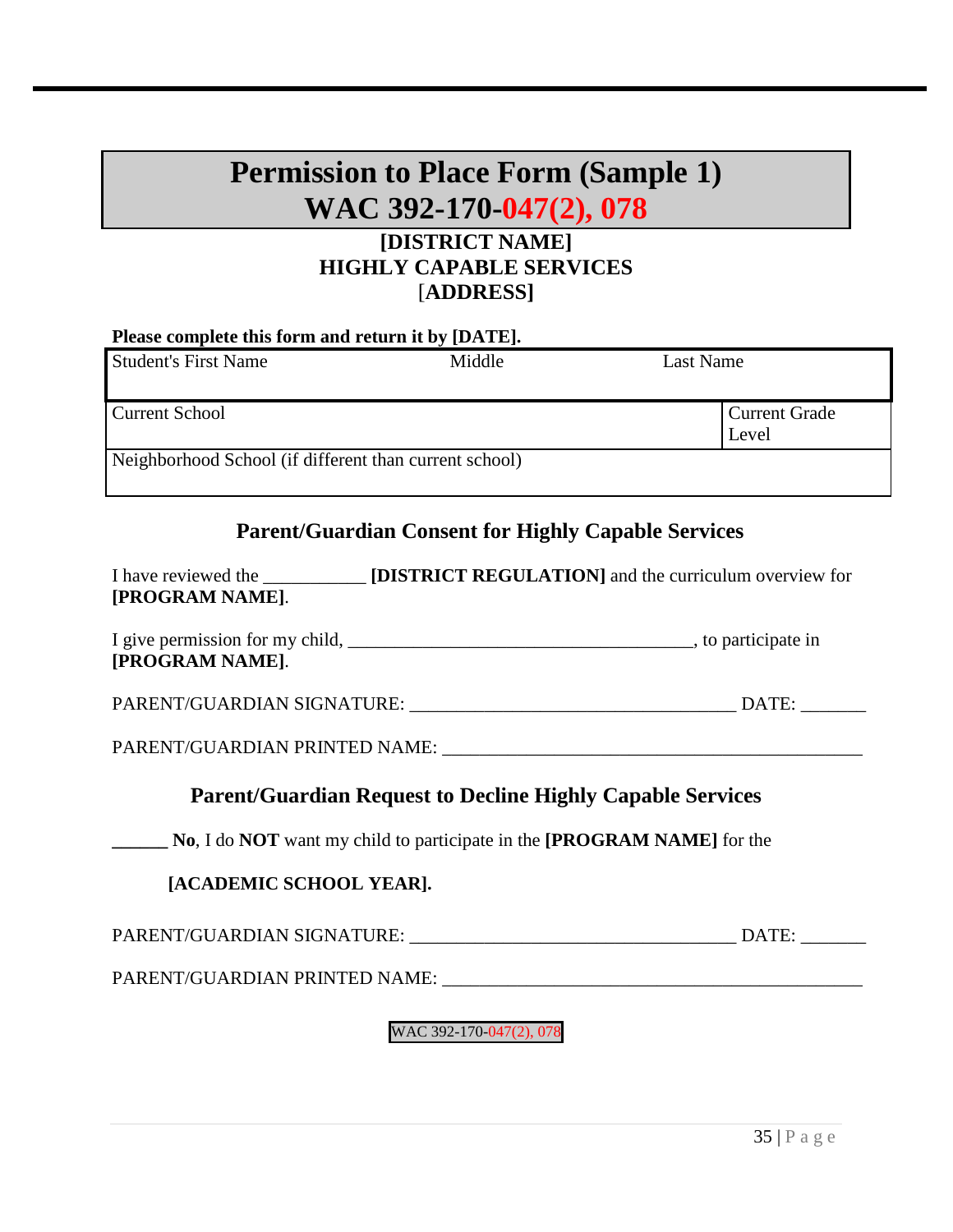# Permission to Place Form (Sample 1)
# WAC 392-170-047(2), 078

**[DISTRICT NAME]**
**HIGHLY CAPABLE SERVICES**
**[ADDRESS]**

**Please complete this form and return it by [DATE].**

| Student's First Name | Middle | Last Name |
|---|---|---|
| Current School | | Current Grade Level |
| Neighborhood School (if different than current school) | | |

## Parent/Guardian Consent for Highly Capable Services

I have reviewed the ___________ **[DISTRICT REGULATION]** and the curriculum overview for **[PROGRAM NAME]**.

I give permission for my child, ______________________________________, to participate in **[PROGRAM NAME]**.

PARENT/GUARDIAN SIGNATURE: ___________________________________ DATE: _______

PARENT/GUARDIAN PRINTED NAME: _____________________________________________

## Parent/Guardian Request to Decline Highly Capable Services

**______ No**, I do **NOT** want my child to participate in the **[PROGRAM NAME]** for the

**[ACADEMIC SCHOOL YEAR].**

PARENT/GUARDIAN SIGNATURE: ___________________________________ DATE: _______

PARENT/GUARDIAN PRINTED NAME: _____________________________________________

WAC 392-170-047(2), 078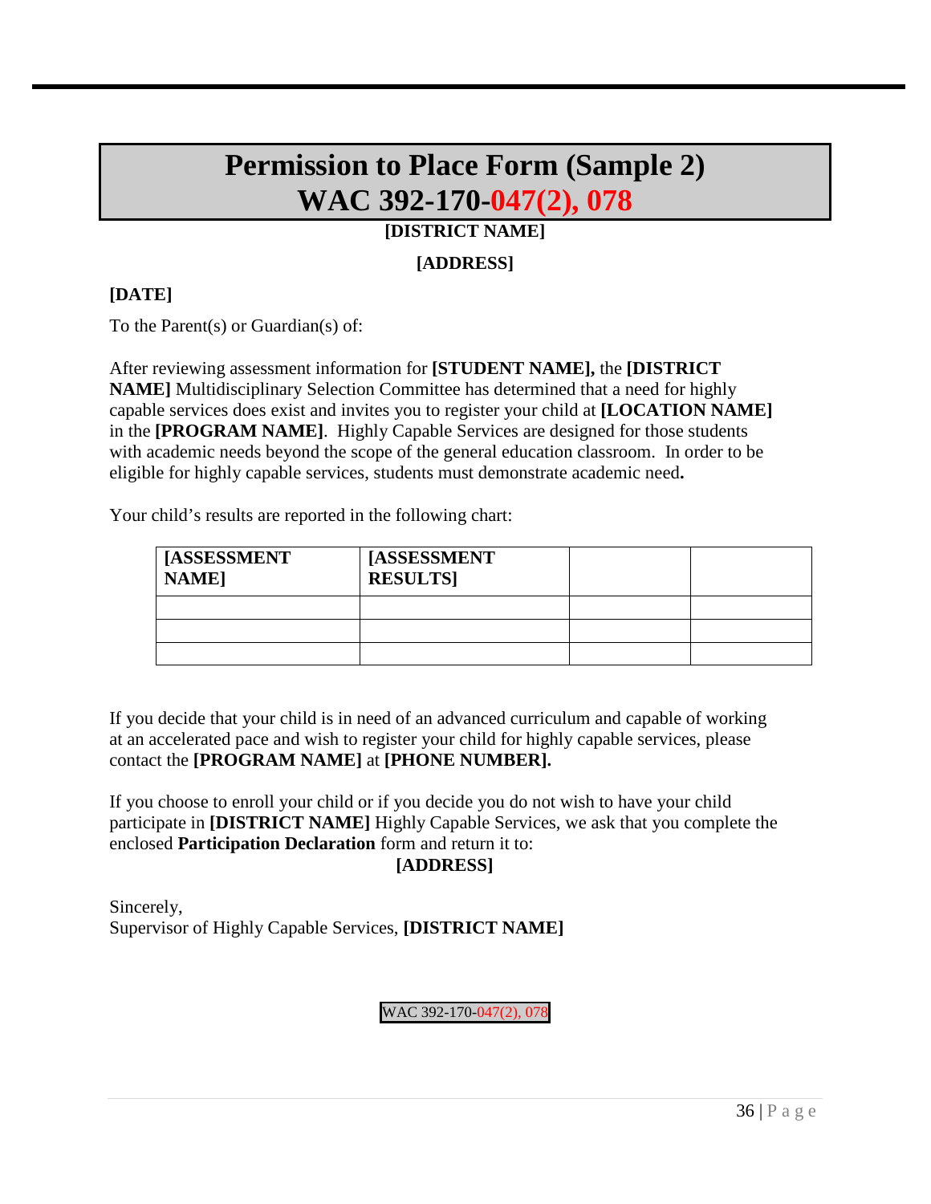# Permission to Place Form (Sample 2)
# WAC 392-170-047(2), 078

**[DISTRICT NAME]**

**[ADDRESS]**

**[DATE]**

To the Parent(s) or Guardian(s) of:

After reviewing assessment information for **[STUDENT NAME],** the **[DISTRICT NAME]** Multidisciplinary Selection Committee has determined that a need for highly capable services does exist and invites you to register your child at **[LOCATION NAME]** in the **[PROGRAM NAME]**. Highly Capable Services are designed for those students with academic needs beyond the scope of the general education classroom. In order to be eligible for highly capable services, students must demonstrate academic need**.**

Your child's results are reported in the following chart:

| **[ASSESSMENT NAME]** | **[ASSESSMENT RESULTS]** | | |
|---|---|---|---|
| | | | |
| | | | |
| | | | |

If you decide that your child is in need of an advanced curriculum and capable of working at an accelerated pace and wish to register your child for highly capable services, please contact the **[PROGRAM NAME]** at **[PHONE NUMBER].**

If you choose to enroll your child or if you decide you do not wish to have your child participate in **[DISTRICT NAME]** Highly Capable Services, we ask that you complete the enclosed **Participation Declaration** form and return it to:

**[ADDRESS]**

Sincerely,
Supervisor of Highly Capable Services, **[DISTRICT NAME]**

WAC 392-170-047(2), 078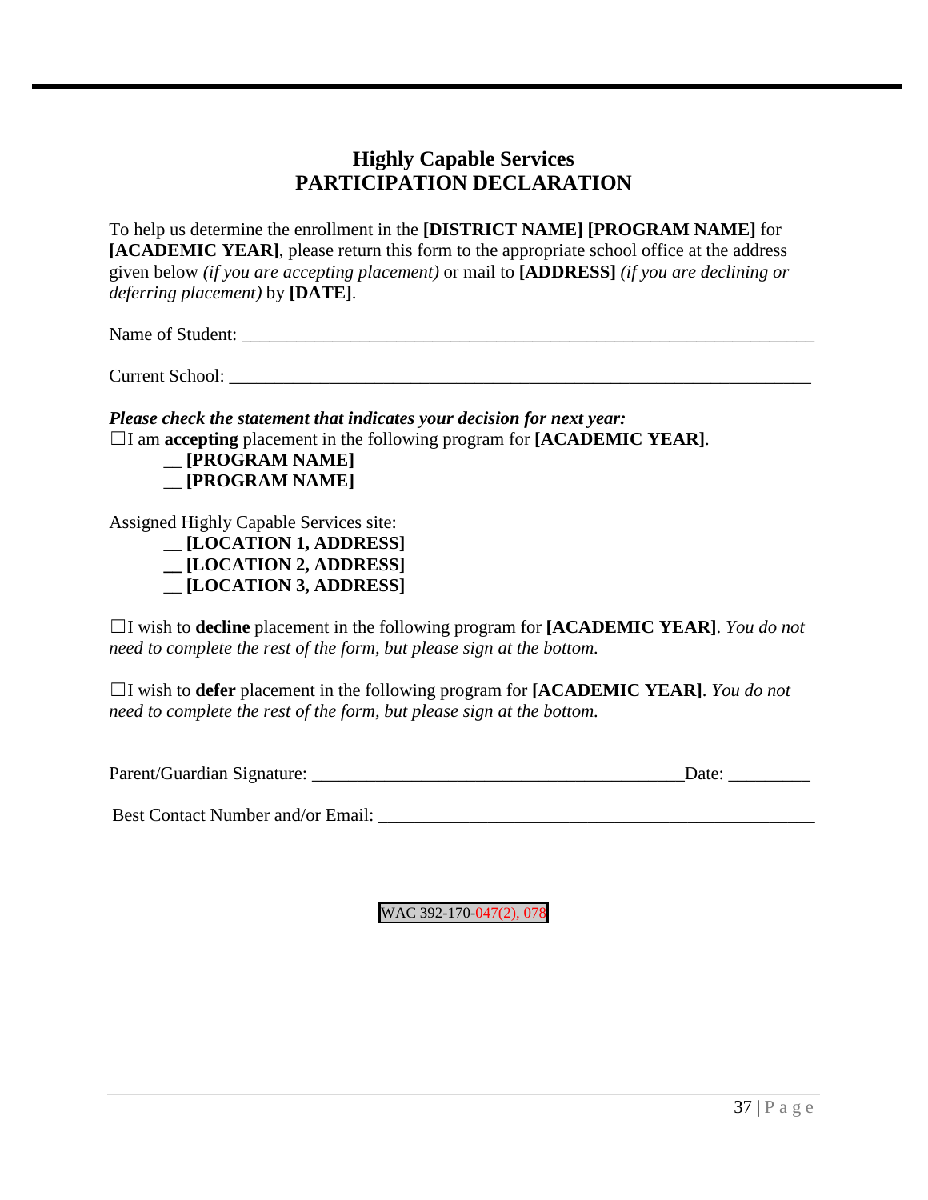# Highly Capable Services
# PARTICIPATION DECLARATION

To help us determine the enrollment in the **[DISTRICT NAME] [PROGRAM NAME]** for **[ACADEMIC YEAR]**, please return this form to the appropriate school office at the address given below *(if you are accepting placement)* or mail to **[ADDRESS]** *(if you are declining or deferring placement)* by **[DATE]**.

Name of Student: _______________________________________________________________

Current School: ________________________________________________________________

***Please check the statement that indicates your decision for next year:***

☐I am **accepting** placement in the following program for **[ACADEMIC YEAR]**.

__ **[PROGRAM NAME]**
__ **[PROGRAM NAME]**

Assigned Highly Capable Services site:

__ **[LOCATION 1, ADDRESS]**
__ **[LOCATION 2, ADDRESS]**
__ **[LOCATION 3, ADDRESS]**

☐I wish to **decline** placement in the following program for **[ACADEMIC YEAR]**. *You do not need to complete the rest of the form, but please sign at the bottom.*

☐I wish to **defer** placement in the following program for **[ACADEMIC YEAR]**. *You do not need to complete the rest of the form, but please sign at the bottom.*

Parent/Guardian Signature: __________________________________________Date: _________

Best Contact Number and/or Email: _________________________________________________

WAC 392-170-047(2), 078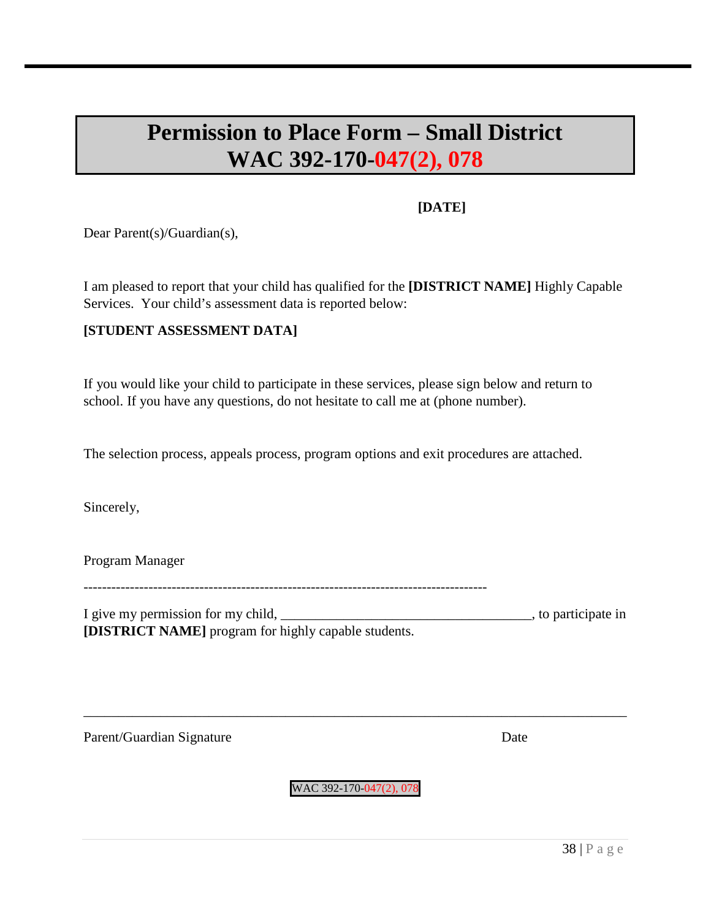# Permission to Place Form – Small District
# WAC 392-170-047(2), 078

**[DATE]**

Dear Parent(s)/Guardian(s),

I am pleased to report that your child has qualified for the **[DISTRICT NAME]** Highly Capable Services. Your child's assessment data is reported below:

**[STUDENT ASSESSMENT DATA]**

If you would like your child to participate in these services, please sign below and return to school. If you have any questions, do not hesitate to call me at (phone number).

The selection process, appeals process, program options and exit procedures are attached.

Sincerely,

Program Manager

---------------------------------------------------------------------------------------

I give my permission for my child, ____________________________________, to participate in **[DISTRICT NAME]** program for highly capable students.

_________________________________________________________________________________

Parent/Guardian Signature                                                                 Date

WAC 392-170-047(2), 078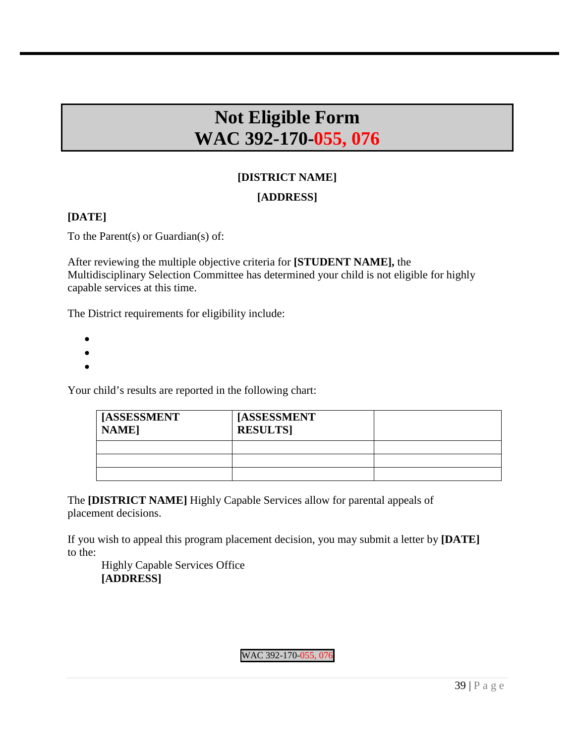# Not Eligible Form
# WAC 392-170-055, 076

**[DISTRICT NAME]**

**[ADDRESS]**

**[DATE]**

To the Parent(s) or Guardian(s) of:

After reviewing the multiple objective criteria for **[STUDENT NAME],** the Multidisciplinary Selection Committee has determined your child is not eligible for highly capable services at this time.

The District requirements for eligibility include:

- 
- 
- 

Your child's results are reported in the following chart:

| [ASSESSMENT NAME] | [ASSESSMENT RESULTS] | |
|---|---|---|
| | | |
| | | |
| | | |

The **[DISTRICT NAME]** Highly Capable Services allow for parental appeals of placement decisions.

If you wish to appeal this program placement decision, you may submit a letter by **[DATE]** to the:

Highly Capable Services Office
**[ADDRESS]**

WAC 392-170-055, 076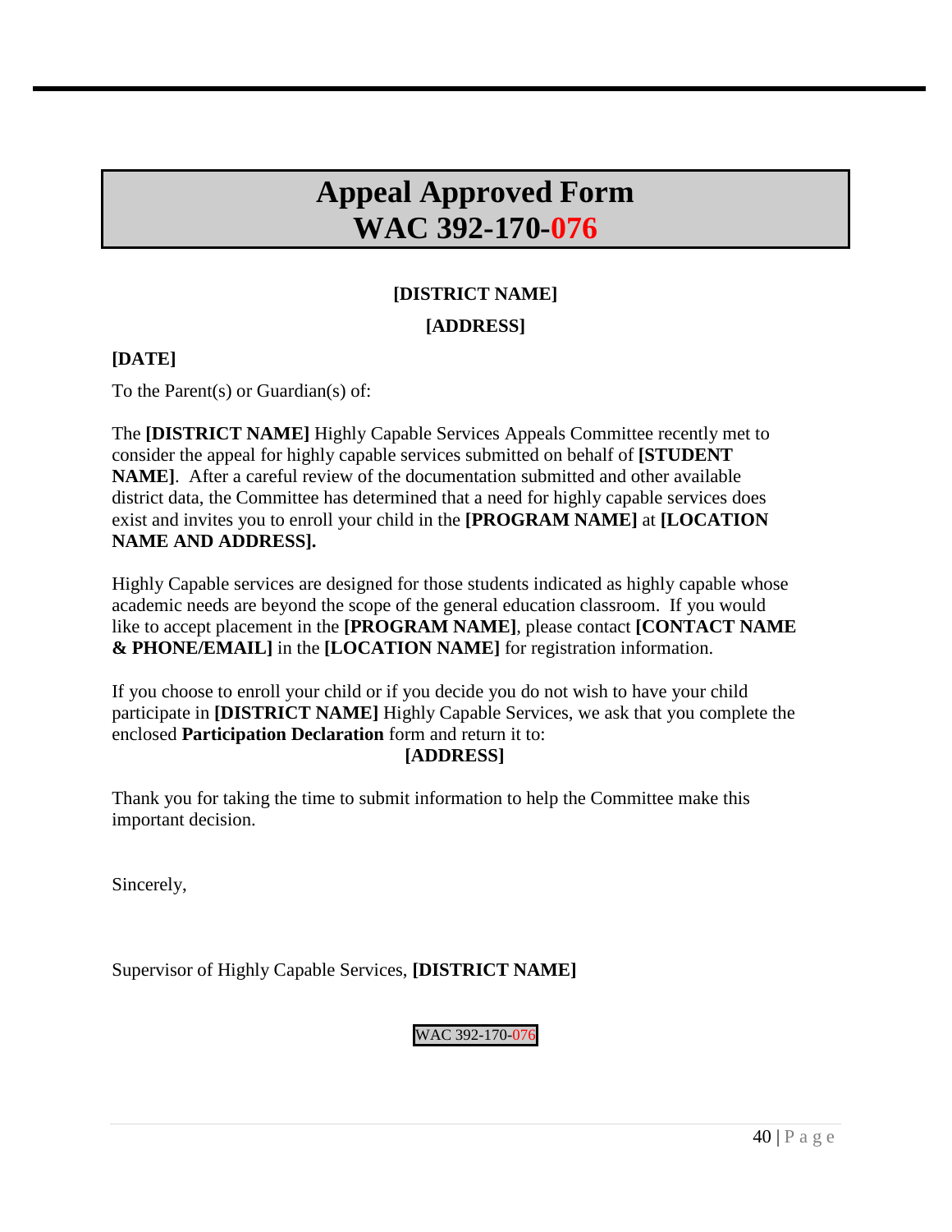# Appeal Approved Form
# WAC 392-170-076

**[DISTRICT NAME]**

**[ADDRESS]**

**[DATE]**

To the Parent(s) or Guardian(s) of:

The **[DISTRICT NAME]** Highly Capable Services Appeals Committee recently met to consider the appeal for highly capable services submitted on behalf of **[STUDENT NAME]**. After a careful review of the documentation submitted and other available district data, the Committee has determined that a need for highly capable services does exist and invites you to enroll your child in the **[PROGRAM NAME]** at **[LOCATION NAME AND ADDRESS].**

Highly Capable services are designed for those students indicated as highly capable whose academic needs are beyond the scope of the general education classroom. If you would like to accept placement in the **[PROGRAM NAME]**, please contact **[CONTACT NAME & PHONE/EMAIL]** in the **[LOCATION NAME]** for registration information.

If you choose to enroll your child or if you decide you do not wish to have your child participate in **[DISTRICT NAME]** Highly Capable Services, we ask that you complete the enclosed **Participation Declaration** form and return it to:

**[ADDRESS]**

Thank you for taking the time to submit information to help the Committee make this important decision.

Sincerely,

Supervisor of Highly Capable Services, **[DISTRICT NAME]**

WAC 392-170-076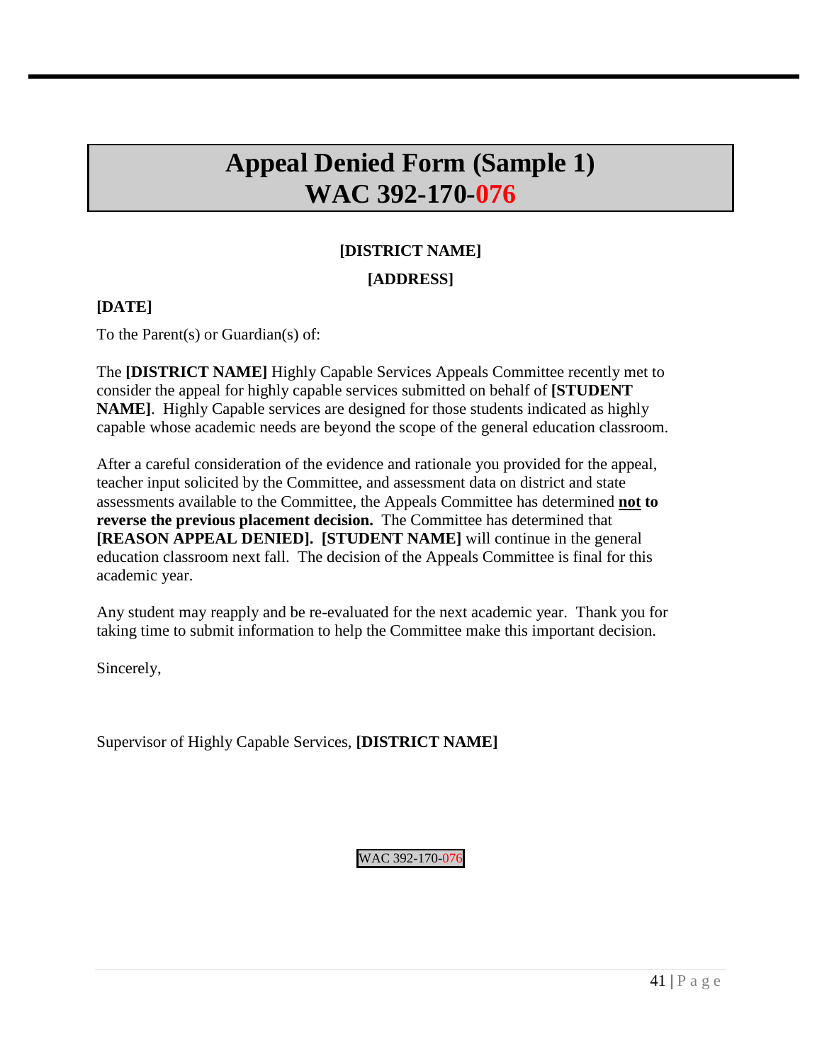# Appeal Denied Form (Sample 1)
# WAC 392-170-076

**[DISTRICT NAME]**

**[ADDRESS]**

**[DATE]**

To the Parent(s) or Guardian(s) of:

The **[DISTRICT NAME]** Highly Capable Services Appeals Committee recently met to consider the appeal for highly capable services submitted on behalf of **[STUDENT NAME]**. Highly Capable services are designed for those students indicated as highly capable whose academic needs are beyond the scope of the general education classroom.

After a careful consideration of the evidence and rationale you provided for the appeal, teacher input solicited by the Committee, and assessment data on district and state assessments available to the Committee, the Appeals Committee has determined **not to reverse the previous placement decision.** The Committee has determined that **[REASON APPEAL DENIED]. [STUDENT NAME]** will continue in the general education classroom next fall. The decision of the Appeals Committee is final for this academic year.

Any student may reapply and be re-evaluated for the next academic year. Thank you for taking time to submit information to help the Committee make this important decision.

Sincerely,

Supervisor of Highly Capable Services, **[DISTRICT NAME]**

WAC 392-170-076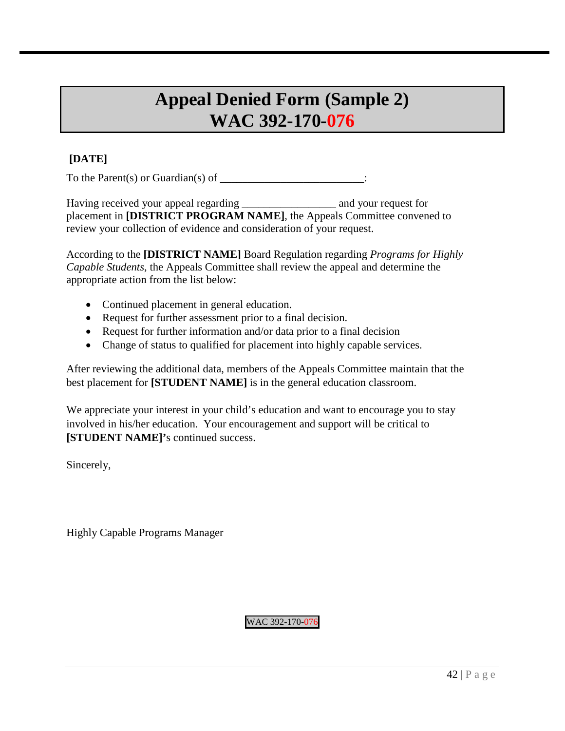# Appeal Denied Form (Sample 2)
# WAC 392-170-076

**[DATE]**

To the Parent(s) or Guardian(s) of _________________________:

Having received your appeal regarding ________________ and your request for placement in **[DISTRICT PROGRAM NAME]**, the Appeals Committee convened to review your collection of evidence and consideration of your request.

According to the **[DISTRICT NAME]** Board Regulation regarding *Programs for Highly Capable Students*, the Appeals Committee shall review the appeal and determine the appropriate action from the list below:

- Continued placement in general education.
- Request for further assessment prior to a final decision.
- Request for further information and/or data prior to a final decision
- Change of status to qualified for placement into highly capable services.

After reviewing the additional data, members of the Appeals Committee maintain that the best placement for **[STUDENT NAME]** is in the general education classroom.

We appreciate your interest in your child's education and want to encourage you to stay involved in his/her education. Your encouragement and support will be critical to **[STUDENT NAME]'**s continued success.

Sincerely,

Highly Capable Programs Manager

WAC 392-170-076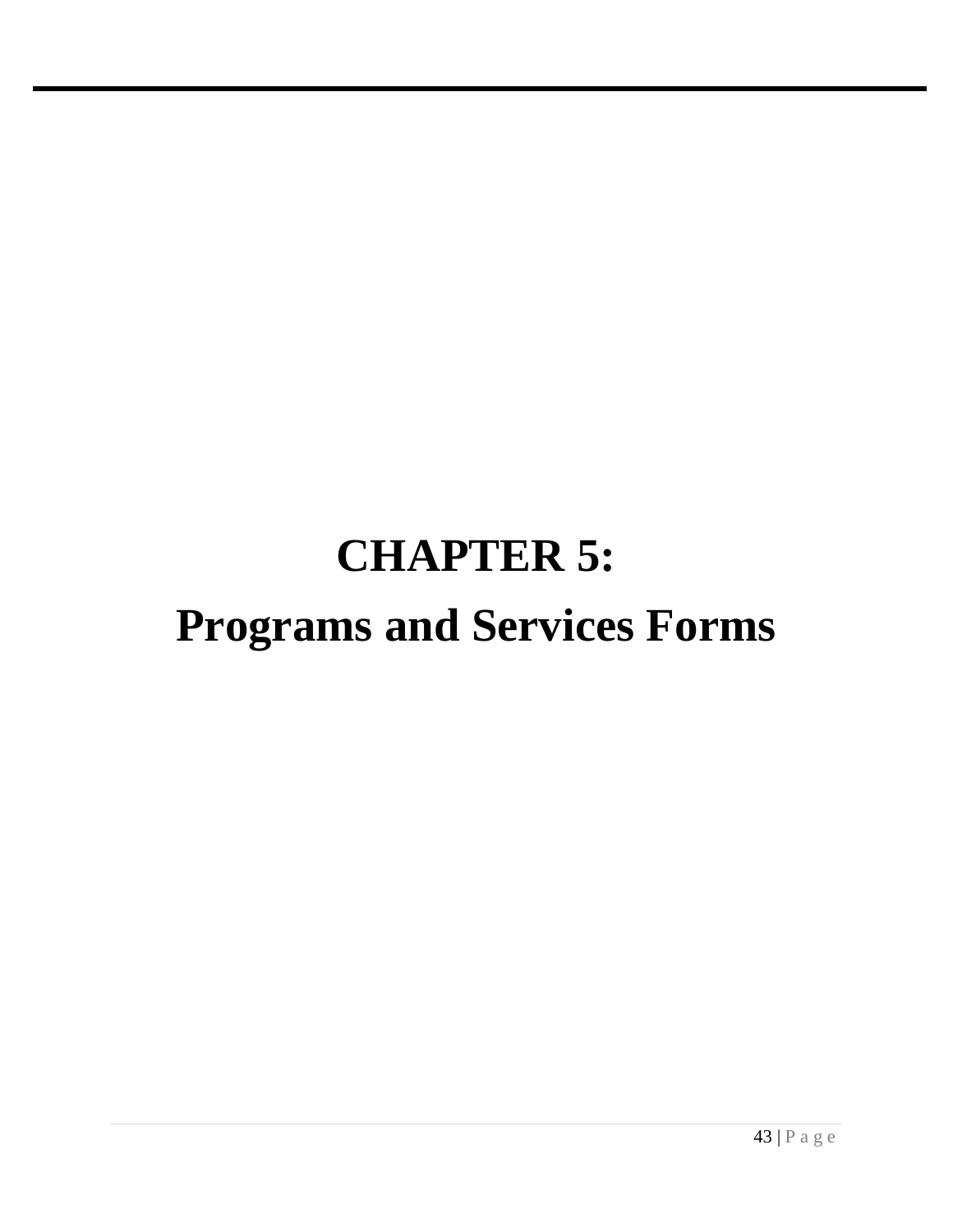# CHAPTER 5:

# Programs and Services Forms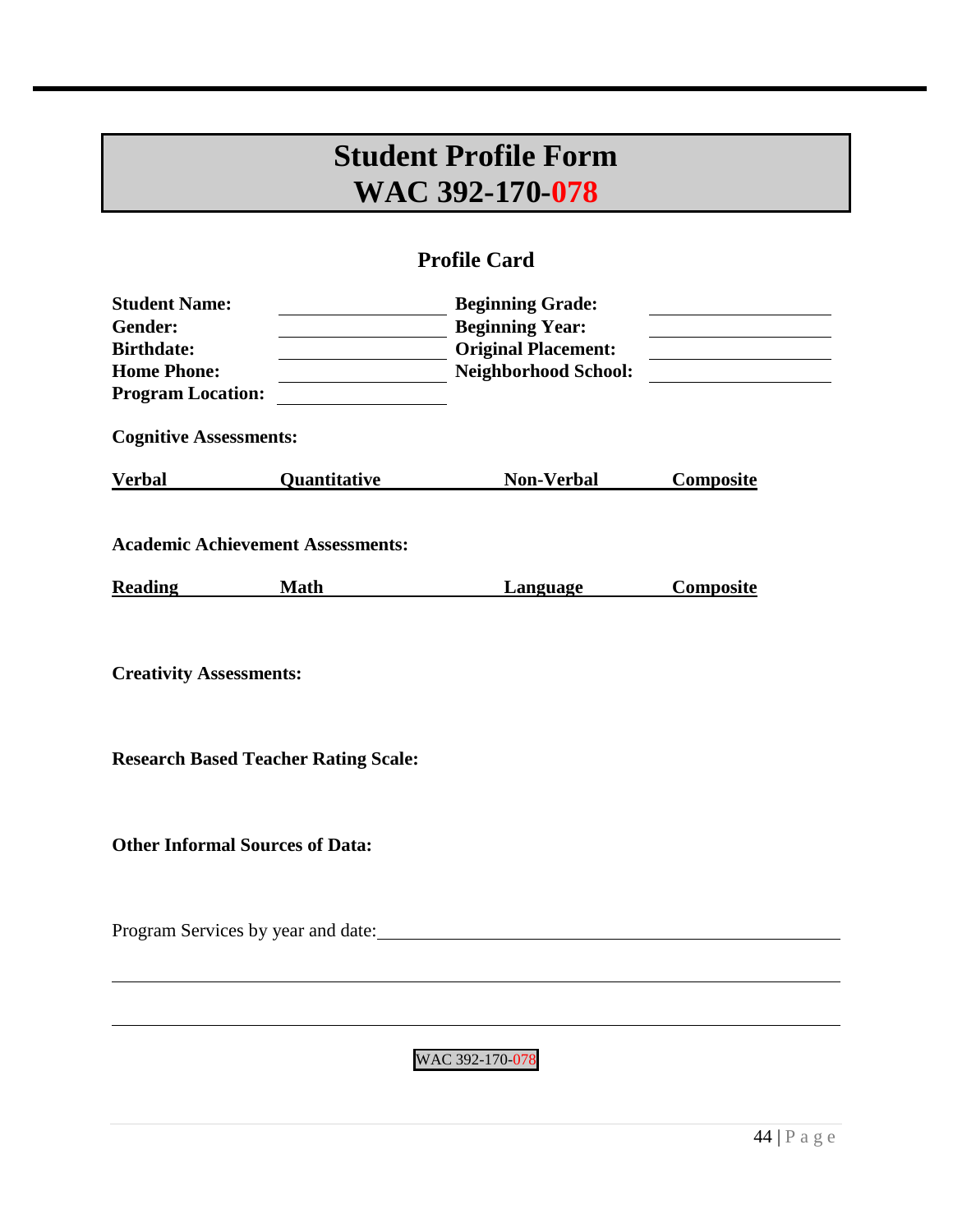# Student Profile Form
# WAC 392-170-078

## Profile Card

| | | | |
|---|---|---|---|
| **Student Name:** | \_\_\_\_\_\_\_\_\_\_\_\_\_\_\_\_ | **Beginning Grade:** | \_\_\_\_\_\_\_\_\_\_\_\_\_\_\_\_ |
| **Gender:** | \_\_\_\_\_\_\_\_\_\_\_\_\_\_\_\_ | **Beginning Year:** | \_\_\_\_\_\_\_\_\_\_\_\_\_\_\_\_ |
| **Birthdate:** | \_\_\_\_\_\_\_\_\_\_\_\_\_\_\_\_ | **Original Placement:** | \_\_\_\_\_\_\_\_\_\_\_\_\_\_\_\_ |
| **Home Phone:** | \_\_\_\_\_\_\_\_\_\_\_\_\_\_\_\_ | **Neighborhood School:** | \_\_\_\_\_\_\_\_\_\_\_\_\_\_\_\_ |
| **Program Location:** | \_\_\_\_\_\_\_\_\_\_\_\_\_\_\_\_ | | |

**Cognitive Assessments:**

| Verbal | Quantitative | Non-Verbal | Composite |
|---|---|---|---|
| | | | |

**Academic Achievement Assessments:**

| Reading | Math | Language | Composite |
|---|---|---|---|
| | | | |

**Creativity Assessments:**

**Research Based Teacher Rating Scale:**

**Other Informal Sources of Data:**

Program Services by year and date:\_\_\_\_\_\_\_\_\_\_\_\_\_\_\_\_\_\_\_\_\_\_\_\_\_\_\_\_\_\_\_\_\_\_\_\_\_\_\_\_

\_\_\_\_\_\_\_\_\_\_\_\_\_\_\_\_\_\_\_\_\_\_\_\_\_\_\_\_\_\_\_\_\_\_\_\_\_\_\_\_\_\_\_\_\_\_\_\_\_\_\_\_\_\_\_\_\_\_\_\_\_\_\_\_\_\_\_\_\_\_\_\_

\_\_\_\_\_\_\_\_\_\_\_\_\_\_\_\_\_\_\_\_\_\_\_\_\_\_\_\_\_\_\_\_\_\_\_\_\_\_\_\_\_\_\_\_\_\_\_\_\_\_\_\_\_\_\_\_\_\_\_\_\_\_\_\_\_\_\_\_\_\_\_\_

WAC 392-170-078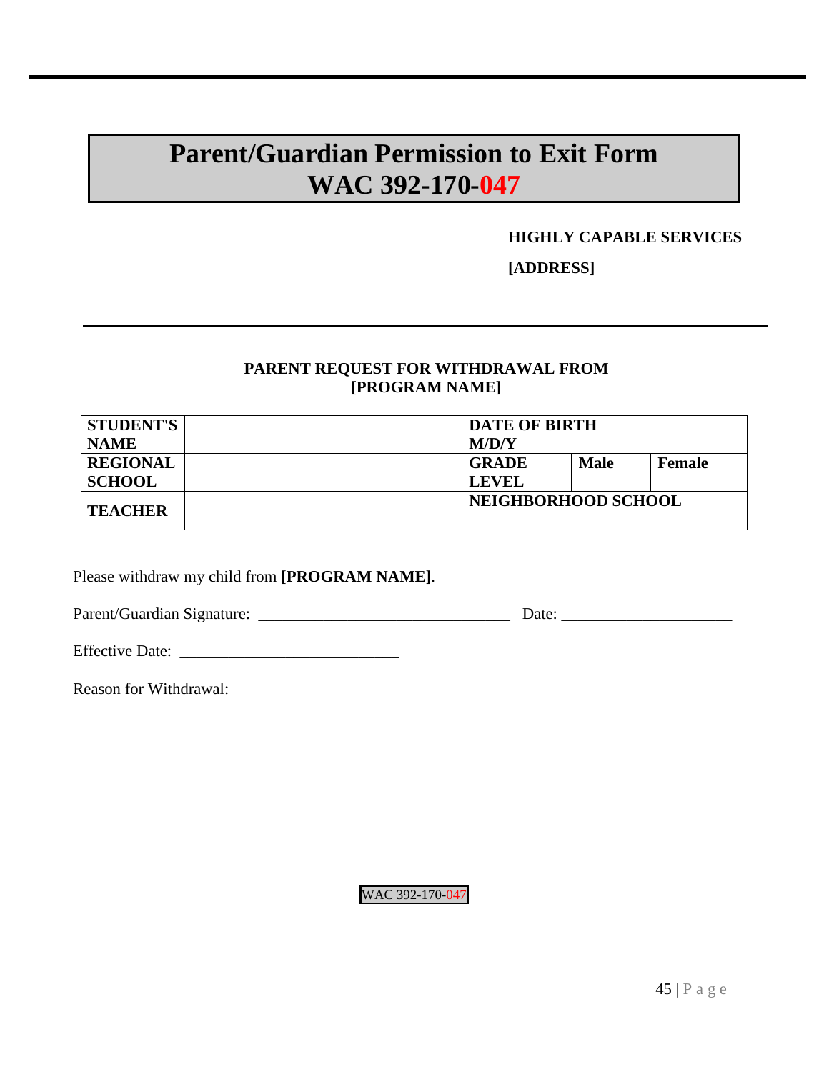# Parent/Guardian Permission to Exit Form
# WAC 392-170-047

**HIGHLY CAPABLE SERVICES**

**[ADDRESS]**

---

**PARENT REQUEST FOR WITHDRAWAL FROM**
**[PROGRAM NAME]**

| **STUDENT'S NAME** | | **DATE OF BIRTH M/D/Y** | | |
|---|---|---|---|---|
| **REGIONAL SCHOOL** | | **GRADE LEVEL** | **Male** | **Female** |
| **TEACHER** | | **NEIGHBORHOOD SCHOOL** | | |

Please withdraw my child from **[PROGRAM NAME]**.

Parent/Guardian Signature: _______________________________ Date: _____________________

Effective Date: ___________________________

Reason for Withdrawal:

WAC 392-170-047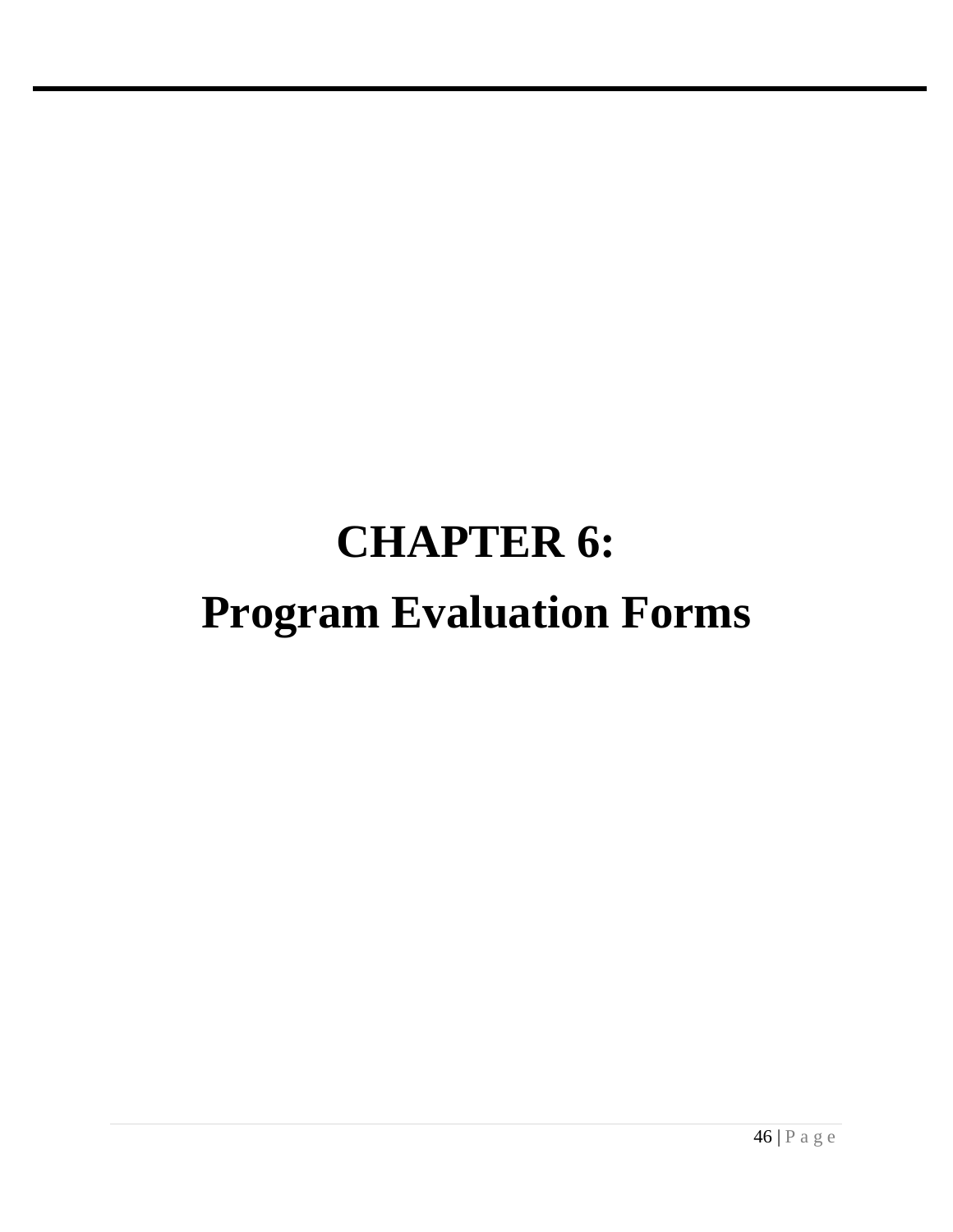# CHAPTER 6:
# Program Evaluation Forms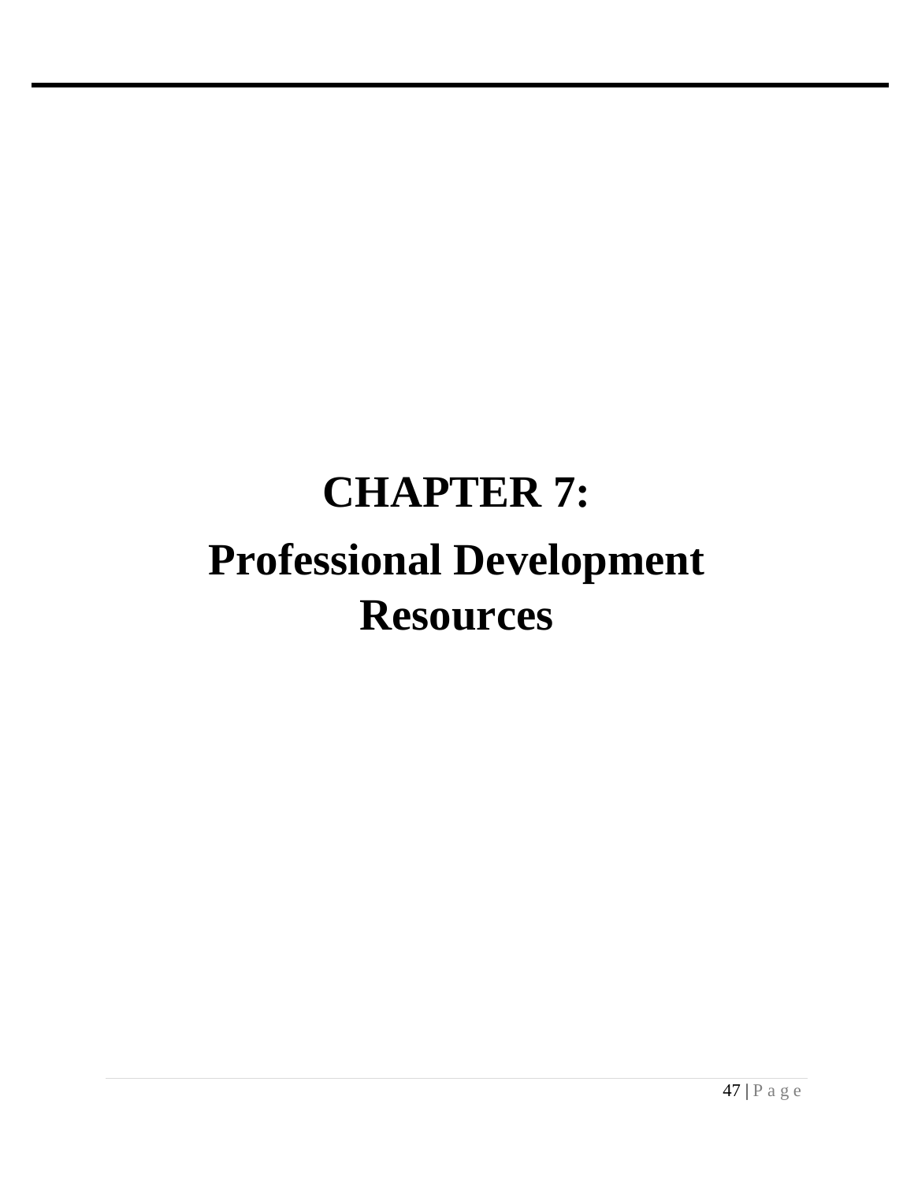# CHAPTER 7:

# Professional Development Resources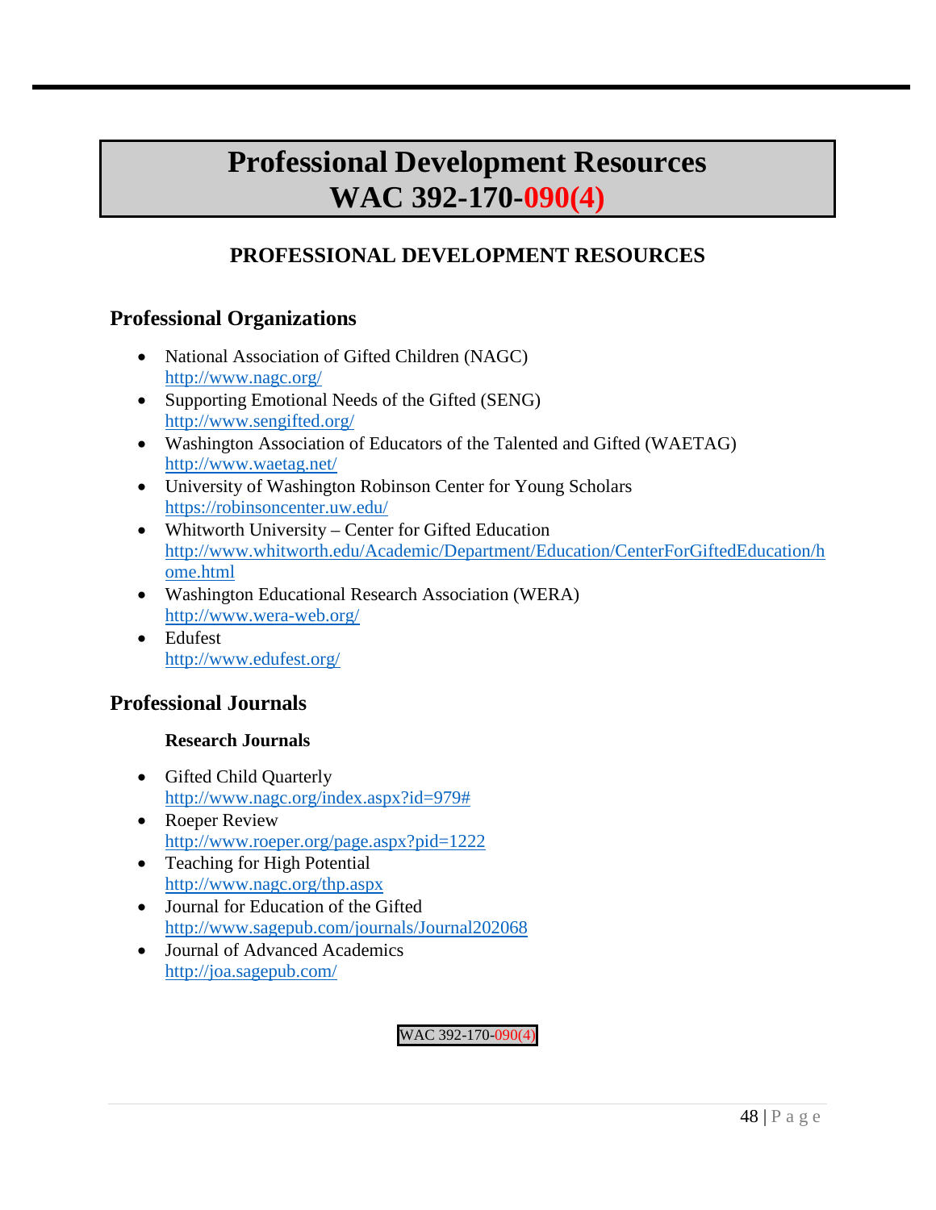# Professional Development Resources
# WAC 392-170-090(4)

## PROFESSIONAL DEVELOPMENT RESOURCES

### Professional Organizations

- National Association of Gifted Children (NAGC)
  http://www.nagc.org/
- Supporting Emotional Needs of the Gifted (SENG)
  http://www.sengifted.org/
- Washington Association of Educators of the Talented and Gifted (WAETAG)
  http://www.waetag.net/
- University of Washington Robinson Center for Young Scholars
  https://robinsoncenter.uw.edu/
- Whitworth University – Center for Gifted Education
  http://www.whitworth.edu/Academic/Department/Education/CenterForGiftedEducation/home.html
- Washington Educational Research Association (WERA)
  http://www.wera-web.org/
- Edufest
  http://www.edufest.org/

### Professional Journals

#### Research Journals

- Gifted Child Quarterly
  http://www.nagc.org/index.aspx?id=979#
- Roeper Review
  http://www.roeper.org/page.aspx?pid=1222
- Teaching for High Potential
  http://www.nagc.org/thp.aspx
- Journal for Education of the Gifted
  http://www.sagepub.com/journals/Journal202068
- Journal of Advanced Academics
  http://joa.sagepub.com/

WAC 392-170-090(4)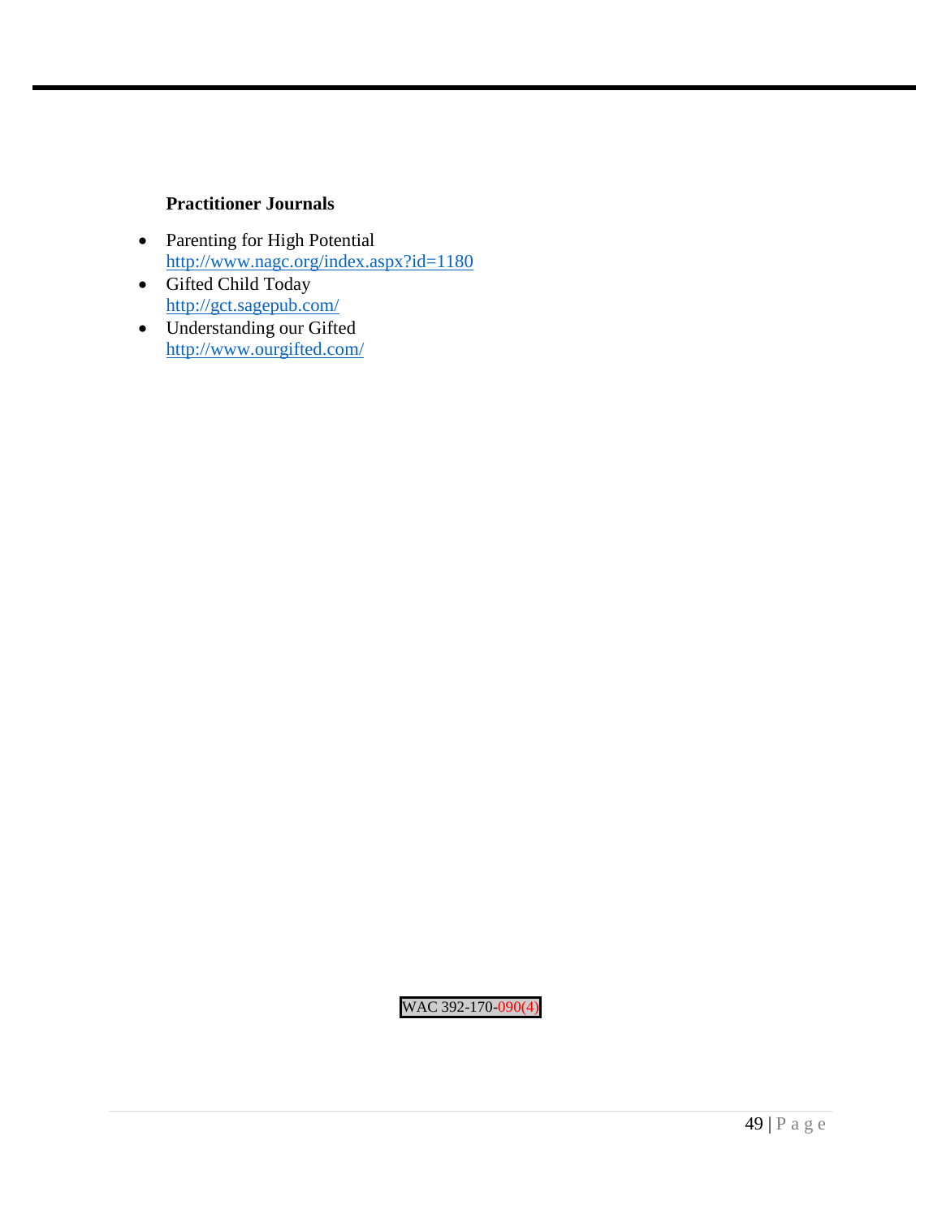**Practitioner Journals**

- Parenting for High Potential
  http://www.nagc.org/index.aspx?id=1180
- Gifted Child Today
  http://gct.sagepub.com/
- Understanding our Gifted
  http://www.ourgifted.com/

WAC 392-170-090(4)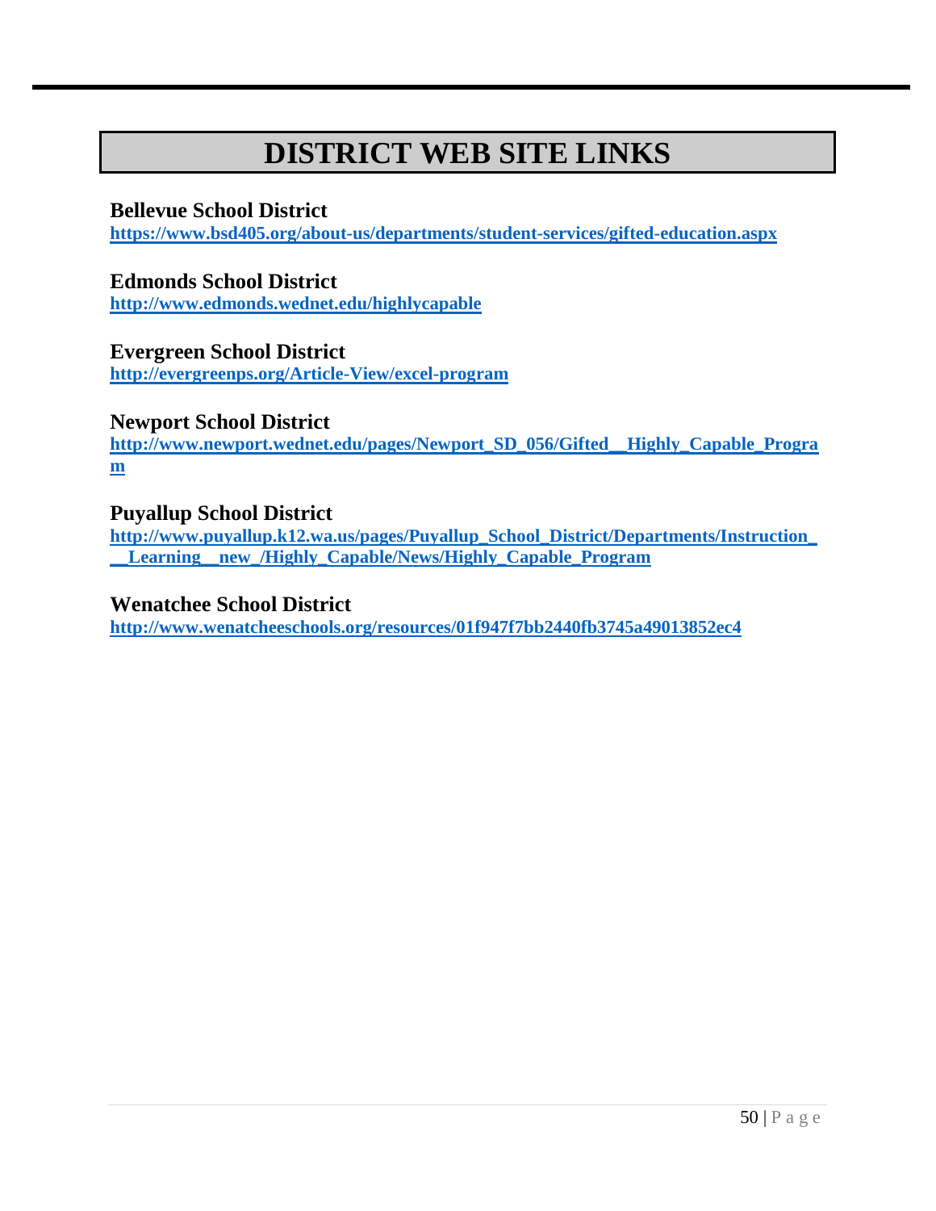# DISTRICT WEB SITE LINKS

**Bellevue School District**
**https://www.bsd405.org/about-us/departments/student-services/gifted-education.aspx**

**Edmonds School District**
**http://www.edmonds.wednet.edu/highlycapable**

**Evergreen School District**
**http://evergreenps.org/Article-View/excel-program**

**Newport School District**
**http://www.newport.wednet.edu/pages/Newport_SD_056/Gifted__Highly_Capable_Program**

**Puyallup School District**
**http://www.puyallup.k12.wa.us/pages/Puyallup_School_District/Departments/Instruction___Learning__new_/Highly_Capable/News/Highly_Capable_Program**

**Wenatchee School District**
**http://www.wenatcheeschools.org/resources/01f947f7bb2440fb3745a49013852ec4**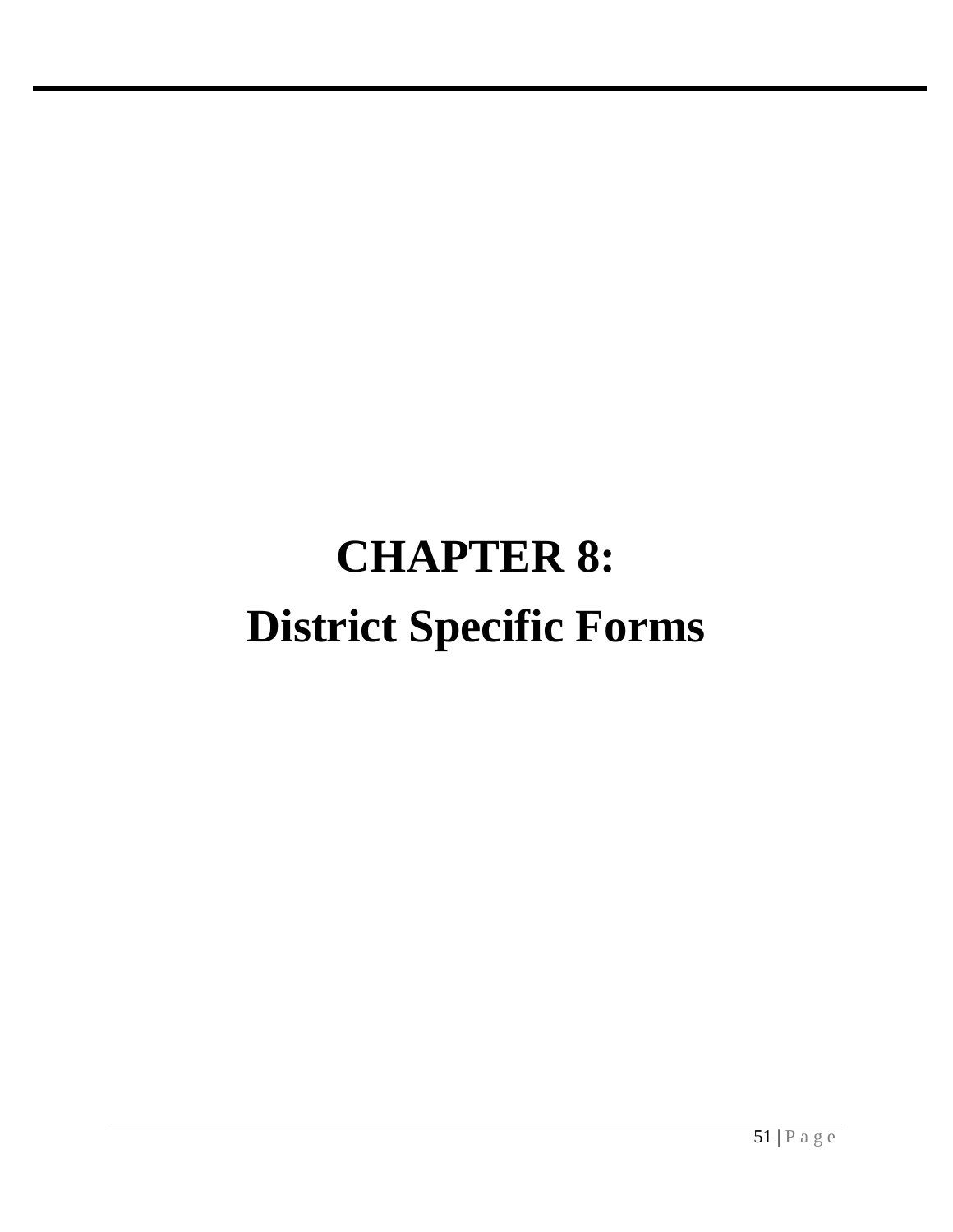# CHAPTER 8:
# District Specific Forms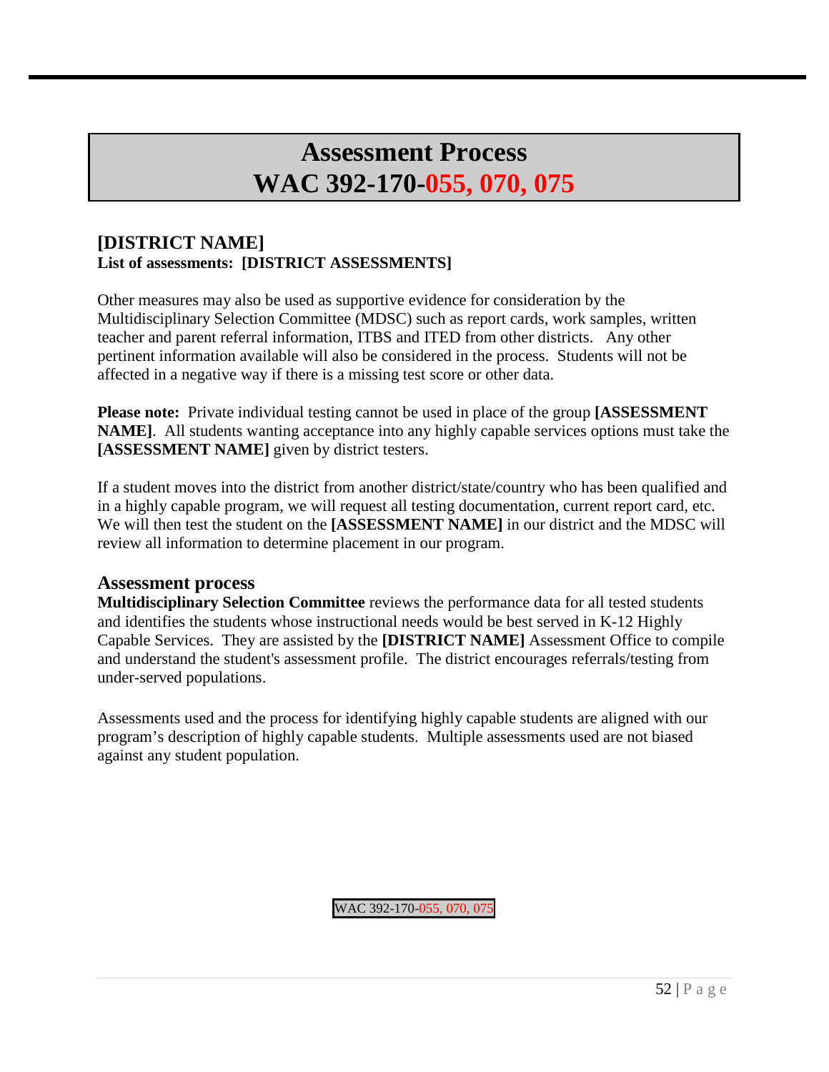# Assessment Process
# WAC 392-170-055, 070, 075

## [DISTRICT NAME]

**List of assessments: [DISTRICT ASSESSMENTS]**

Other measures may also be used as supportive evidence for consideration by the Multidisciplinary Selection Committee (MDSC) such as report cards, work samples, written teacher and parent referral information, ITBS and ITED from other districts. Any other pertinent information available will also be considered in the process. Students will not be affected in a negative way if there is a missing test score or other data.

**Please note:** Private individual testing cannot be used in place of the group **[ASSESSMENT NAME]**. All students wanting acceptance into any highly capable services options must take the **[ASSESSMENT NAME]** given by district testers.

If a student moves into the district from another district/state/country who has been qualified and in a highly capable program, we will request all testing documentation, current report card, etc. We will then test the student on the **[ASSESSMENT NAME]** in our district and the MDSC will review all information to determine placement in our program.

## Assessment process

**Multidisciplinary Selection Committee** reviews the performance data for all tested students and identifies the students whose instructional needs would be best served in K-12 Highly Capable Services. They are assisted by the **[DISTRICT NAME]** Assessment Office to compile and understand the student's assessment profile. The district encourages referrals/testing from under-served populations.

Assessments used and the process for identifying highly capable students are aligned with our program's description of highly capable students. Multiple assessments used are not biased against any student population.

WAC 392-170-055, 070, 075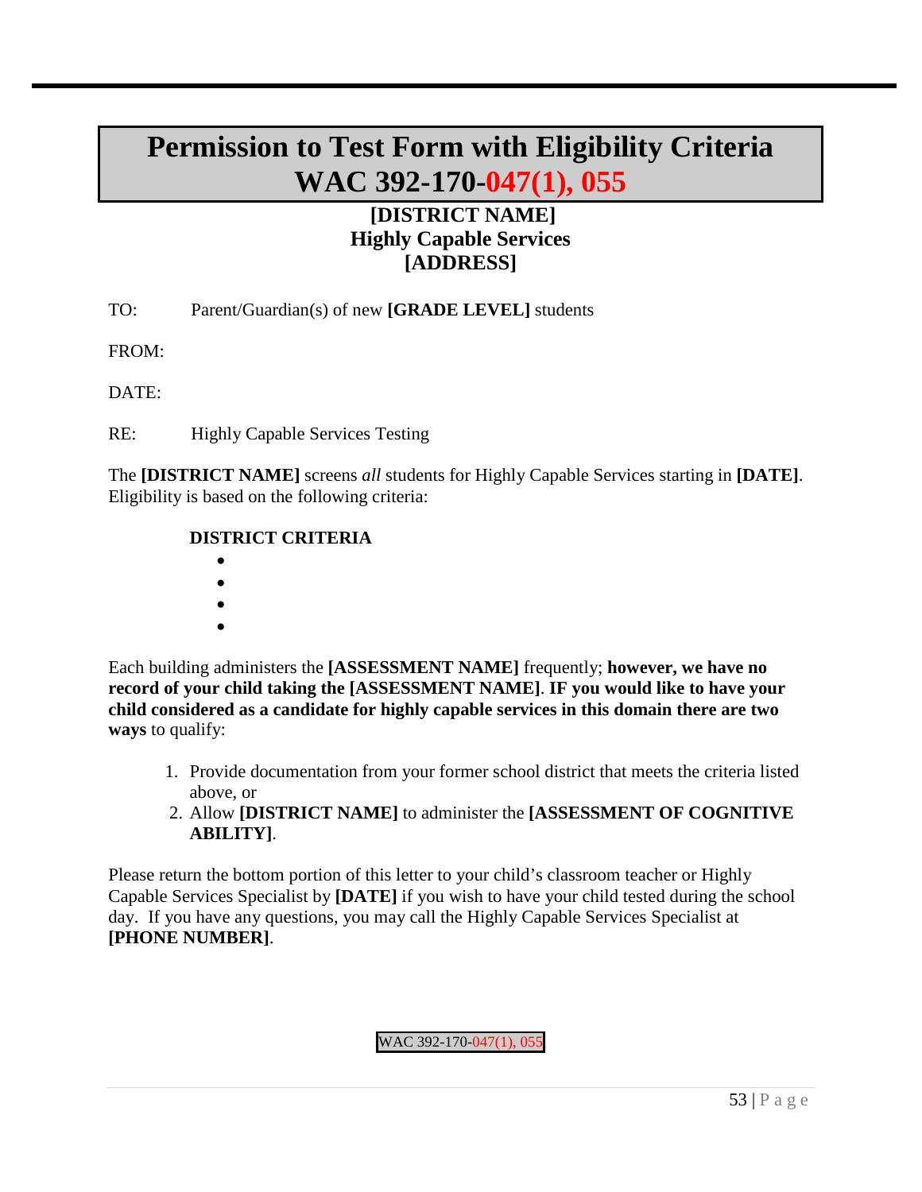# Permission to Test Form with Eligibility Criteria WAC 392-170-047(1), 055

**[DISTRICT NAME]**
**Highly Capable Services**
**[ADDRESS]**

TO: Parent/Guardian(s) of new **[GRADE LEVEL]** students

FROM:

DATE:

RE: Highly Capable Services Testing

The **[DISTRICT NAME]** screens *all* students for Highly Capable Services starting in **[DATE]**. Eligibility is based on the following criteria:

**DISTRICT CRITERIA**

- 
- 
- 
- 

Each building administers the **[ASSESSMENT NAME]** frequently; **however, we have no record of your child taking the [ASSESSMENT NAME]**. **IF you would like to have your child considered as a candidate for highly capable services in this domain there are two ways** to qualify:

1. Provide documentation from your former school district that meets the criteria listed above, or
2. Allow **[DISTRICT NAME]** to administer the **[ASSESSMENT OF COGNITIVE ABILITY]**.

Please return the bottom portion of this letter to your child's classroom teacher or Highly Capable Services Specialist by **[DATE]** if you wish to have your child tested during the school day. If you have any questions, you may call the Highly Capable Services Specialist at **[PHONE NUMBER]**.

WAC 392-170-047(1), 055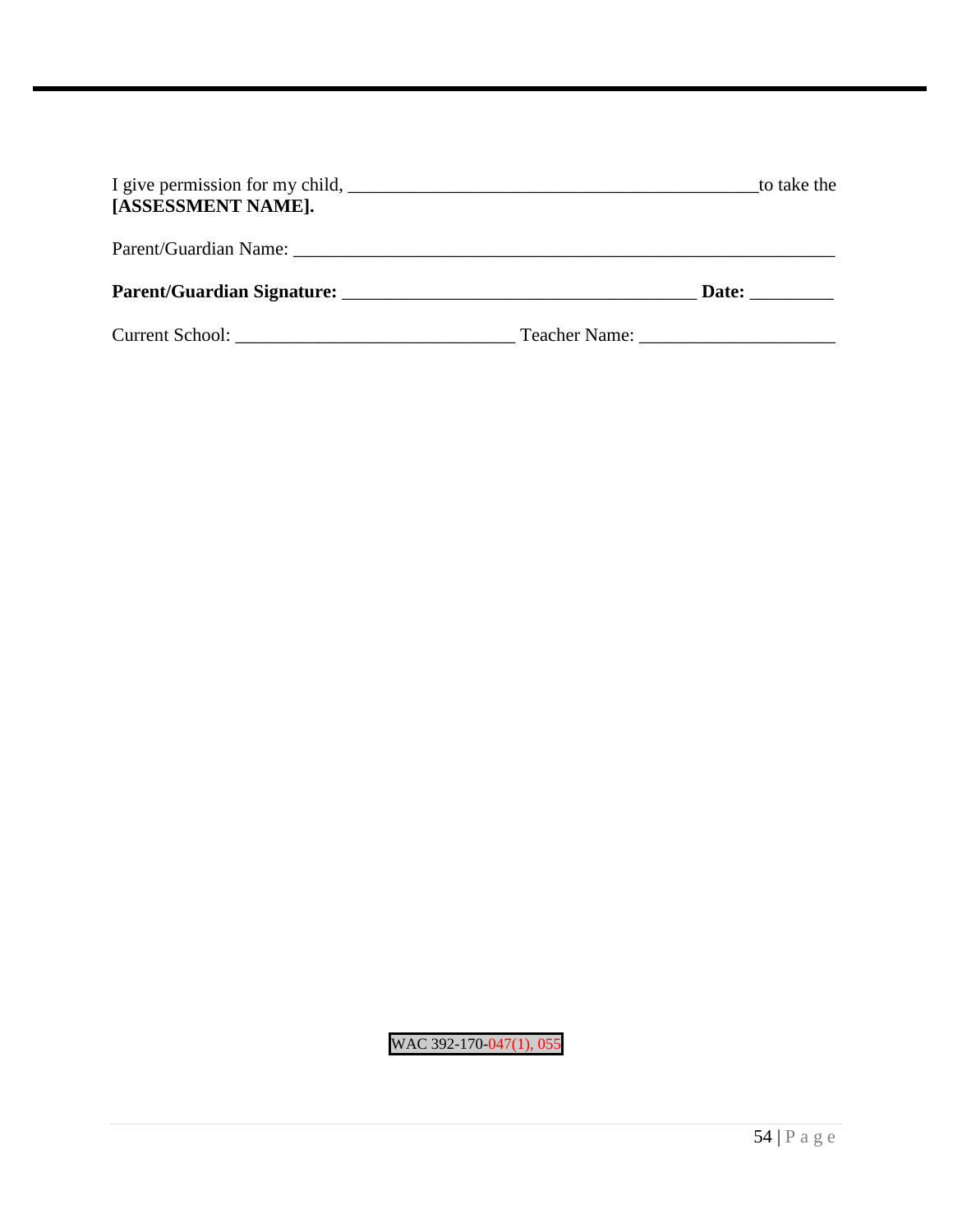I give permission for my child, _____________________________________________to take the **[ASSESSMENT NAME].**

Parent/Guardian Name: ____________________________________________________________

**Parent/Guardian Signature:** ______________________________________ **Date:** _________

Current School: ______________________________ Teacher Name: _____________________

WAC 392-170-047(1), 055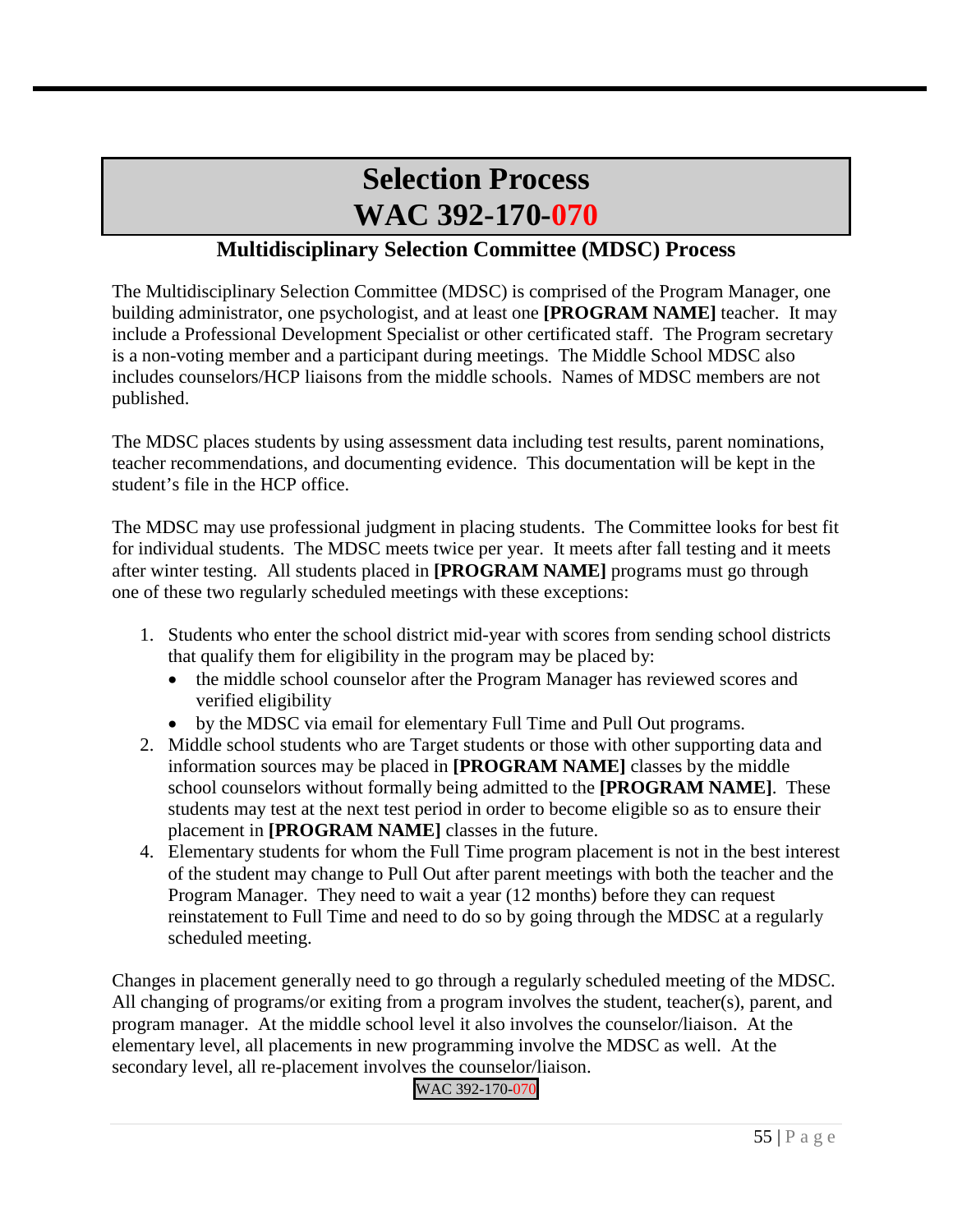# Selection Process
# WAC 392-170-070

## Multidisciplinary Selection Committee (MDSC) Process

The Multidisciplinary Selection Committee (MDSC) is comprised of the Program Manager, one building administrator, one psychologist, and at least one **[PROGRAM NAME]** teacher. It may include a Professional Development Specialist or other certificated staff. The Program secretary is a non-voting member and a participant during meetings. The Middle School MDSC also includes counselors/HCP liaisons from the middle schools. Names of MDSC members are not published.

The MDSC places students by using assessment data including test results, parent nominations, teacher recommendations, and documenting evidence. This documentation will be kept in the student's file in the HCP office.

The MDSC may use professional judgment in placing students. The Committee looks for best fit for individual students. The MDSC meets twice per year. It meets after fall testing and it meets after winter testing. All students placed in **[PROGRAM NAME]** programs must go through one of these two regularly scheduled meetings with these exceptions:

1. Students who enter the school district mid-year with scores from sending school districts that qualify them for eligibility in the program may be placed by:
   - the middle school counselor after the Program Manager has reviewed scores and verified eligibility
   - by the MDSC via email for elementary Full Time and Pull Out programs.
2. Middle school students who are Target students or those with other supporting data and information sources may be placed in **[PROGRAM NAME]** classes by the middle school counselors without formally being admitted to the **[PROGRAM NAME]**. These students may test at the next test period in order to become eligible so as to ensure their placement in **[PROGRAM NAME]** classes in the future.
4. Elementary students for whom the Full Time program placement is not in the best interest of the student may change to Pull Out after parent meetings with both the teacher and the Program Manager. They need to wait a year (12 months) before they can request reinstatement to Full Time and need to do so by going through the MDSC at a regularly scheduled meeting.

Changes in placement generally need to go through a regularly scheduled meeting of the MDSC. All changing of programs/or exiting from a program involves the student, teacher(s), parent, and program manager. At the middle school level it also involves the counselor/liaison. At the elementary level, all placements in new programming involve the MDSC as well. At the secondary level, all re-placement involves the counselor/liaison.

WAC 392-170-070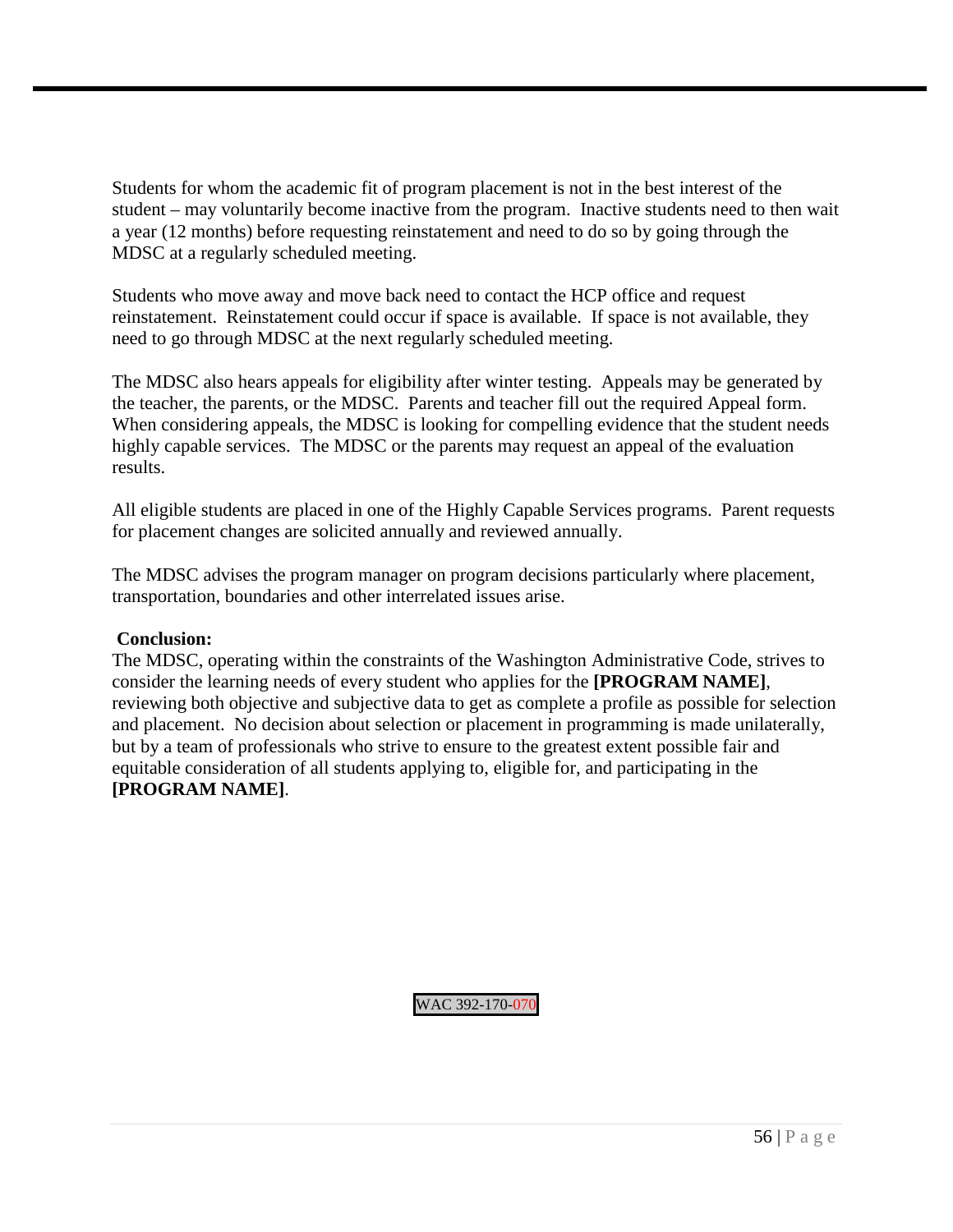Students for whom the academic fit of program placement is not in the best interest of the student – may voluntarily become inactive from the program. Inactive students need to then wait a year (12 months) before requesting reinstatement and need to do so by going through the MDSC at a regularly scheduled meeting.

Students who move away and move back need to contact the HCP office and request reinstatement. Reinstatement could occur if space is available. If space is not available, they need to go through MDSC at the next regularly scheduled meeting.

The MDSC also hears appeals for eligibility after winter testing. Appeals may be generated by the teacher, the parents, or the MDSC. Parents and teacher fill out the required Appeal form. When considering appeals, the MDSC is looking for compelling evidence that the student needs highly capable services. The MDSC or the parents may request an appeal of the evaluation results.

All eligible students are placed in one of the Highly Capable Services programs. Parent requests for placement changes are solicited annually and reviewed annually.

The MDSC advises the program manager on program decisions particularly where placement, transportation, boundaries and other interrelated issues arise.

**Conclusion:**

The MDSC, operating within the constraints of the Washington Administrative Code, strives to consider the learning needs of every student who applies for the **[PROGRAM NAME]**, reviewing both objective and subjective data to get as complete a profile as possible for selection and placement. No decision about selection or placement in programming is made unilaterally, but by a team of professionals who strive to ensure to the greatest extent possible fair and equitable consideration of all students applying to, eligible for, and participating in the **[PROGRAM NAME]**.

WAC 392-170-070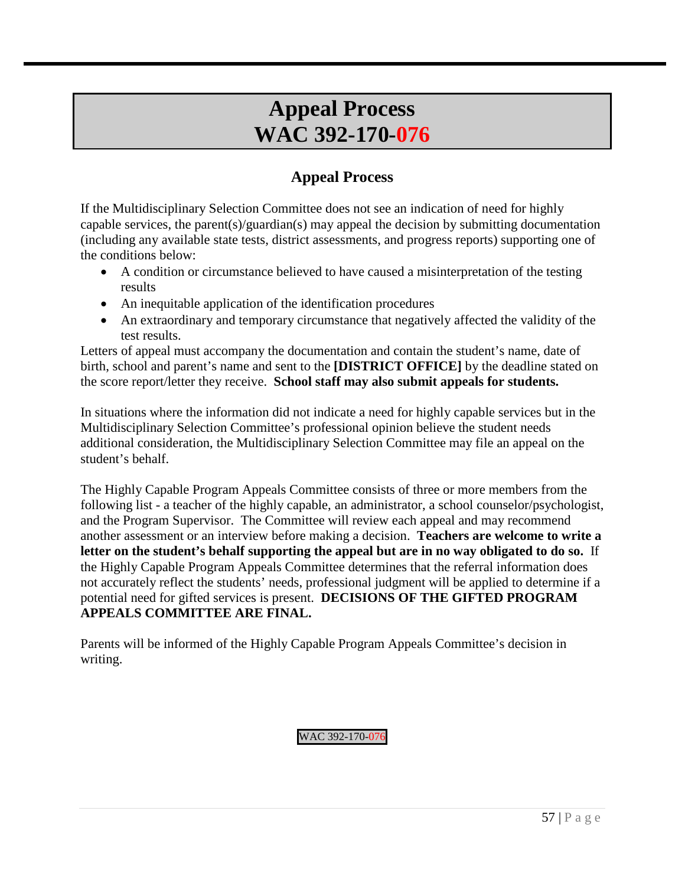# Appeal Process
# WAC 392-170-076

## Appeal Process

If the Multidisciplinary Selection Committee does not see an indication of need for highly capable services, the parent(s)/guardian(s) may appeal the decision by submitting documentation (including any available state tests, district assessments, and progress reports) supporting one of the conditions below:

- A condition or circumstance believed to have caused a misinterpretation of the testing results
- An inequitable application of the identification procedures
- An extraordinary and temporary circumstance that negatively affected the validity of the test results.

Letters of appeal must accompany the documentation and contain the student's name, date of birth, school and parent's name and sent to the **[DISTRICT OFFICE]** by the deadline stated on the score report/letter they receive. **School staff may also submit appeals for students.**

In situations where the information did not indicate a need for highly capable services but in the Multidisciplinary Selection Committee's professional opinion believe the student needs additional consideration, the Multidisciplinary Selection Committee may file an appeal on the student's behalf.

The Highly Capable Program Appeals Committee consists of three or more members from the following list - a teacher of the highly capable, an administrator, a school counselor/psychologist, and the Program Supervisor. The Committee will review each appeal and may recommend another assessment or an interview before making a decision. **Teachers are welcome to write a letter on the student's behalf supporting the appeal but are in no way obligated to do so.** If the Highly Capable Program Appeals Committee determines that the referral information does not accurately reflect the students' needs, professional judgment will be applied to determine if a potential need for gifted services is present. **DECISIONS OF THE GIFTED PROGRAM APPEALS COMMITTEE ARE FINAL.**

Parents will be informed of the Highly Capable Program Appeals Committee's decision in writing.

WAC 392-170-076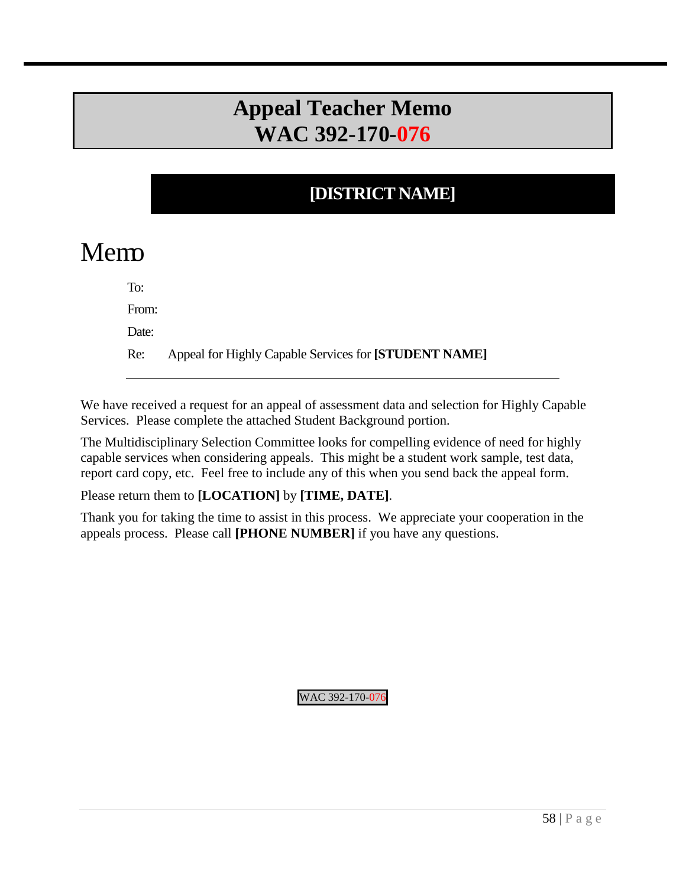# Appeal Teacher Memo
# WAC 392-170-076

## [DISTRICT NAME]

# Memo

To:

From:

Date:

Re: Appeal for Highly Capable Services for **[STUDENT NAME]**

---

We have received a request for an appeal of assessment data and selection for Highly Capable Services. Please complete the attached Student Background portion.

The Multidisciplinary Selection Committee looks for compelling evidence of need for highly capable services when considering appeals. This might be a student work sample, test data, report card copy, etc. Feel free to include any of this when you send back the appeal form.

Please return them to **[LOCATION]** by **[TIME, DATE]**.

Thank you for taking the time to assist in this process. We appreciate your cooperation in the appeals process. Please call **[PHONE NUMBER]** if you have any questions.

WAC 392-170-076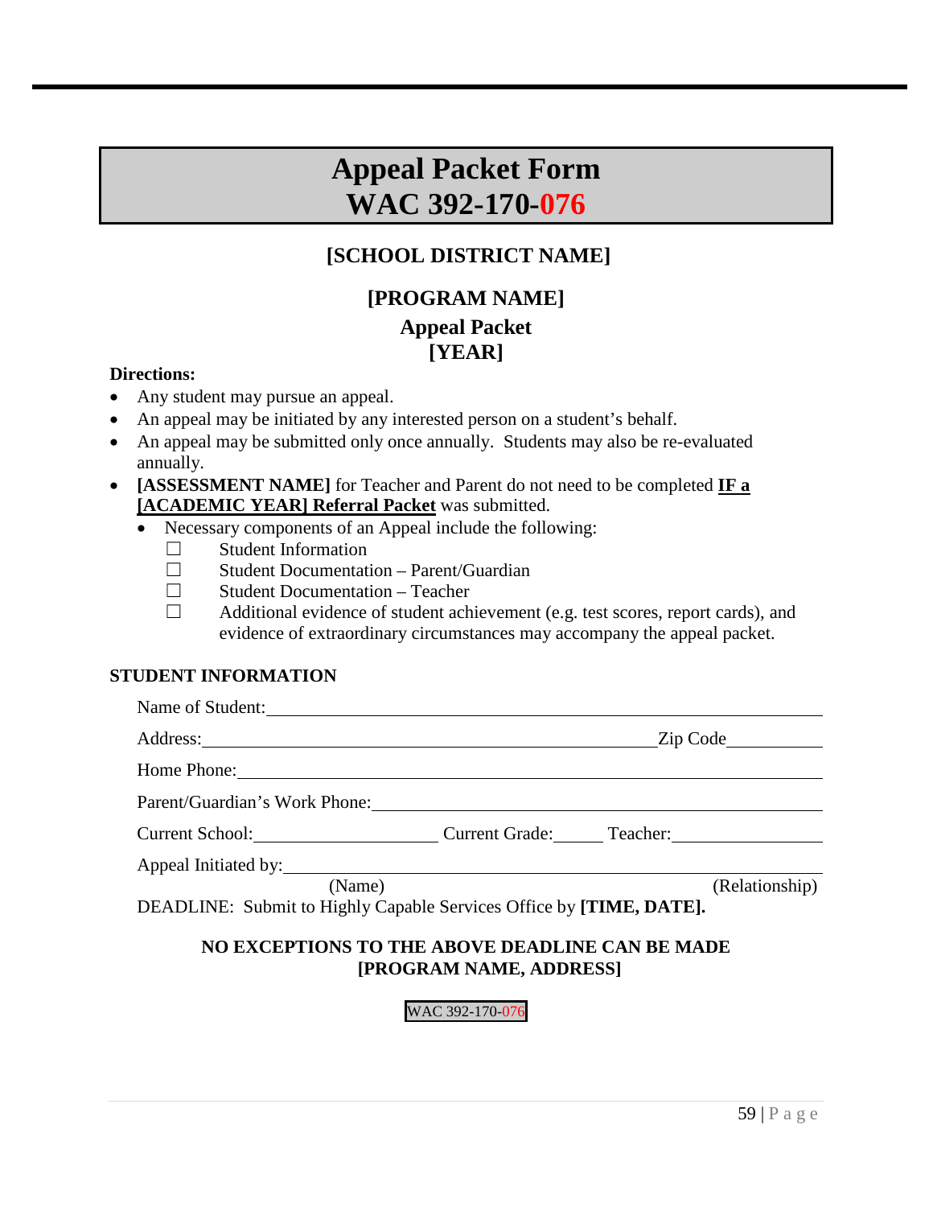# Appeal Packet Form
# WAC 392-170-076

## [SCHOOL DISTRICT NAME]

### [PROGRAM NAME]

### Appeal Packet
### [YEAR]

**Directions:**

- Any student may pursue an appeal.
- An appeal may be initiated by any interested person on a student's behalf.
- An appeal may be submitted only once annually. Students may also be re-evaluated annually.
- **[ASSESSMENT NAME]** for Teacher and Parent do not need to be completed **IF a [ACADEMIC YEAR] Referral Packet** was submitted.
  - Necessary components of an Appeal include the following:
    - ☐ Student Information
    - ☐ Student Documentation – Parent/Guardian
    - ☐ Student Documentation – Teacher
    - ☐ Additional evidence of student achievement (e.g. test scores, report cards), and evidence of extraordinary circumstances may accompany the appeal packet.

**STUDENT INFORMATION**

Name of Student: ______________________________________________

Address: ______________________________________ Zip Code __________

Home Phone: ______________________________________________

Parent/Guardian's Work Phone: ______________________________________________

Current School: ____________________ Current Grade: _____ Teacher: ________________

Appeal Initiated by: ______________________________________________
(Name) (Relationship)

DEADLINE: Submit to Highly Capable Services Office by **[TIME, DATE].**

**NO EXCEPTIONS TO THE ABOVE DEADLINE CAN BE MADE**
**[PROGRAM NAME, ADDRESS]**

WAC 392-170-076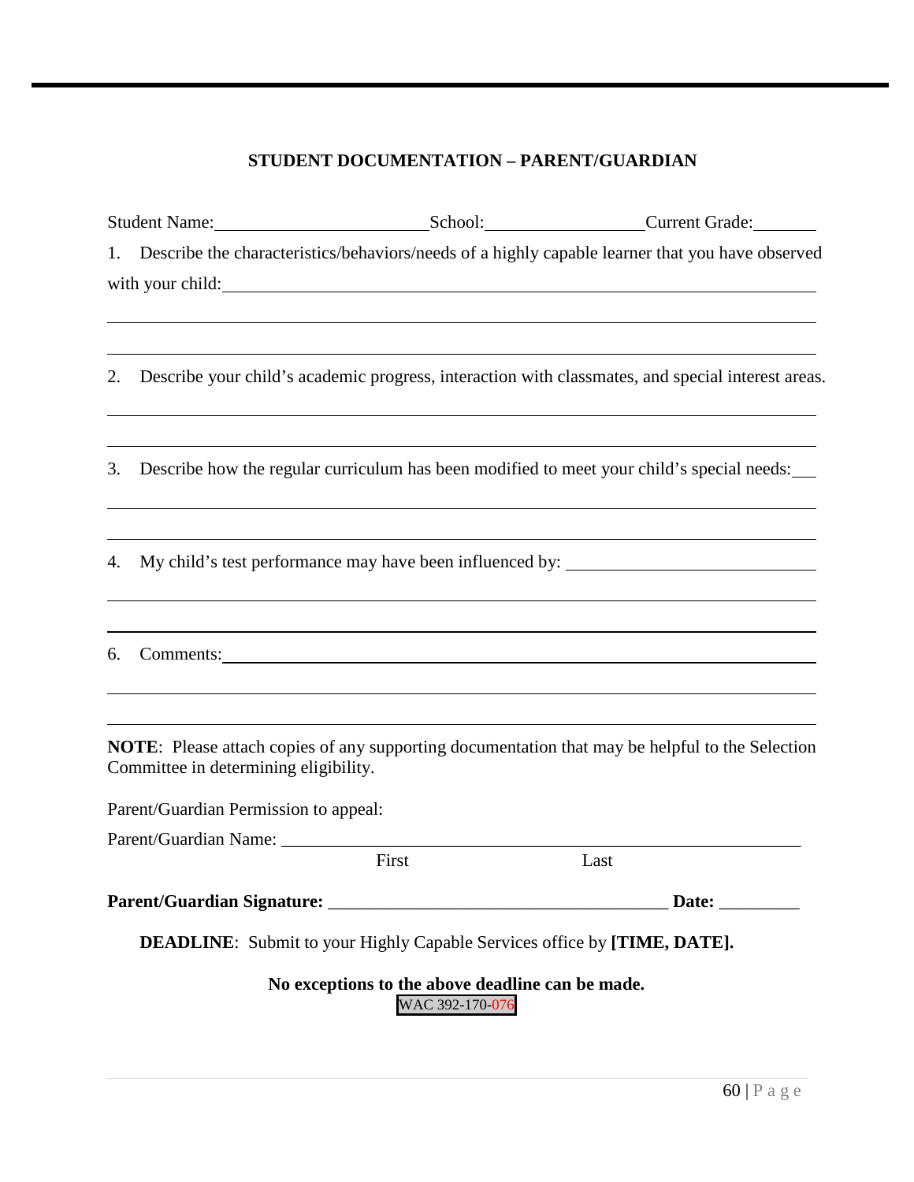## STUDENT DOCUMENTATION – PARENT/GUARDIAN

Student Name:________________________School:__________________Current Grade:_______

1. Describe the characteristics/behaviors/needs of a highly capable learner that you have observed with your child:_______________________________________________________________

_______________________________________________________________________________

_______________________________________________________________________________

2. Describe your child's academic progress, interaction with classmates, and special interest areas.

_______________________________________________________________________________

_______________________________________________________________________________

3. Describe how the regular curriculum has been modified to meet your child's special needs:___

_______________________________________________________________________________

_______________________________________________________________________________

4. My child's test performance may have been influenced by: ____________________________

_______________________________________________________________________________

_______________________________________________________________________________

6. Comments:____________________________________________________________________

_______________________________________________________________________________

_______________________________________________________________________________

**NOTE**: Please attach copies of any supporting documentation that may be helpful to the Selection Committee in determining eligibility.

Parent/Guardian Permission to appeal:

Parent/Guardian Name: ____________________________________________________________
First Last

**Parent/Guardian Signature:** ______________________________________ **Date:** _________

**DEADLINE**: Submit to your Highly Capable Services office by **[TIME, DATE].**

**No exceptions to the above deadline can be made.**

WAC 392-170-076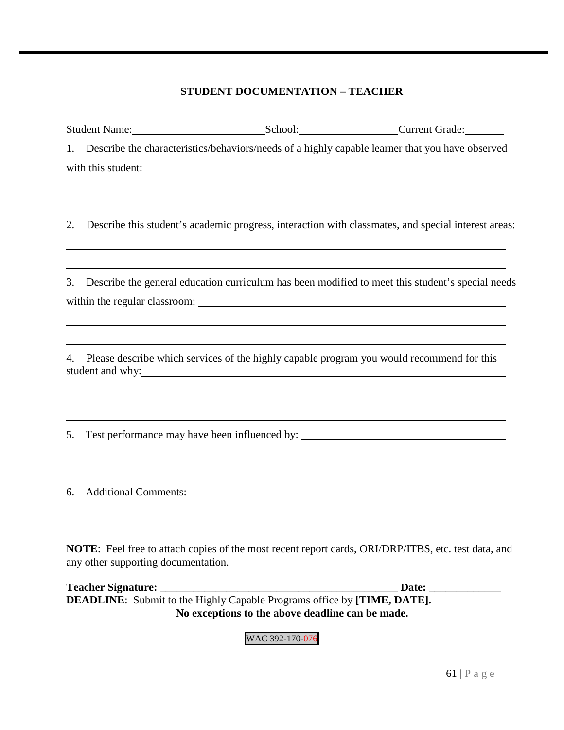## STUDENT DOCUMENTATION – TEACHER

Student Name:________________________ School:__________________ Current Grade:________

1. Describe the characteristics/behaviors/needs of a highly capable learner that you have observed with this student:______________________________________________________________

______________________________________________________________________________

______________________________________________________________________________

2. Describe this student's academic progress, interaction with classmates, and special interest areas:

______________________________________________________________________________

______________________________________________________________________________

3. Describe the general education curriculum has been modified to meet this student's special needs within the regular classroom: ______________________________________________________

______________________________________________________________________________

______________________________________________________________________________

4. Please describe which services of the highly capable program you would recommend for this student and why:____________________________________________________________________

______________________________________________________________________________

______________________________________________________________________________

5. Test performance may have been influenced by: ____________________________________

______________________________________________________________________________

______________________________________________________________________________

6. Additional Comments:________________________________________________________

______________________________________________________________________________

______________________________________________________________________________

**NOTE**: Feel free to attach copies of the most recent report cards, ORI/DRP/ITBS, etc. test data, and any other supporting documentation.

**Teacher Signature:** ____________________________________________ **Date:** _____________

**DEADLINE**: Submit to the Highly Capable Programs office by **[TIME, DATE].**

**No exceptions to the above deadline can be made.**

WAC 392-170-076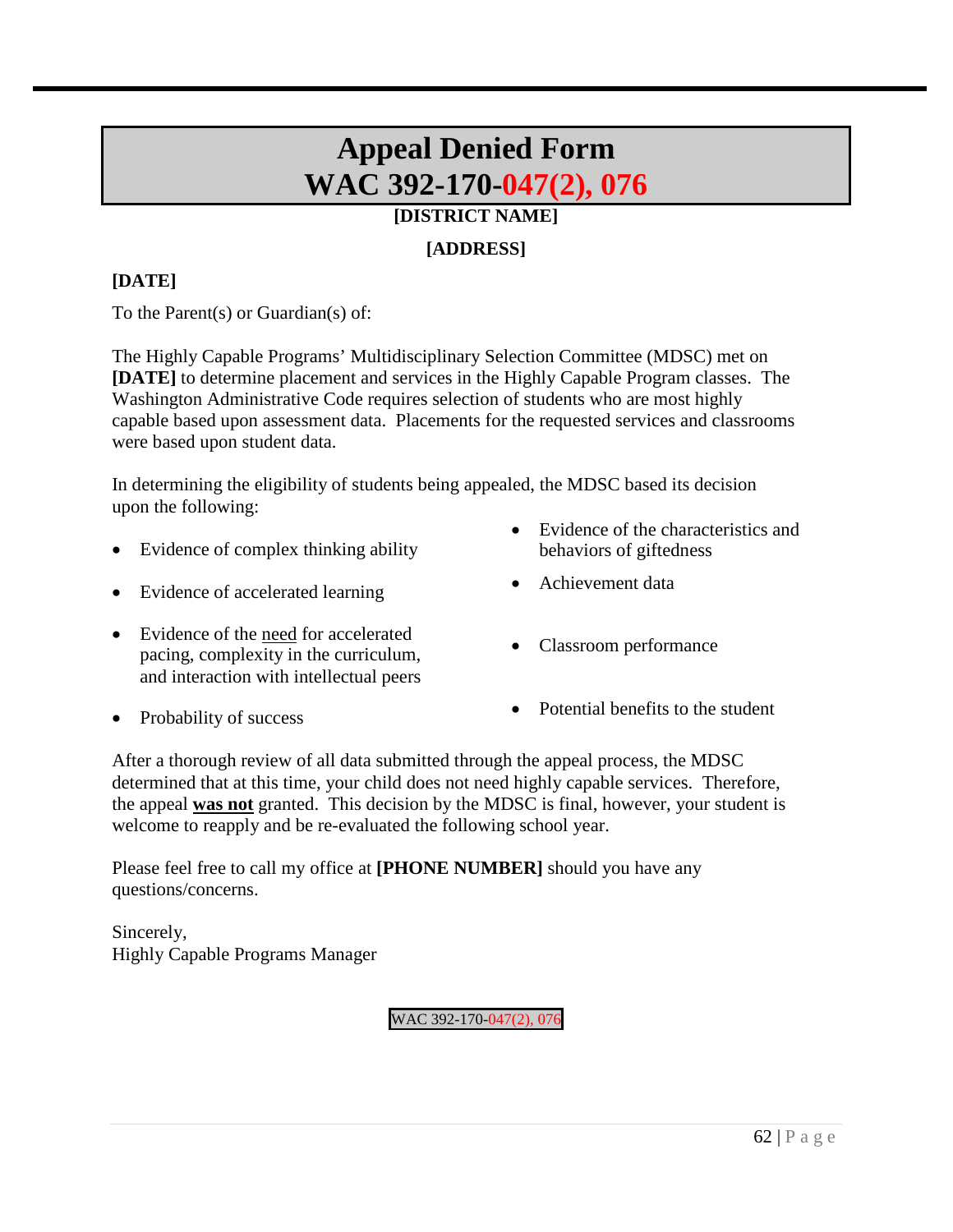# Appeal Denied Form
# WAC 392-170-047(2), 076

**[DISTRICT NAME]**

**[ADDRESS]**

**[DATE]**

To the Parent(s) or Guardian(s) of:

The Highly Capable Programs' Multidisciplinary Selection Committee (MDSC) met on **[DATE]** to determine placement and services in the Highly Capable Program classes. The Washington Administrative Code requires selection of students who are most highly capable based upon assessment data. Placements for the requested services and classrooms were based upon student data.

In determining the eligibility of students being appealed, the MDSC based its decision upon the following:

- Evidence of complex thinking ability
- Evidence of accelerated learning
- Evidence of the need for accelerated pacing, complexity in the curriculum, and interaction with intellectual peers
- Probability of success
- Evidence of the characteristics and behaviors of giftedness
- Achievement data
- Classroom performance
- Potential benefits to the student

After a thorough review of all data submitted through the appeal process, the MDSC determined that at this time, your child does not need highly capable services. Therefore, the appeal **was not** granted. This decision by the MDSC is final, however, your student is welcome to reapply and be re-evaluated the following school year.

Please feel free to call my office at **[PHONE NUMBER]** should you have any questions/concerns.

Sincerely,
Highly Capable Programs Manager

WAC 392-170-047(2), 076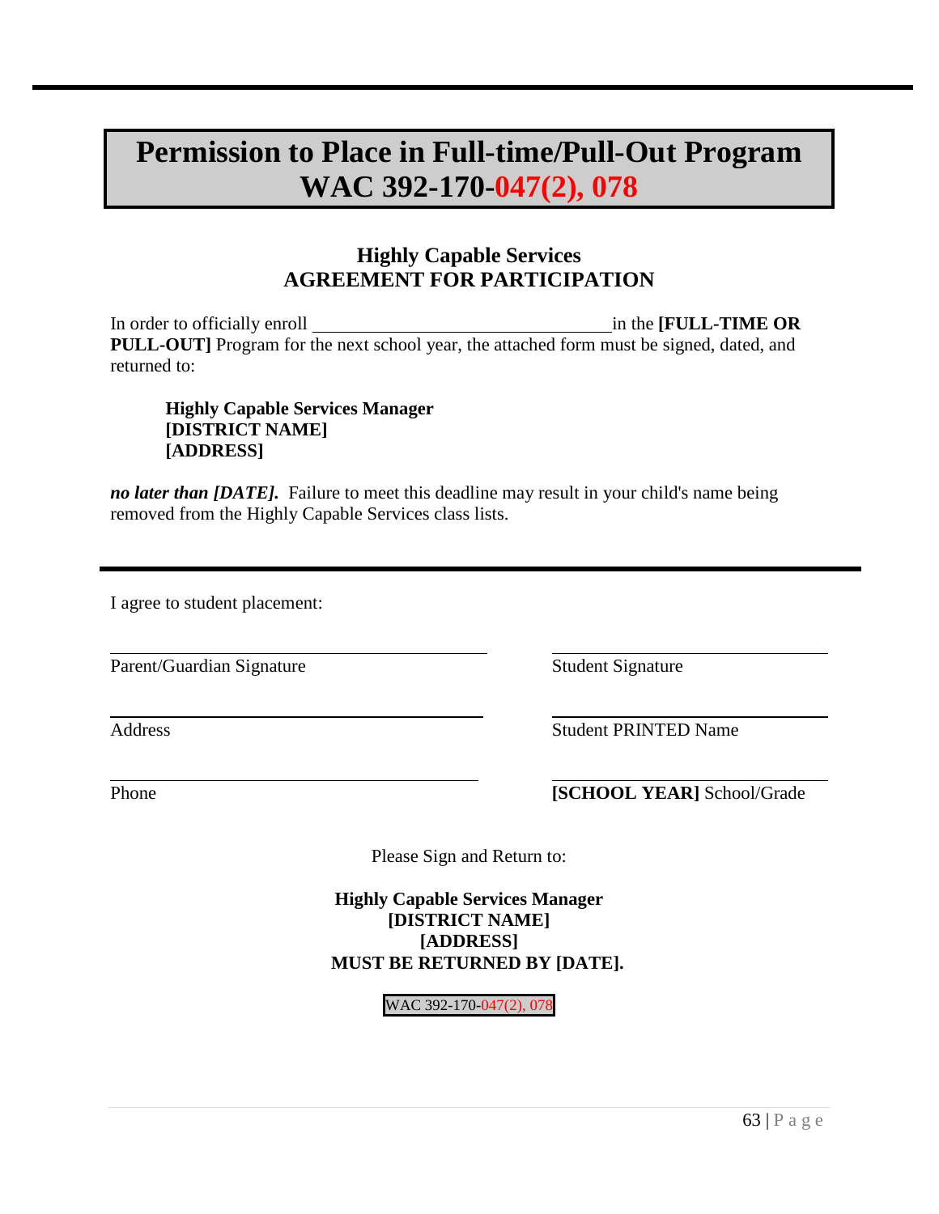# Permission to Place in Full-time/Pull-Out Program WAC 392-170-047(2), 078

## Highly Capable Services
## AGREEMENT FOR PARTICIPATION

In order to officially enroll ________________________________ in the **[FULL-TIME OR PULL-OUT]** Program for the next school year, the attached form must be signed, dated, and returned to:

> **Highly Capable Services Manager**
> **[DISTRICT NAME]**
> **[ADDRESS]**

***no later than [DATE].*** Failure to meet this deadline may result in your child's name being removed from the Highly Capable Services class lists.

---

I agree to student placement:

| | |
|---|---|
| ______________________________ | ______________________________ |
| Parent/Guardian Signature | Student Signature |
| ______________________________ | ______________________________ |
| Address | Student PRINTED Name |
| ______________________________ | ______________________________ |
| Phone | **[SCHOOL YEAR]** School/Grade |

Please Sign and Return to:

**Highly Capable Services Manager**
**[DISTRICT NAME]**
**[ADDRESS]**
**MUST BE RETURNED BY [DATE].**

WAC 392-170-047(2), 078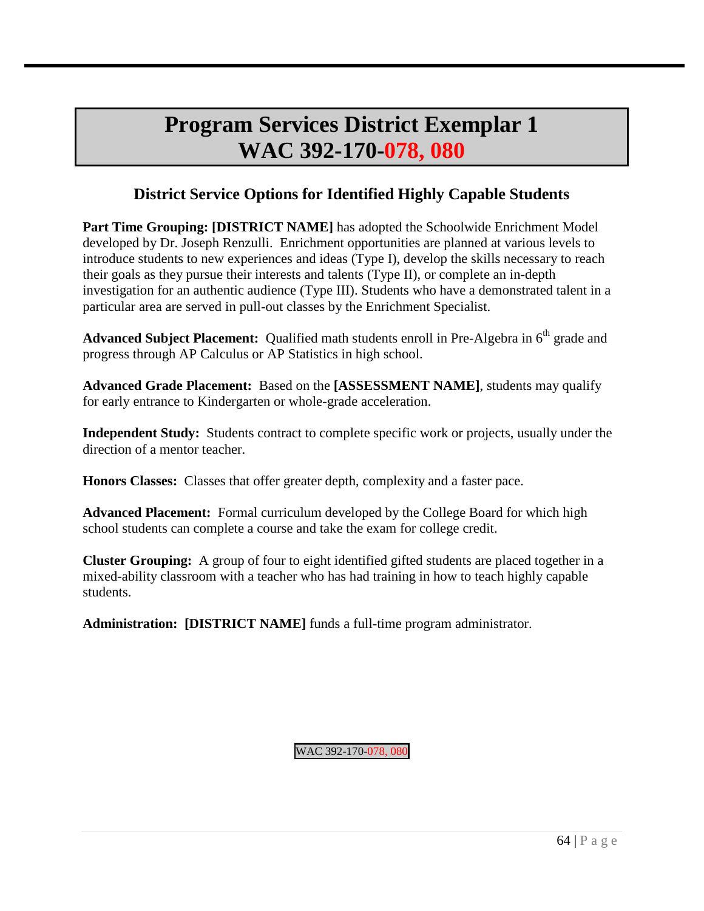# Program Services District Exemplar 1
# WAC 392-170-078, 080

## District Service Options for Identified Highly Capable Students

**Part Time Grouping: [DISTRICT NAME]** has adopted the Schoolwide Enrichment Model developed by Dr. Joseph Renzulli. Enrichment opportunities are planned at various levels to introduce students to new experiences and ideas (Type I), develop the skills necessary to reach their goals as they pursue their interests and talents (Type II), or complete an in-depth investigation for an authentic audience (Type III). Students who have a demonstrated talent in a particular area are served in pull-out classes by the Enrichment Specialist.

**Advanced Subject Placement:** Qualified math students enroll in Pre-Algebra in 6th grade and progress through AP Calculus or AP Statistics in high school.

**Advanced Grade Placement:** Based on the **[ASSESSMENT NAME]**, students may qualify for early entrance to Kindergarten or whole-grade acceleration.

**Independent Study:** Students contract to complete specific work or projects, usually under the direction of a mentor teacher.

**Honors Classes:** Classes that offer greater depth, complexity and a faster pace.

**Advanced Placement:** Formal curriculum developed by the College Board for which high school students can complete a course and take the exam for college credit.

**Cluster Grouping:** A group of four to eight identified gifted students are placed together in a mixed-ability classroom with a teacher who has had training in how to teach highly capable students.

**Administration: [DISTRICT NAME]** funds a full-time program administrator.

WAC 392-170-078, 080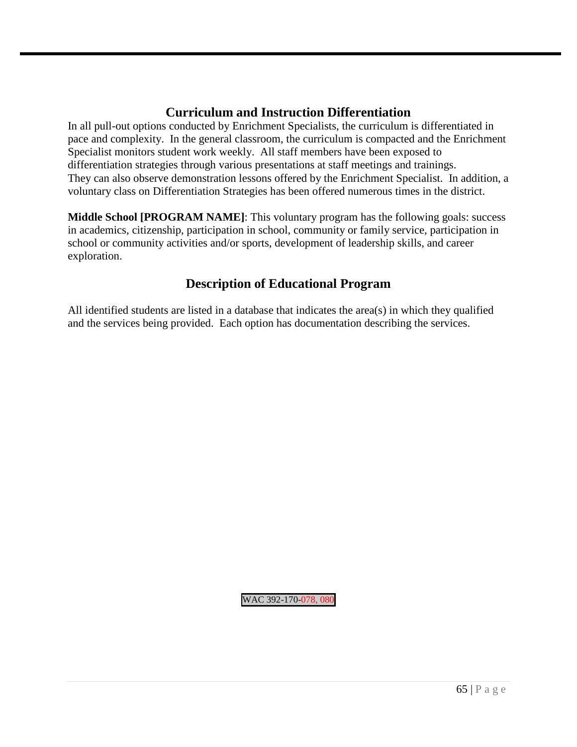## Curriculum and Instruction Differentiation

In all pull-out options conducted by Enrichment Specialists, the curriculum is differentiated in pace and complexity. In the general classroom, the curriculum is compacted and the Enrichment Specialist monitors student work weekly. All staff members have been exposed to differentiation strategies through various presentations at staff meetings and trainings. They can also observe demonstration lessons offered by the Enrichment Specialist. In addition, a voluntary class on Differentiation Strategies has been offered numerous times in the district.

**Middle School [PROGRAM NAME]**: This voluntary program has the following goals: success in academics, citizenship, participation in school, community or family service, participation in school or community activities and/or sports, development of leadership skills, and career exploration.

## Description of Educational Program

All identified students are listed in a database that indicates the area(s) in which they qualified and the services being provided. Each option has documentation describing the services.

WAC 392-170-078, 080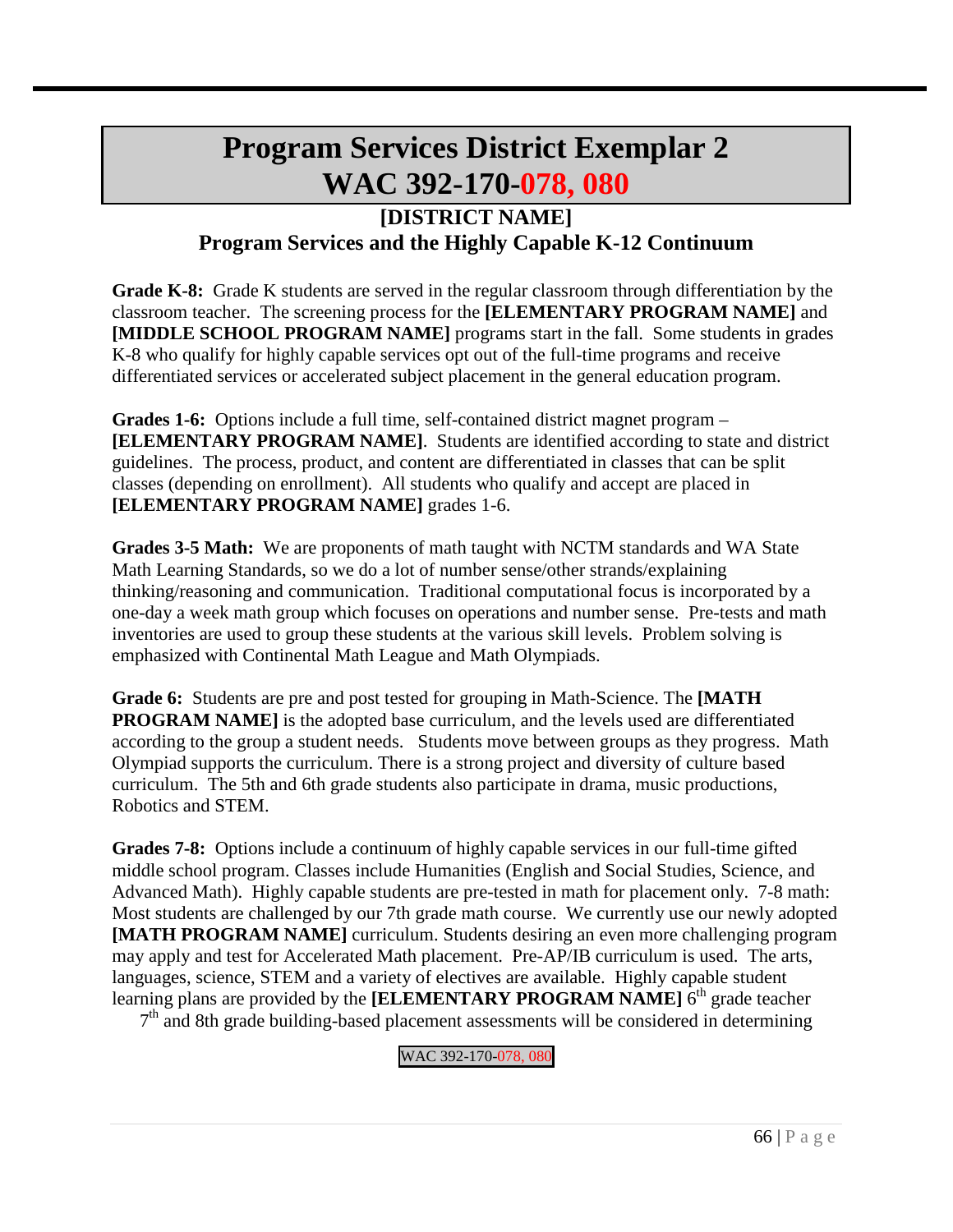# Program Services District Exemplar 2
# WAC 392-170-078, 080

## [DISTRICT NAME]
## Program Services and the Highly Capable K-12 Continuum

**Grade K-8:** Grade K students are served in the regular classroom through differentiation by the classroom teacher. The screening process for the **[ELEMENTARY PROGRAM NAME]** and **[MIDDLE SCHOOL PROGRAM NAME]** programs start in the fall. Some students in grades K-8 who qualify for highly capable services opt out of the full-time programs and receive differentiated services or accelerated subject placement in the general education program.

**Grades 1-6:** Options include a full time, self-contained district magnet program – **[ELEMENTARY PROGRAM NAME]**. Students are identified according to state and district guidelines. The process, product, and content are differentiated in classes that can be split classes (depending on enrollment). All students who qualify and accept are placed in **[ELEMENTARY PROGRAM NAME]** grades 1-6.

**Grades 3-5 Math:** We are proponents of math taught with NCTM standards and WA State Math Learning Standards, so we do a lot of number sense/other strands/explaining thinking/reasoning and communication. Traditional computational focus is incorporated by a one-day a week math group which focuses on operations and number sense. Pre-tests and math inventories are used to group these students at the various skill levels. Problem solving is emphasized with Continental Math League and Math Olympiads.

**Grade 6:** Students are pre and post tested for grouping in Math-Science. The **[MATH PROGRAM NAME]** is the adopted base curriculum, and the levels used are differentiated according to the group a student needs. Students move between groups as they progress. Math Olympiad supports the curriculum. There is a strong project and diversity of culture based curriculum. The 5th and 6th grade students also participate in drama, music productions, Robotics and STEM.

**Grades 7-8:** Options include a continuum of highly capable services in our full-time gifted middle school program. Classes include Humanities (English and Social Studies, Science, and Advanced Math). Highly capable students are pre-tested in math for placement only. 7-8 math: Most students are challenged by our 7th grade math course. We currently use our newly adopted **[MATH PROGRAM NAME]** curriculum. Students desiring an even more challenging program may apply and test for Accelerated Math placement. Pre-AP/IB curriculum is used. The arts, languages, science, STEM and a variety of electives are available. Highly capable student learning plans are provided by the **[ELEMENTARY PROGRAM NAME]** 6th grade teacher 7th and 8th grade building-based placement assessments will be considered in determining

WAC 392-170-078, 080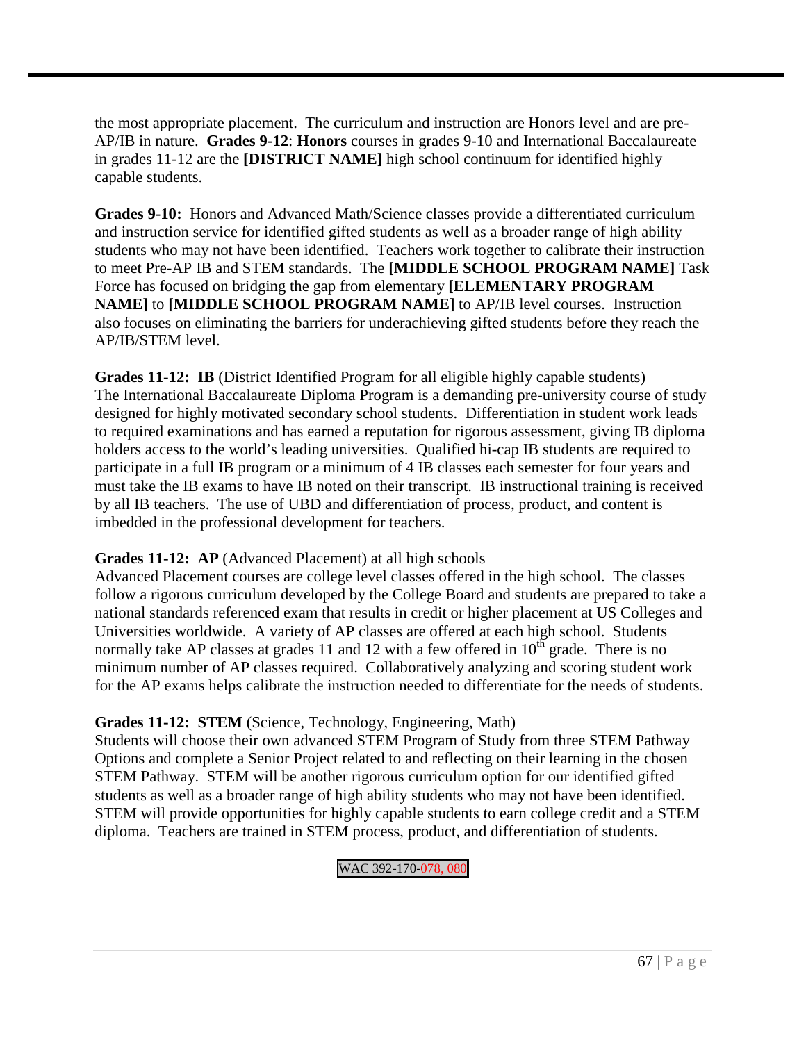the most appropriate placement. The curriculum and instruction are Honors level and are pre-AP/IB in nature. **Grades 9-12**: **Honors** courses in grades 9-10 and International Baccalaureate in grades 11-12 are the **[DISTRICT NAME]** high school continuum for identified highly capable students.

**Grades 9-10:** Honors and Advanced Math/Science classes provide a differentiated curriculum and instruction service for identified gifted students as well as a broader range of high ability students who may not have been identified. Teachers work together to calibrate their instruction to meet Pre-AP IB and STEM standards. The **[MIDDLE SCHOOL PROGRAM NAME]** Task Force has focused on bridging the gap from elementary **[ELEMENTARY PROGRAM NAME]** to **[MIDDLE SCHOOL PROGRAM NAME]** to AP/IB level courses. Instruction also focuses on eliminating the barriers for underachieving gifted students before they reach the AP/IB/STEM level.

**Grades 11-12: IB** (District Identified Program for all eligible highly capable students)
The International Baccalaureate Diploma Program is a demanding pre-university course of study designed for highly motivated secondary school students. Differentiation in student work leads to required examinations and has earned a reputation for rigorous assessment, giving IB diploma holders access to the world's leading universities. Qualified hi-cap IB students are required to participate in a full IB program or a minimum of 4 IB classes each semester for four years and must take the IB exams to have IB noted on their transcript. IB instructional training is received by all IB teachers. The use of UBD and differentiation of process, product, and content is imbedded in the professional development for teachers.

**Grades 11-12: AP** (Advanced Placement) at all high schools
Advanced Placement courses are college level classes offered in the high school. The classes follow a rigorous curriculum developed by the College Board and students are prepared to take a national standards referenced exam that results in credit or higher placement at US Colleges and Universities worldwide. A variety of AP classes are offered at each high school. Students normally take AP classes at grades 11 and 12 with a few offered in 10th grade. There is no minimum number of AP classes required. Collaboratively analyzing and scoring student work for the AP exams helps calibrate the instruction needed to differentiate for the needs of students.

**Grades 11-12: STEM** (Science, Technology, Engineering, Math)
Students will choose their own advanced STEM Program of Study from three STEM Pathway Options and complete a Senior Project related to and reflecting on their learning in the chosen STEM Pathway. STEM will be another rigorous curriculum option for our identified gifted students as well as a broader range of high ability students who may not have been identified. STEM will provide opportunities for highly capable students to earn college credit and a STEM diploma. Teachers are trained in STEM process, product, and differentiation of students.

WAC 392-170-078, 080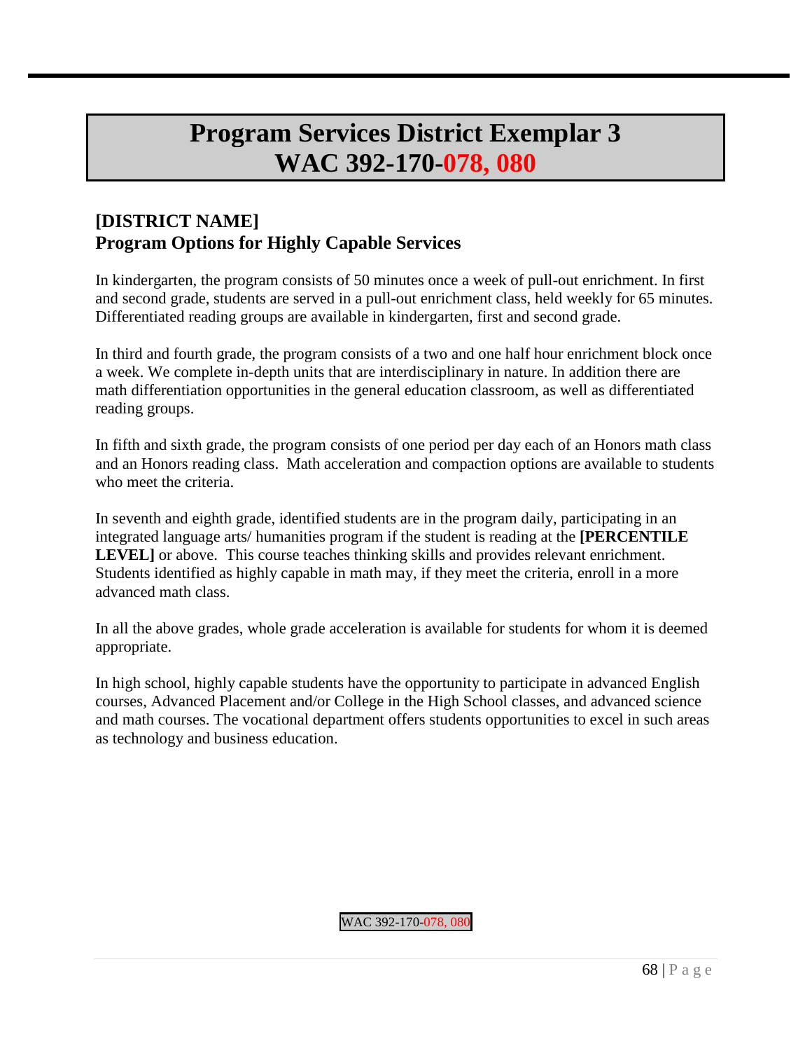# Program Services District Exemplar 3
# WAC 392-170-078, 080

## [DISTRICT NAME]
## Program Options for Highly Capable Services

In kindergarten, the program consists of 50 minutes once a week of pull-out enrichment. In first and second grade, students are served in a pull-out enrichment class, held weekly for 65 minutes. Differentiated reading groups are available in kindergarten, first and second grade.

In third and fourth grade, the program consists of a two and one half hour enrichment block once a week. We complete in-depth units that are interdisciplinary in nature. In addition there are math differentiation opportunities in the general education classroom, as well as differentiated reading groups.

In fifth and sixth grade, the program consists of one period per day each of an Honors math class and an Honors reading class. Math acceleration and compaction options are available to students who meet the criteria.

In seventh and eighth grade, identified students are in the program daily, participating in an integrated language arts/ humanities program if the student is reading at the **[PERCENTILE LEVEL]** or above. This course teaches thinking skills and provides relevant enrichment. Students identified as highly capable in math may, if they meet the criteria, enroll in a more advanced math class.

In all the above grades, whole grade acceleration is available for students for whom it is deemed appropriate.

In high school, highly capable students have the opportunity to participate in advanced English courses, Advanced Placement and/or College in the High School classes, and advanced science and math courses. The vocational department offers students opportunities to excel in such areas as technology and business education.

WAC 392-170-078, 080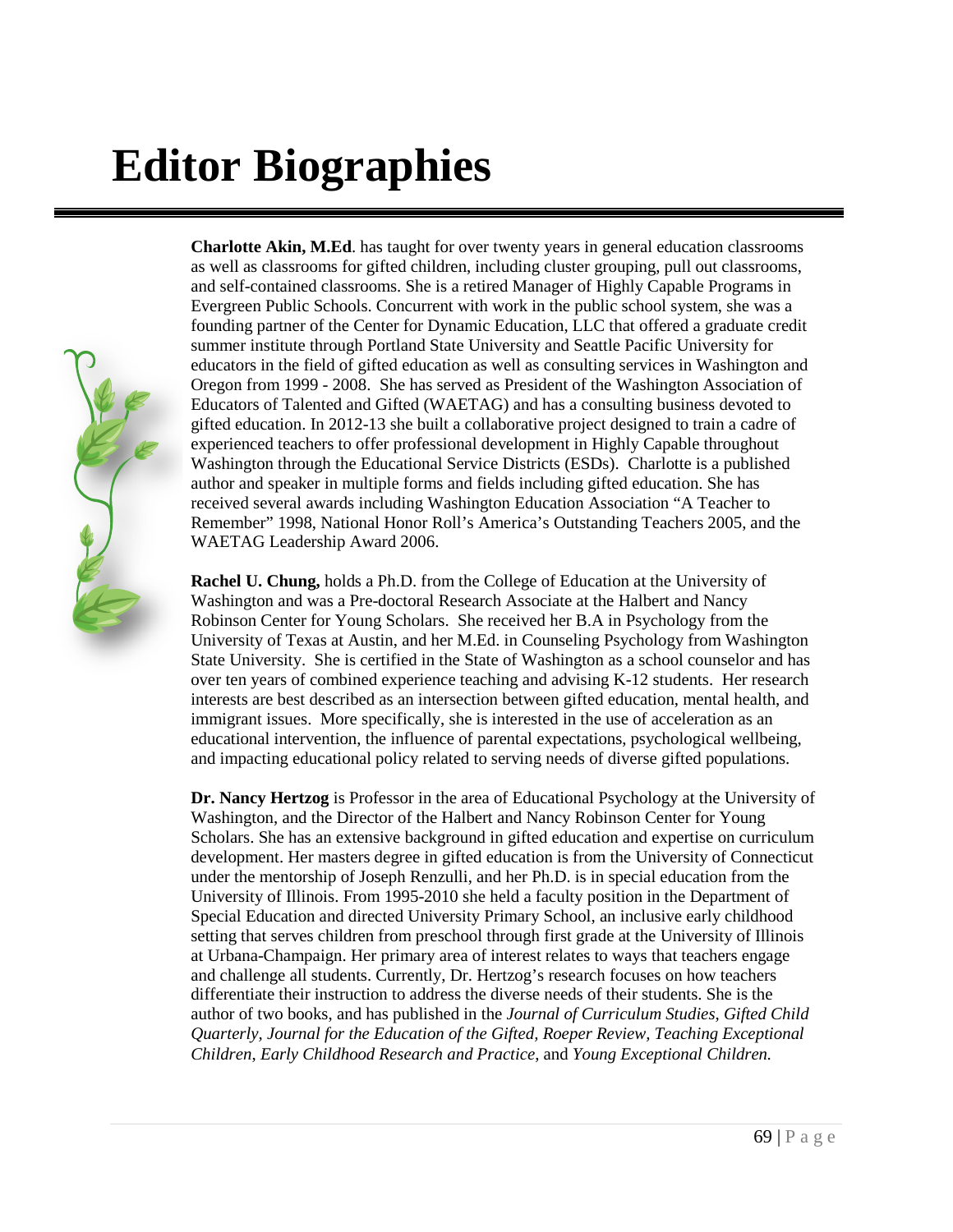# Editor Biographies

**Charlotte Akin, M.Ed**. has taught for over twenty years in general education classrooms as well as classrooms for gifted children, including cluster grouping, pull out classrooms, and self-contained classrooms. She is a retired Manager of Highly Capable Programs in Evergreen Public Schools. Concurrent with work in the public school system, she was a founding partner of the Center for Dynamic Education, LLC that offered a graduate credit summer institute through Portland State University and Seattle Pacific University for educators in the field of gifted education as well as consulting services in Washington and Oregon from 1999 - 2008. She has served as President of the Washington Association of Educators of Talented and Gifted (WAETAG) and has a consulting business devoted to gifted education. In 2012-13 she built a collaborative project designed to train a cadre of experienced teachers to offer professional development in Highly Capable throughout Washington through the Educational Service Districts (ESDs). Charlotte is a published author and speaker in multiple forms and fields including gifted education. She has received several awards including Washington Education Association "A Teacher to Remember" 1998, National Honor Roll's America's Outstanding Teachers 2005, and the WAETAG Leadership Award 2006.

**Rachel U. Chung,** holds a Ph.D. from the College of Education at the University of Washington and was a Pre-doctoral Research Associate at the Halbert and Nancy Robinson Center for Young Scholars. She received her B.A in Psychology from the University of Texas at Austin, and her M.Ed. in Counseling Psychology from Washington State University. She is certified in the State of Washington as a school counselor and has over ten years of combined experience teaching and advising K-12 students. Her research interests are best described as an intersection between gifted education, mental health, and immigrant issues. More specifically, she is interested in the use of acceleration as an educational intervention, the influence of parental expectations, psychological wellbeing, and impacting educational policy related to serving needs of diverse gifted populations.

**Dr. Nancy Hertzog** is Professor in the area of Educational Psychology at the University of Washington, and the Director of the Halbert and Nancy Robinson Center for Young Scholars. She has an extensive background in gifted education and expertise on curriculum development. Her masters degree in gifted education is from the University of Connecticut under the mentorship of Joseph Renzulli, and her Ph.D. is in special education from the University of Illinois. From 1995-2010 she held a faculty position in the Department of Special Education and directed University Primary School, an inclusive early childhood setting that serves children from preschool through first grade at the University of Illinois at Urbana-Champaign. Her primary area of interest relates to ways that teachers engage and challenge all students. Currently, Dr. Hertzog's research focuses on how teachers differentiate their instruction to address the diverse needs of their students. She is the author of two books, and has published in the *Journal of Curriculum Studies*, *Gifted Child Quarterly, Journal for the Education of the Gifted, Roeper Review, Teaching Exceptional Children, Early Childhood Research and Practice,* and *Young Exceptional Children.*